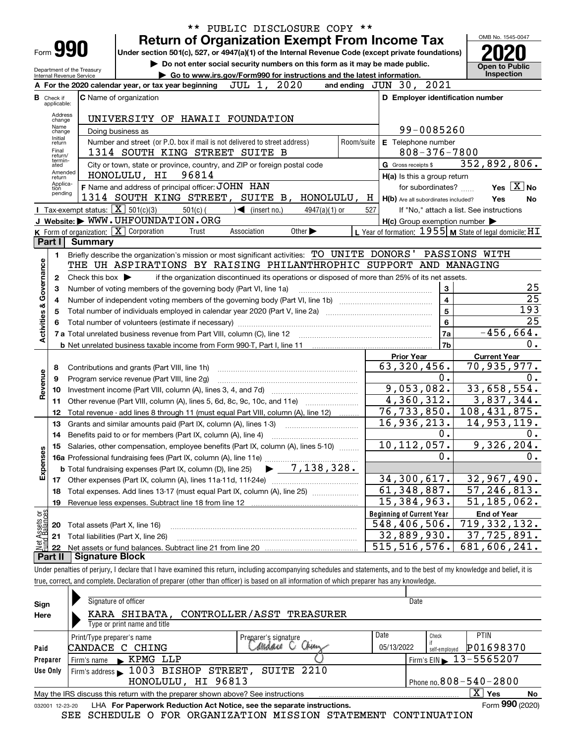\*\* PUBLIC DISCLOSURE COPY \*\*

# Form 990 Return of Organization Exempt From Income Tax

**Under section 501(c), 527, or 4947(a)(1) of the Internal Revenue Code (except private foundations)**

▶ Do not enter social security numbers on this form as it may be made public.

▶ Go to www.irs.gov/Form990 for instructions and the latest information.

Department of the Treasury
Internal Revenue Service

OMB No. 1545-0047

**2020**

**Open to Public Inspection**

**A** For the 2020 calendar year, or tax year beginning JUL 1, 2020 and ending JUN 30, 2021

**B** Check if applicable: Address change, Name change, Initial return, Final return/terminated, Amended return, Application pending

**C** Name of organization: UNIVERSITY OF HAWAII FOUNDATION

Doing business as

Number and street (or P.O. box if mail is not delivered to street address): 1314 SOUTH KING STREET SUITE B — Room/suite

City or town, state or province, country, and ZIP or foreign postal code: HONOLULU, HI 96814

**D** Employer identification number: 99-0085260

**E** Telephone number: 808-376-7800

**G** Gross receipts $ 352,892,806.

**F** Name and address of principal officer: JOHN HAN
1314 SOUTH KING STREET, SUITE B, HONOLULU, H

**H(a)** Is this a group return for subordinates? Yes [X] No

**H(b)** Are all subordinates included? Yes No
If "No," attach a list. See instructions

**H(c)** Group exemption number ▶

**I** Tax-exempt status: [X] 501(c)(3) 501(c) ( ) ◀ (insert no.) 4947(a)(1) or 527

**J** Website: ▶ WWW.UHFOUNDATION.ORG

**K** Form of organization: [X] Corporation Trust Association Other ▶

**L** Year of formation: 1955 **M** State of legal domicile: HI

## Part I Summary

**Activities & Governance**

1. Briefly describe the organization's mission or most significant activities: TO UNITE DONORS' PASSIONS WITH THE UH ASPIRATIONS BY RAISING PHILANTHROPHIC SUPPORT AND MANAGING
2. Check this box ▶ if the organization discontinued its operations or disposed of more than 25% of its net assets.

| | | | |
|---|---|---|---|
| 3 | Number of voting members of the governing body (Part VI, line 1a) | 3 | 25 |
| 4 | Number of independent voting members of the governing body (Part VI, line 1b) | 4 | 25 |
| 5 | Total number of individuals employed in calendar year 2020 (Part V, line 2a) | 5 | 193 |
| 6 | Total number of volunteers (estimate if necessary) | 6 | 25 |
| 7a | Total unrelated business revenue from Part VIII, column (C), line 12 | 7a | -456,664. |
| b | Net unrelated business taxable income from Form 990-T, Part I, line 11 | 7b | 0. |

| | | Prior Year | Current Year |
|---|---|---|---|
| **Revenue** | | | |
| 8 | Contributions and grants (Part VIII, line 1h) | 63,320,456. | 70,935,977. |
| 9 | Program service revenue (Part VIII, line 2g) | 0. | 0. |
| 10 | Investment income (Part VIII, column (A), lines 3, 4, and 7d) | 9,053,082. | 33,658,554. |
| 11 | Other revenue (Part VIII, column (A), lines 5, 6d, 8c, 9c, 10c, and 11e) | 4,360,312. | 3,837,344. |
| 12 | Total revenue - add lines 8 through 11 (must equal Part VIII, column (A), line 12) | 76,733,850. | 108,431,875. |
| **Expenses** | | | |
| 13 | Grants and similar amounts paid (Part IX, column (A), lines 1-3) | 16,936,213. | 14,953,119. |
| 14 | Benefits paid to or for members (Part IX, column (A), line 4) | 0. | 0. |
| 15 | Salaries, other compensation, employee benefits (Part IX, column (A), lines 5-10) | 10,112,057. | 9,326,204. |
| 16a | Professional fundraising fees (Part IX, column (A), line 11e) | 0. | 0. |
| b | Total fundraising expenses (Part IX, column (D), line 25) ▶ 7,138,328. | | |
| 17 | Other expenses (Part IX, column (A), lines 11a-11d, 11f-24e) | 34,300,617. | 32,967,490. |
| 18 | Total expenses. Add lines 13-17 (must equal Part IX, column (A), line 25) | 61,348,887. | 57,246,813. |
| 19 | Revenue less expenses. Subtract line 18 from line 12 | 15,384,963. | 51,185,062. |

| **Net Assets or Fund Balances** | | Beginning of Current Year | End of Year |
|---|---|---|---|
| 20 | Total assets (Part X, line 16) | 548,406,506. | 719,332,132. |
| 21 | Total liabilities (Part X, line 26) | 32,889,930. | 37,725,891. |
| 22 | Net assets or fund balances. Subtract line 21 from line 20 | 515,516,576. | 681,606,241. |

## Part II Signature Block

Under penalties of perjury, I declare that I have examined this return, including accompanying schedules and statements, and to the best of my knowledge and belief, it is true, correct, and complete. Declaration of preparer (other than officer) is based on all information of which preparer has any knowledge.

**Sign Here**

Signature of officer — Date

KARA SHIBATA, CONTROLLER/ASST TREASURER
Type or print name and title

**Paid Preparer Use Only**

| Print/Type preparer's name | Preparer's signature | Date | Check if self-employed | PTIN |
|---|---|---|---|---|
| CANDACE C CHING | Candace C Ching | 05/13/2022 | | P01698370 |

Firm's name ▶ KPMG LLP — Firm's EIN ▶ 13-5565207

Firm's address ▶ 1003 BISHOP STREET, SUITE 2210, HONOLULU, HI 96813 — Phone no. 808-540-2800

May the IRS discuss this return with the preparer shown above? See instructions [X] Yes No

032001 12-23-20 LHA **For Paperwork Reduction Act Notice, see the separate instructions.** Form **990** (2020)

SEE SCHEDULE O FOR ORGANIZATION MISSION STATEMENT CONTINUATION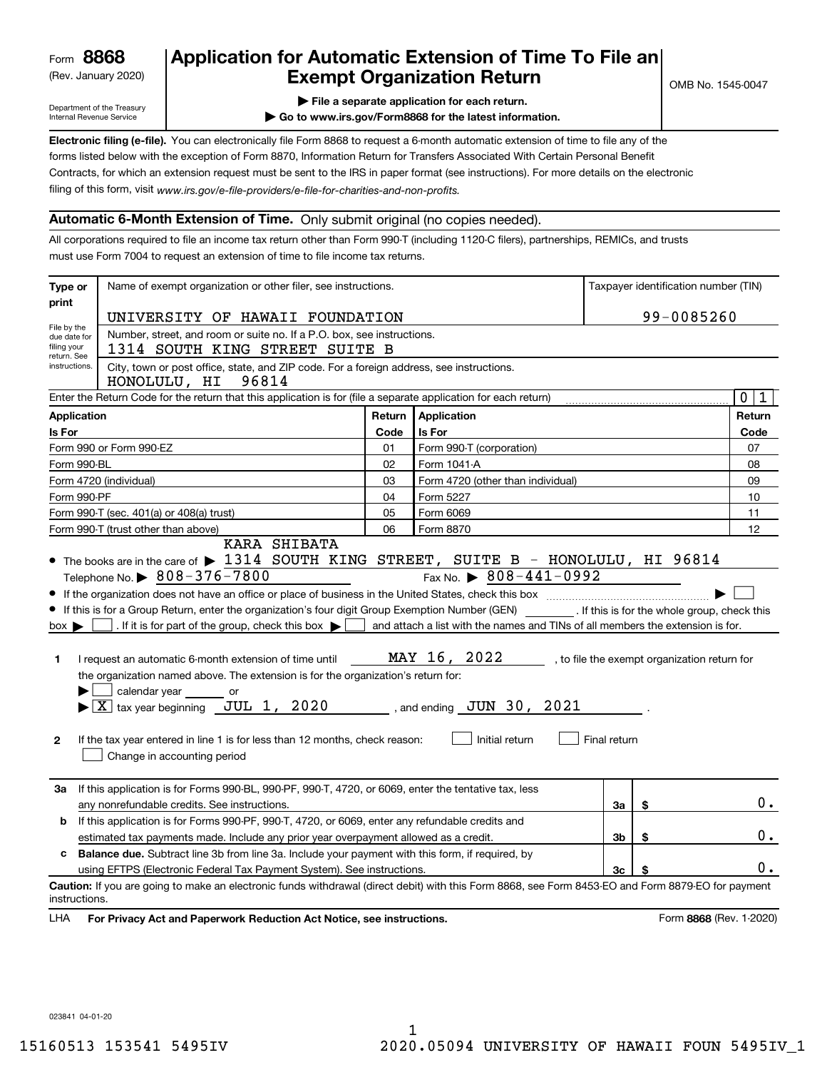Form **8868**
(Rev. January 2020)
Department of the Treasury
Internal Revenue Service

# Application for Automatic Extension of Time To File an Exempt Organization Return

▶ File a separate application for each return.
▶ Go to www.irs.gov/Form8868 for the latest information.

OMB No. 1545-0047

**Electronic filing (e-file).** You can electronically file Form 8868 to request a 6-month automatic extension of time to file any of the forms listed below with the exception of Form 8870, Information Return for Transfers Associated With Certain Personal Benefit Contracts, for which an extension request must be sent to the IRS in paper format (see instructions). For more details on the electronic filing of this form, visit *www.irs.gov/e-file-providers/e-file-for-charities-and-non-profits.*

## Automatic 6-Month Extension of Time. Only submit original (no copies needed).

All corporations required to file an income tax return other than Form 990-T (including 1120-C filers), partnerships, REMICs, and trusts must use Form 7004 to request an extension of time to file income tax returns.

| Type or print | Name of exempt organization or other filer, see instructions. | Taxpayer identification number (TIN) |
|---|---|---|
| File by the due date for filing your return. See instructions. | UNIVERSITY OF HAWAII FOUNDATION | 99-0085260 |
| | Number, street, and room or suite no. If a P.O. box, see instructions. 1314 SOUTH KING STREET SUITE B | |
| | City, town or post office, state, and ZIP code. For a foreign address, see instructions. HONOLULU, HI 96814 | |

Enter the Return Code for the return that this application is for (file a separate application for each return) ..... 01

| Application Is For | Return Code | Application Is For | Return Code |
|---|---|---|---|
| Form 990 or Form 990-EZ | 01 | Form 990-T (corporation) | 07 |
| Form 990-BL | 02 | Form 1041-A | 08 |
| Form 4720 (individual) | 03 | Form 4720 (other than individual) | 09 |
| Form 990-PF | 04 | Form 5227 | 10 |
| Form 990-T (sec. 401(a) or 408(a) trust) | 05 | Form 6069 | 11 |
| Form 990-T (trust other than above) | 06 | Form 8870 | 12 |

- The books are in the care of ▶ KARA SHIBATA 1314 SOUTH KING STREET, SUITE B - HONOLULU, HI 96814
  Telephone No. ▶ 808-376-7800 Fax No. ▶ 808-441-0992
- If the organization does not have an office or place of business in the United States, check this box ..... ▶ ☐
- If this is for a Group Return, enter the organization's four digit Group Exemption Number (GEN) ______ . If this is for the whole group, check this box ▶ ☐ . If it is for part of the group, check this box ▶ ☐ and attach a list with the names and TINs of all members the extension is for.

**1** I request an automatic 6-month extension of time until MAY 16, 2022 , to file the exempt organization return for the organization named above. The extension is for the organization's return for:
▶ ☐ calendar year ______ or
▶ ☒ tax year beginning JUL 1, 2020 , and ending JUN 30, 2021 .

**2** If the tax year entered in line 1 is for less than 12 months, check reason: ☐ Initial return ☐ Final return
☐ Change in accounting period

| | | | |
|---|---|---|---|
| **3a** | If this application is for Forms 990-BL, 990-PF, 990-T, 4720, or 6069, enter the tentative tax, less any nonrefundable credits. See instructions. | 3a | $ 0. |
| **b** | If this application is for Forms 990-PF, 990-T, 4720, or 6069, enter any refundable credits and estimated tax payments made. Include any prior year overpayment allowed as a credit. | 3b | $ 0. |
| **c** | **Balance due.** Subtract line 3b from line 3a. Include your payment with this form, if required, by using EFTPS (Electronic Federal Tax Payment System). See instructions. | 3c | $ 0. |

**Caution:** If you are going to make an electronic funds withdrawal (direct debit) with this Form 8868, see Form 8453-EO and Form 8879-EO for payment instructions.

LHA **For Privacy Act and Paperwork Reduction Act Notice, see instructions.** Form **8868** (Rev. 1-2020)

023841 04-01-20

15160513 153541 5495IV 2020.05094 UNIVERSITY OF HAWAII FOUN 5495IV_1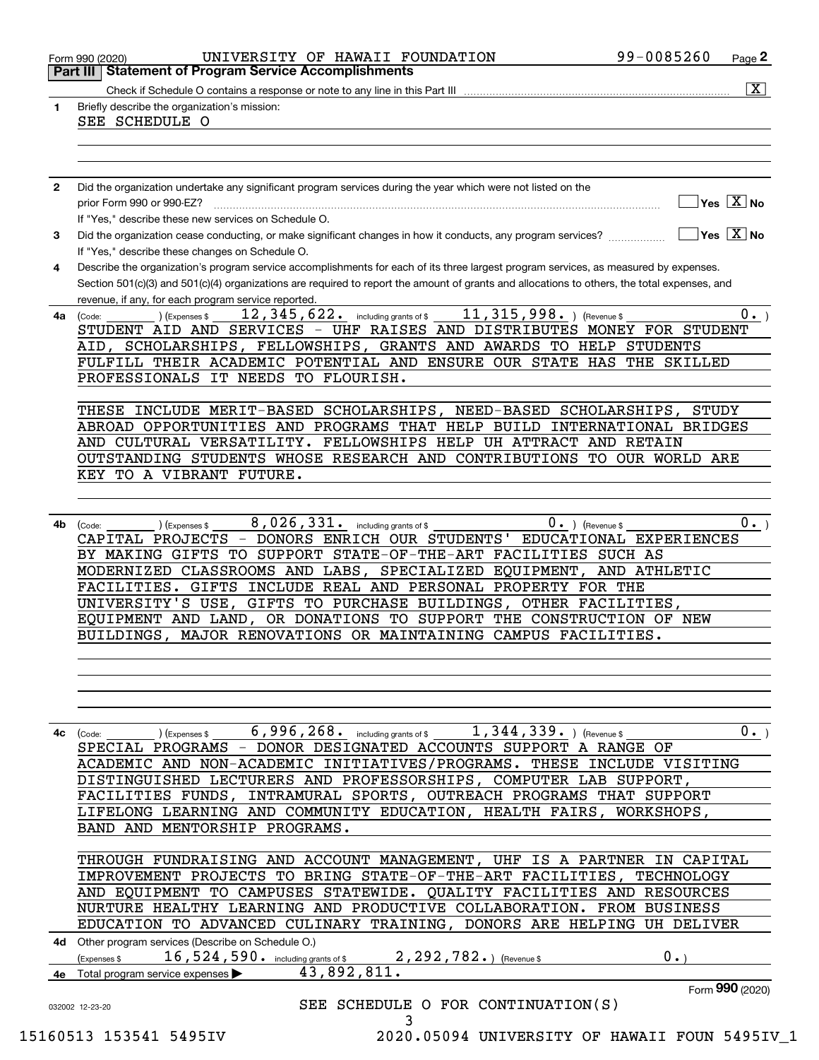Form 990 (2020) UNIVERSITY OF HAWAII FOUNDATION 99-0085260 Page 2

**Part III | Statement of Program Service Accomplishments**

Check if Schedule O contains a response or note to any line in this Part III .......... [X]

**1** Briefly describe the organization's mission:

SEE SCHEDULE O

**2** Did the organization undertake any significant program services during the year which were not listed on the prior Form 990 or 990-EZ? .......... [ ] Yes [X] No

If "Yes," describe these new services on Schedule O.

**3** Did the organization cease conducting, or make significant changes in how it conducts, any program services? .......... [ ] Yes [X] No

If "Yes," describe these changes on Schedule O.

**4** Describe the organization's program service accomplishments for each of its three largest program services, as measured by expenses. Section 501(c)(3) and 501(c)(4) organizations are required to report the amount of grants and allocations to others, the total expenses, and revenue, if any, for each program service reported.

**4a** (Code: ) (Expenses $ 12,345,622. including grants of $ 11,315,998. ) (Revenue $ 0. )

STUDENT AID AND SERVICES - UHF RAISES AND DISTRIBUTES MONEY FOR STUDENT AID, SCHOLARSHIPS, FELLOWSHIPS, GRANTS AND AWARDS TO HELP STUDENTS FULFILL THEIR ACADEMIC POTENTIAL AND ENSURE OUR STATE HAS THE SKILLED PROFESSIONALS IT NEEDS TO FLOURISH.

THESE INCLUDE MERIT-BASED SCHOLARSHIPS, NEED-BASED SCHOLARSHIPS, STUDY ABROAD OPPORTUNITIES AND PROGRAMS THAT HELP BUILD INTERNATIONAL BRIDGES AND CULTURAL VERSATILITY. FELLOWSHIPS HELP UH ATTRACT AND RETAIN OUTSTANDING STUDENTS WHOSE RESEARCH AND CONTRIBUTIONS TO OUR WORLD ARE KEY TO A VIBRANT FUTURE.

**4b** (Code: ) (Expenses $ 8,026,331. including grants of $ 0. ) (Revenue $ 0. )

CAPITAL PROJECTS - DONORS ENRICH OUR STUDENTS' EDUCATIONAL EXPERIENCES BY MAKING GIFTS TO SUPPORT STATE-OF-THE-ART FACILITIES SUCH AS MODERNIZED CLASSROOMS AND LABS, SPECIALIZED EQUIPMENT, AND ATHLETIC FACILITIES. GIFTS INCLUDE REAL AND PERSONAL PROPERTY FOR THE UNIVERSITY'S USE, GIFTS TO PURCHASE BUILDINGS, OTHER FACILITIES, EQUIPMENT AND LAND, OR DONATIONS TO SUPPORT THE CONSTRUCTION OF NEW BUILDINGS, MAJOR RENOVATIONS OR MAINTAINING CAMPUS FACILITIES.

**4c** (Code: ) (Expenses $ 6,996,268. including grants of $ 1,344,339. ) (Revenue $ 0. )

SPECIAL PROGRAMS - DONOR DESIGNATED ACCOUNTS SUPPORT A RANGE OF ACADEMIC AND NON-ACADEMIC INITIATIVES/PROGRAMS. THESE INCLUDE VISITING DISTINGUISHED LECTURERS AND PROFESSORSHIPS, COMPUTER LAB SUPPORT, FACILITIES FUNDS, INTRAMURAL SPORTS, OUTREACH PROGRAMS THAT SUPPORT LIFELONG LEARNING AND COMMUNITY EDUCATION, HEALTH FAIRS, WORKSHOPS, BAND AND MENTORSHIP PROGRAMS.

THROUGH FUNDRAISING AND ACCOUNT MANAGEMENT, UHF IS A PARTNER IN CAPITAL IMPROVEMENT PROJECTS TO BRING STATE-OF-THE-ART FACILITIES, TECHNOLOGY AND EQUIPMENT TO CAMPUSES STATEWIDE. QUALITY FACILITIES AND RESOURCES NURTURE HEALTHY LEARNING AND PRODUCTIVE COLLABORATION. FROM BUSINESS EDUCATION TO ADVANCED CULINARY TRAINING, DONORS ARE HELPING UH DELIVER

**4d** Other program services (Describe on Schedule O.)

(Expenses $ 16,524,590. including grants of $ 2,292,782. ) (Revenue $ 0. )

**4e** Total program service expenses ▶ 43,892,811.

Form **990** (2020)

032002 12-23-20

SEE SCHEDULE O FOR CONTINUATION(S)

15160513 153541 5495IV 2020.05094 UNIVERSITY OF HAWAII FOUN 5495IV_1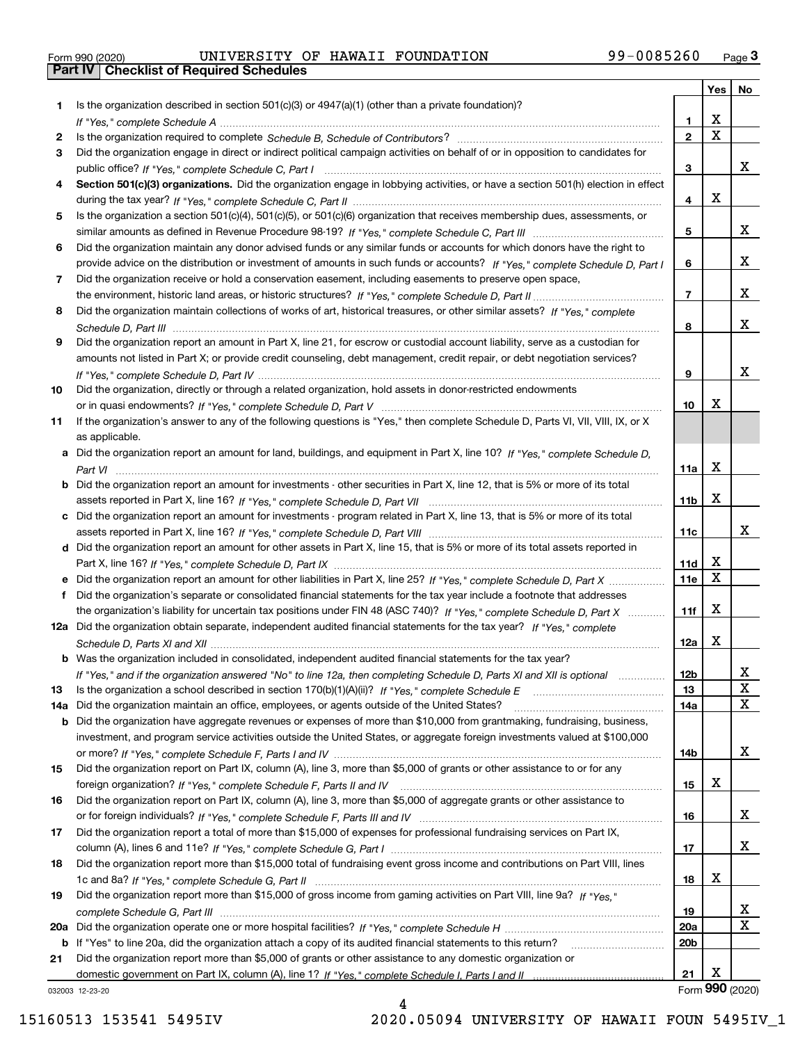Form 990 (2020) UNIVERSITY OF HAWAII FOUNDATION 99-0085260 Page 3

## Part IV Checklist of Required Schedules

| | | | Yes | No |
|---|---|---|---|---|
| 1 | Is the organization described in section 501(c)(3) or 4947(a)(1) (other than a private foundation)? *If "Yes," complete Schedule A* | 1 | X | |
| 2 | Is the organization required to complete *Schedule B, Schedule of Contributors*? | 2 | X | |
| 3 | Did the organization engage in direct or indirect political campaign activities on behalf of or in opposition to candidates for public office? *If "Yes," complete Schedule C, Part I* | 3 | | X |
| 4 | **Section 501(c)(3) organizations.** Did the organization engage in lobbying activities, or have a section 501(h) election in effect during the tax year? *If "Yes," complete Schedule C, Part II* | 4 | X | |
| 5 | Is the organization a section 501(c)(4), 501(c)(5), or 501(c)(6) organization that receives membership dues, assessments, or similar amounts as defined in Revenue Procedure 98-19? *If "Yes," complete Schedule C, Part III* | 5 | | X |
| 6 | Did the organization maintain any donor advised funds or any similar funds or accounts for which donors have the right to provide advice on the distribution or investment of amounts in such funds or accounts? *If "Yes," complete Schedule D, Part I* | 6 | | X |
| 7 | Did the organization receive or hold a conservation easement, including easements to preserve open space, the environment, historic land areas, or historic structures? *If "Yes," complete Schedule D, Part II* | 7 | | X |
| 8 | Did the organization maintain collections of works of art, historical treasures, or other similar assets? *If "Yes," complete Schedule D, Part III* | 8 | | X |
| 9 | Did the organization report an amount in Part X, line 21, for escrow or custodial account liability, serve as a custodian for amounts not listed in Part X; or provide credit counseling, debt management, credit repair, or debt negotiation services? *If "Yes," complete Schedule D, Part IV* | 9 | | X |
| 10 | Did the organization, directly or through a related organization, hold assets in donor-restricted endowments or in quasi endowments? *If "Yes," complete Schedule D, Part V* | 10 | X | |
| 11 | If the organization's answer to any of the following questions is "Yes," then complete Schedule D, Parts VI, VII, VIII, IX, or X as applicable. | | | |
| a | Did the organization report an amount for land, buildings, and equipment in Part X, line 10? *If "Yes," complete Schedule D, Part VI* | 11a | X | |
| b | Did the organization report an amount for investments - other securities in Part X, line 12, that is 5% or more of its total assets reported in Part X, line 16? *If "Yes," complete Schedule D, Part VII* | 11b | X | |
| c | Did the organization report an amount for investments - program related in Part X, line 13, that is 5% or more of its total assets reported in Part X, line 16? *If "Yes," complete Schedule D, Part VIII* | 11c | | X |
| d | Did the organization report an amount for other assets in Part X, line 15, that is 5% or more of its total assets reported in Part X, line 16? *If "Yes," complete Schedule D, Part IX* | 11d | X | |
| e | Did the organization report an amount for other liabilities in Part X, line 25? *If "Yes," complete Schedule D, Part X* | 11e | X | |
| f | Did the organization's separate or consolidated financial statements for the tax year include a footnote that addresses the organization's liability for uncertain tax positions under FIN 48 (ASC 740)? *If "Yes," complete Schedule D, Part X* | 11f | X | |
| 12a | Did the organization obtain separate, independent audited financial statements for the tax year? *If "Yes," complete Schedule D, Parts XI and XII* | 12a | X | |
| b | Was the organization included in consolidated, independent audited financial statements for the tax year? *If "Yes," and if the organization answered "No" to line 12a, then completing Schedule D, Parts XI and XII is optional* | 12b | | X |
| 13 | Is the organization a school described in section 170(b)(1)(A)(ii)? *If "Yes," complete Schedule E* | 13 | | X |
| 14a | Did the organization maintain an office, employees, or agents outside of the United States? | 14a | | X |
| b | Did the organization have aggregate revenues or expenses of more than $10,000 from grantmaking, fundraising, business, investment, and program service activities outside the United States, or aggregate foreign investments valued at $100,000 or more? *If "Yes," complete Schedule F, Parts I and IV* | 14b | | X |
| 15 | Did the organization report on Part IX, column (A), line 3, more than $5,000 of grants or other assistance to or for any foreign organization? *If "Yes," complete Schedule F, Parts II and IV* | 15 | X | |
| 16 | Did the organization report on Part IX, column (A), line 3, more than $5,000 of aggregate grants or other assistance to or for foreign individuals? *If "Yes," complete Schedule F, Parts III and IV* | 16 | | X |
| 17 | Did the organization report a total of more than $15,000 of expenses for professional fundraising services on Part IX, column (A), lines 6 and 11e? *If "Yes," complete Schedule G, Part I* | 17 | | X |
| 18 | Did the organization report more than $15,000 total of fundraising event gross income and contributions on Part VIII, lines 1c and 8a? *If "Yes," complete Schedule G, Part II* | 18 | X | |
| 19 | Did the organization report more than $15,000 of gross income from gaming activities on Part VIII, line 9a? *If "Yes," complete Schedule G, Part III* | 19 | | X |
| 20a | Did the organization operate one or more hospital facilities? *If "Yes," complete Schedule H* | 20a | | X |
| b | If "Yes" to line 20a, did the organization attach a copy of its audited financial statements to this return? | 20b | | |
| 21 | Did the organization report more than $5,000 of grants or other assistance to any domestic organization or domestic government on Part IX, column (A), line 1? *If "Yes," complete Schedule I, Parts I and II* | 21 | X | |

032003 12-23-20

Form **990** (2020)

15160513 153541 5495IV 2020.05094 UNIVERSITY OF HAWAII FOUN 5495IV_1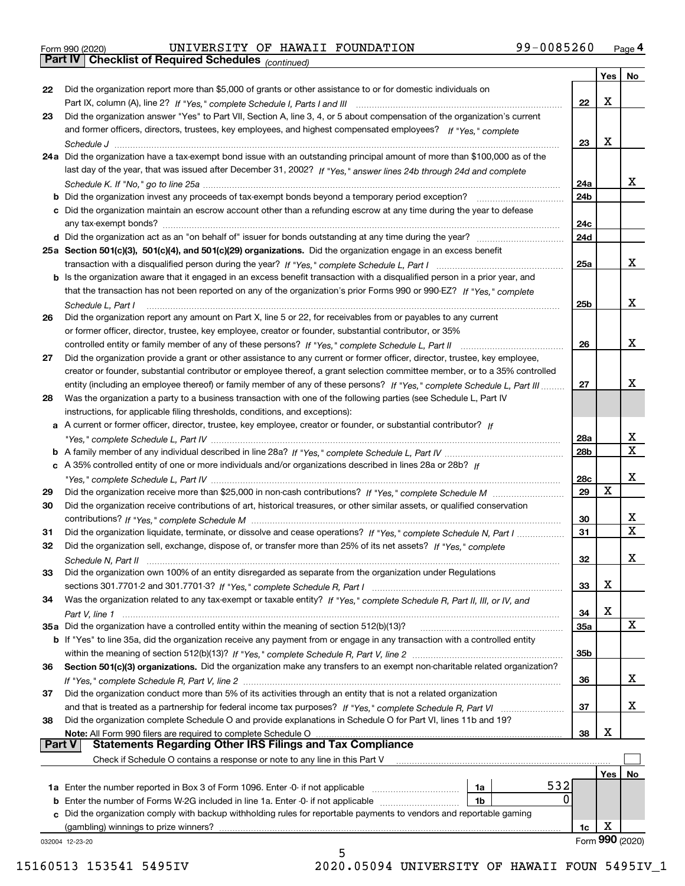Form 990 (2020) UNIVERSITY OF HAWAII FOUNDATION 99-0085260 Page 4

## Part IV Checklist of Required Schedules *(continued)*

| | | | Yes | No |
|---|---|---|---|---|
| 22 | Did the organization report more than $5,000 of grants or other assistance to or for domestic individuals on Part IX, column (A), line 2? *If "Yes," complete Schedule I, Parts I and III* | 22 | X | |
| 23 | Did the organization answer "Yes" to Part VII, Section A, line 3, 4, or 5 about compensation of the organization's current and former officers, directors, trustees, key employees, and highest compensated employees? *If "Yes," complete Schedule J* | 23 | X | |
| 24a | Did the organization have a tax-exempt bond issue with an outstanding principal amount of more than $100,000 as of the last day of the year, that was issued after December 31, 2002? *If "Yes," answer lines 24b through 24d and complete Schedule K. If "No," go to line 25a* | 24a | | X |
| b | Did the organization invest any proceeds of tax-exempt bonds beyond a temporary period exception? | 24b | | |
| c | Did the organization maintain an escrow account other than a refunding escrow at any time during the year to defease any tax-exempt bonds? | 24c | | |
| d | Did the organization act as an "on behalf of" issuer for bonds outstanding at any time during the year? | 24d | | |
| 25a | **Section 501(c)(3), 501(c)(4), and 501(c)(29) organizations.** Did the organization engage in an excess benefit transaction with a disqualified person during the year? *If "Yes," complete Schedule L, Part I* | 25a | | X |
| b | Is the organization aware that it engaged in an excess benefit transaction with a disqualified person in a prior year, and that the transaction has not been reported on any of the organization's prior Forms 990 or 990-EZ? *If "Yes," complete Schedule L, Part I* | 25b | | X |
| 26 | Did the organization report any amount on Part X, line 5 or 22, for receivables from or payables to any current or former officer, director, trustee, key employee, creator or founder, substantial contributor, or 35% controlled entity or family member of any of these persons? *If "Yes," complete Schedule L, Part II* | 26 | | X |
| 27 | Did the organization provide a grant or other assistance to any current or former officer, director, trustee, key employee, creator or founder, substantial contributor or employee thereof, a grant selection committee member, or to a 35% controlled entity (including an employee thereof) or family member of any of these persons? *If "Yes," complete Schedule L, Part III* | 27 | | X |
| 28 | Was the organization a party to a business transaction with one of the following parties (see Schedule L, Part IV instructions, for applicable filing thresholds, conditions, and exceptions): | | | |
| a | A current or former officer, director, trustee, key employee, creator or founder, or substantial contributor? *If "Yes," complete Schedule L, Part IV* | 28a | | X |
| b | A family member of any individual described in line 28a? *If "Yes," complete Schedule L, Part IV* | 28b | | X |
| c | A 35% controlled entity of one or more individuals and/or organizations described in lines 28a or 28b? *If "Yes," complete Schedule L, Part IV* | 28c | | X |
| 29 | Did the organization receive more than $25,000 in non-cash contributions? *If "Yes," complete Schedule M* | 29 | X | |
| 30 | Did the organization receive contributions of art, historical treasures, or other similar assets, or qualified conservation contributions? *If "Yes," complete Schedule M* | 30 | | X |
| 31 | Did the organization liquidate, terminate, or dissolve and cease operations? *If "Yes," complete Schedule N, Part I* | 31 | | X |
| 32 | Did the organization sell, exchange, dispose of, or transfer more than 25% of its net assets? *If "Yes," complete Schedule N, Part II* | 32 | | X |
| 33 | Did the organization own 100% of an entity disregarded as separate from the organization under Regulations sections 301.7701-2 and 301.7701-3? *If "Yes," complete Schedule R, Part I* | 33 | X | |
| 34 | Was the organization related to any tax-exempt or taxable entity? *If "Yes," complete Schedule R, Part II, III, or IV, and Part V, line 1* | 34 | X | |
| 35a | Did the organization have a controlled entity within the meaning of section 512(b)(13)? | 35a | | X |
| b | If "Yes" to line 35a, did the organization receive any payment from or engage in any transaction with a controlled entity within the meaning of section 512(b)(13)? *If "Yes," complete Schedule R, Part V, line 2* | 35b | | |
| 36 | **Section 501(c)(3) organizations.** Did the organization make any transfers to an exempt non-charitable related organization? *If "Yes," complete Schedule R, Part V, line 2* | 36 | | X |
| 37 | Did the organization conduct more than 5% of its activities through an entity that is not a related organization and that is treated as a partnership for federal income tax purposes? *If "Yes," complete Schedule R, Part VI* | 37 | | X |
| 38 | Did the organization complete Schedule O and provide explanations in Schedule O for Part VI, lines 11b and 19? **Note:** All Form 990 filers are required to complete Schedule O | 38 | X | |

## Part V Statements Regarding Other IRS Filings and Tax Compliance

Check if Schedule O contains a response or note to any line in this Part V ☐

| | | | | | Yes | No |
|---|---|---|---|---|---|---|
| 1a | Enter the number reported in Box 3 of Form 1096. Enter -0- if not applicable | 1a | 532 | | | |
| b | Enter the number of Forms W-2G included in line 1a. Enter -0- if not applicable | 1b | 0 | | | |
| c | Did the organization comply with backup withholding rules for reportable payments to vendors and reportable gaming (gambling) winnings to prize winners? | | | 1c | X | |

032004 12-23-20 Form **990** (2020)

15160513 153541 5495IV 2020.05094 UNIVERSITY OF HAWAII FOUN 5495IV_1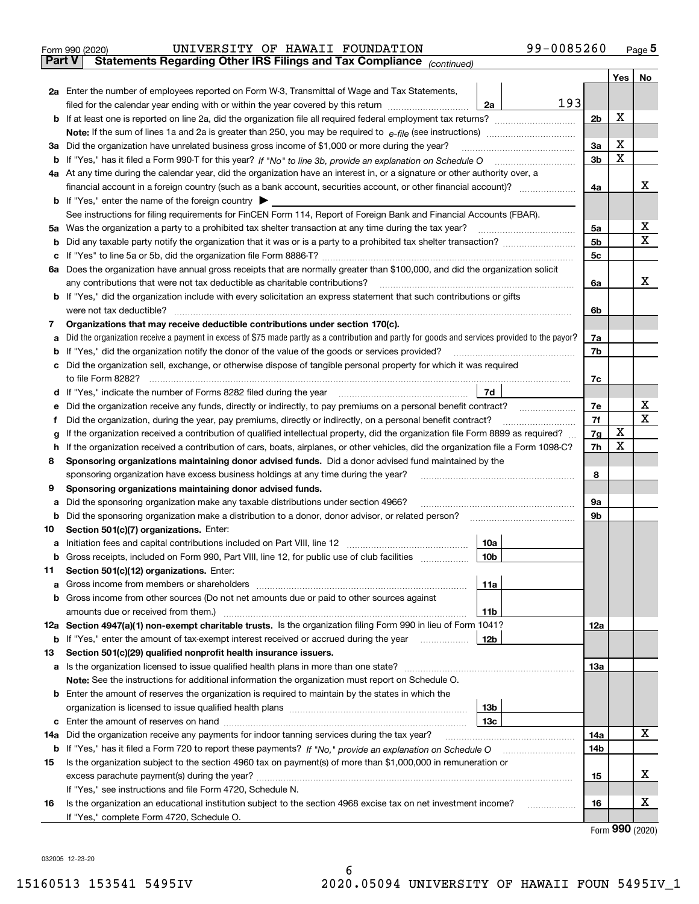Form 990 (2020) UNIVERSITY OF HAWAII FOUNDATION 99-0085260 Page 5

**Part V Statements Regarding Other IRS Filings and Tax Compliance** *(continued)*

| | | | | Yes | No |
|---|---|---|---|---|---|
| **2a** | Enter the number of employees reported on Form W-3, Transmittal of Wage and Tax Statements, filed for the calendar year ending with or within the year covered by this return | 2a | 193 | | |
| **b** | If at least one is reported on line 2a, did the organization file all required federal employment tax returns? | | 2b | X | |
| | **Note:** If the sum of lines 1a and 2a is greater than 250, you may be required to *e-file* (see instructions) | | | | |
| **3a** | Did the organization have unrelated business gross income of $1,000 or more during the year? | | 3a | X | |
| **b** | If "Yes," has it filed a Form 990-T for this year? *If "No" to line 3b, provide an explanation on Schedule O* | | 3b | X | |
| **4a** | At any time during the calendar year, did the organization have an interest in, or a signature or other authority over, a financial account in a foreign country (such as a bank account, securities account, or other financial account)? | | 4a | | X |
| **b** | If "Yes," enter the name of the foreign country ▶ | | | | |
| | See instructions for filing requirements for FinCEN Form 114, Report of Foreign Bank and Financial Accounts (FBAR). | | | | |
| **5a** | Was the organization a party to a prohibited tax shelter transaction at any time during the tax year? | | 5a | | X |
| **b** | Did any taxable party notify the organization that it was or is a party to a prohibited tax shelter transaction? | | 5b | | X |
| **c** | If "Yes" to line 5a or 5b, did the organization file Form 8886-T? | | 5c | | |
| **6a** | Does the organization have annual gross receipts that are normally greater than $100,000, and did the organization solicit any contributions that were not tax deductible as charitable contributions? | | 6a | | X |
| **b** | If "Yes," did the organization include with every solicitation an express statement that such contributions or gifts were not tax deductible? | | 6b | | |
| **7** | **Organizations that may receive deductible contributions under section 170(c).** | | | | |
| **a** | Did the organization receive a payment in excess of $75 made partly as a contribution and partly for goods and services provided to the payor? | | 7a | | |
| **b** | If "Yes," did the organization notify the donor of the value of the goods or services provided? | | 7b | | |
| **c** | Did the organization sell, exchange, or otherwise dispose of tangible personal property for which it was required to file Form 8282? | | 7c | | |
| **d** | If "Yes," indicate the number of Forms 8282 filed during the year | 7d | | | |
| **e** | Did the organization receive any funds, directly or indirectly, to pay premiums on a personal benefit contract? | | 7e | | X |
| **f** | Did the organization, during the year, pay premiums, directly or indirectly, on a personal benefit contract? | | 7f | | X |
| **g** | If the organization received a contribution of qualified intellectual property, did the organization file Form 8899 as required? | | 7g | X | |
| **h** | If the organization received a contribution of cars, boats, airplanes, or other vehicles, did the organization file a Form 1098-C? | | 7h | X | |
| **8** | **Sponsoring organizations maintaining donor advised funds.** Did a donor advised fund maintained by the sponsoring organization have excess business holdings at any time during the year? | | 8 | | |
| **9** | **Sponsoring organizations maintaining donor advised funds.** | | | | |
| **a** | Did the sponsoring organization make any taxable distributions under section 4966? | | 9a | | |
| **b** | Did the sponsoring organization make a distribution to a donor, donor advisor, or related person? | | 9b | | |
| **10** | **Section 501(c)(7) organizations.** Enter: | | | | |
| **a** | Initiation fees and capital contributions included on Part VIII, line 12 | 10a | | | |
| **b** | Gross receipts, included on Form 990, Part VIII, line 12, for public use of club facilities | 10b | | | |
| **11** | **Section 501(c)(12) organizations.** Enter: | | | | |
| **a** | Gross income from members or shareholders | 11a | | | |
| **b** | Gross income from other sources (Do not net amounts due or paid to other sources against amounts due or received from them.) | 11b | | | |
| **12a** | **Section 4947(a)(1) non-exempt charitable trusts.** Is the organization filing Form 990 in lieu of Form 1041? | | 12a | | |
| **b** | If "Yes," enter the amount of tax-exempt interest received or accrued during the year | 12b | | | |
| **13** | **Section 501(c)(29) qualified nonprofit health insurance issuers.** | | | | |
| **a** | Is the organization licensed to issue qualified health plans in more than one state? | | 13a | | |
| | **Note:** See the instructions for additional information the organization must report on Schedule O. | | | | |
| **b** | Enter the amount of reserves the organization is required to maintain by the states in which the organization is licensed to issue qualified health plans | 13b | | | |
| **c** | Enter the amount of reserves on hand | 13c | | | |
| **14a** | Did the organization receive any payments for indoor tanning services during the tax year? | | 14a | | X |
| **b** | If "Yes," has it filed a Form 720 to report these payments? *If "No," provide an explanation on Schedule O* | | 14b | | |
| **15** | Is the organization subject to the section 4960 tax on payment(s) of more than $1,000,000 in remuneration or excess parachute payment(s) during the year? | | 15 | | X |
| | If "Yes," see instructions and file Form 4720, Schedule N. | | | | |
| **16** | Is the organization an educational institution subject to the section 4968 excise tax on net investment income? | | 16 | | X |
| | If "Yes," complete Form 4720, Schedule O. | | | | |

Form **990** (2020)

032005 12-23-20

15160513 153541 5495IV 2020.05094 UNIVERSITY OF HAWAII FOUN 5495IV_1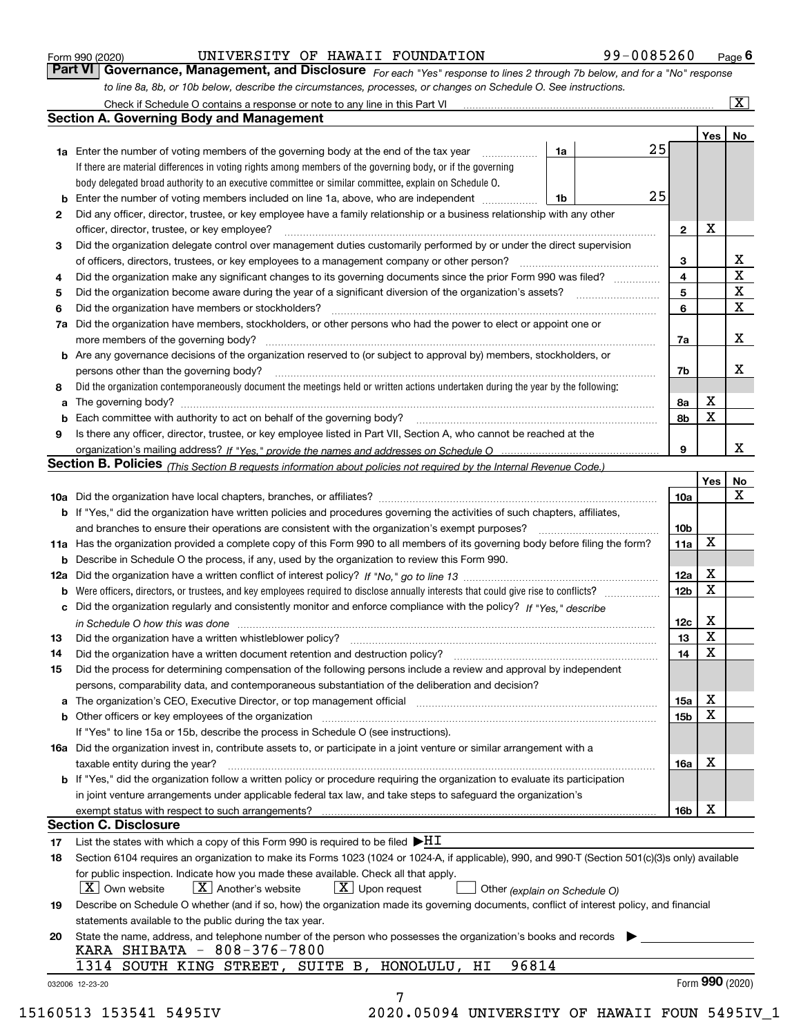Form 990 (2020) UNIVERSITY OF HAWAII FOUNDATION 99-0085260 Page 6

## Part VI Governance, Management, and Disclosure

*For each "Yes" response to lines 2 through 7b below, and for a "No" response to line 8a, 8b, or 10b below, describe the circumstances, processes, or changes on Schedule O. See instructions.*

Check if Schedule O contains a response or note to any line in this Part VI [X]

### Section A. Governing Body and Management

| | | | | Yes | No |
|---|---|---|---|---|---|
| 1a | Enter the number of voting members of the governing body at the end of the tax year. If there are material differences in voting rights among members of the governing body, or if the governing body delegated broad authority to an executive committee or similar committee, explain on Schedule O. | 1a | 25 | | |
| b | Enter the number of voting members included on line 1a, above, who are independent | 1b | 25 | | |
| 2 | Did any officer, director, trustee, or key employee have a family relationship or a business relationship with any other officer, director, trustee, or key employee? | 2 | | X | |
| 3 | Did the organization delegate control over management duties customarily performed by or under the direct supervision of officers, directors, trustees, or key employees to a management company or other person? | 3 | | | X |
| 4 | Did the organization make any significant changes to its governing documents since the prior Form 990 was filed? | 4 | | | X |
| 5 | Did the organization become aware during the year of a significant diversion of the organization's assets? | 5 | | | X |
| 6 | Did the organization have members or stockholders? | 6 | | | X |
| 7a | Did the organization have members, stockholders, or other persons who had the power to elect or appoint one or more members of the governing body? | 7a | | | X |
| b | Are any governance decisions of the organization reserved to (or subject to approval by) members, stockholders, or persons other than the governing body? | 7b | | | X |
| 8 | Did the organization contemporaneously document the meetings held or written actions undertaken during the year by the following: | | | | |
| a | The governing body? | 8a | | X | |
| b | Each committee with authority to act on behalf of the governing body? | 8b | | X | |
| 9 | Is there any officer, director, trustee, or key employee listed in Part VII, Section A, who cannot be reached at the organization's mailing address? *If "Yes," provide the names and addresses on Schedule O* | 9 | | | X |

### Section B. Policies *(This Section B requests information about policies not required by the Internal Revenue Code.)*

| | | | Yes | No |
|---|---|---|---|---|
| 10a | Did the organization have local chapters, branches, or affiliates? | 10a | | X |
| b | If "Yes," did the organization have written policies and procedures governing the activities of such chapters, affiliates, and branches to ensure their operations are consistent with the organization's exempt purposes? | 10b | | |
| 11a | Has the organization provided a complete copy of this Form 990 to all members of its governing body before filing the form? | 11a | X | |
| b | Describe in Schedule O the process, if any, used by the organization to review this Form 990. | | | |
| 12a | Did the organization have a written conflict of interest policy? *If "No," go to line 13* | 12a | X | |
| b | Were officers, directors, or trustees, and key employees required to disclose annually interests that could give rise to conflicts? | 12b | X | |
| c | Did the organization regularly and consistently monitor and enforce compliance with the policy? *If "Yes," describe in Schedule O how this was done* | 12c | X | |
| 13 | Did the organization have a written whistleblower policy? | 13 | X | |
| 14 | Did the organization have a written document retention and destruction policy? | 14 | X | |
| 15 | Did the process for determining compensation of the following persons include a review and approval by independent persons, comparability data, and contemporaneous substantiation of the deliberation and decision? | | | |
| a | The organization's CEO, Executive Director, or top management official | 15a | X | |
| b | Other officers or key employees of the organization | 15b | X | |
| | If "Yes" to line 15a or 15b, describe the process in Schedule O (see instructions). | | | |
| 16a | Did the organization invest in, contribute assets to, or participate in a joint venture or similar arrangement with a taxable entity during the year? | 16a | X | |
| b | If "Yes," did the organization follow a written policy or procedure requiring the organization to evaluate its participation in joint venture arrangements under applicable federal tax law, and take steps to safeguard the organization's exempt status with respect to such arrangements? | 16b | X | |

### Section C. Disclosure

17 List the states with which a copy of this Form 990 is required to be filed ▶HI

18 Section 6104 requires an organization to make its Forms 1023 (1024 or 1024-A, if applicable), 990, and 990-T (Section 501(c)(3)s only) available for public inspection. Indicate how you made these available. Check all that apply.

[X] Own website [X] Another's website [X] Upon request [ ] Other *(explain on Schedule O)*

19 Describe on Schedule O whether (and if so, how) the organization made its governing documents, conflict of interest policy, and financial statements available to the public during the tax year.

20 State the name, address, and telephone number of the person who possesses the organization's books and records ▶

KARA SHIBATA - 808-376-7800
1314 SOUTH KING STREET, SUITE B, HONOLULU, HI 96814

032006 12-23-20 Form 990 (2020)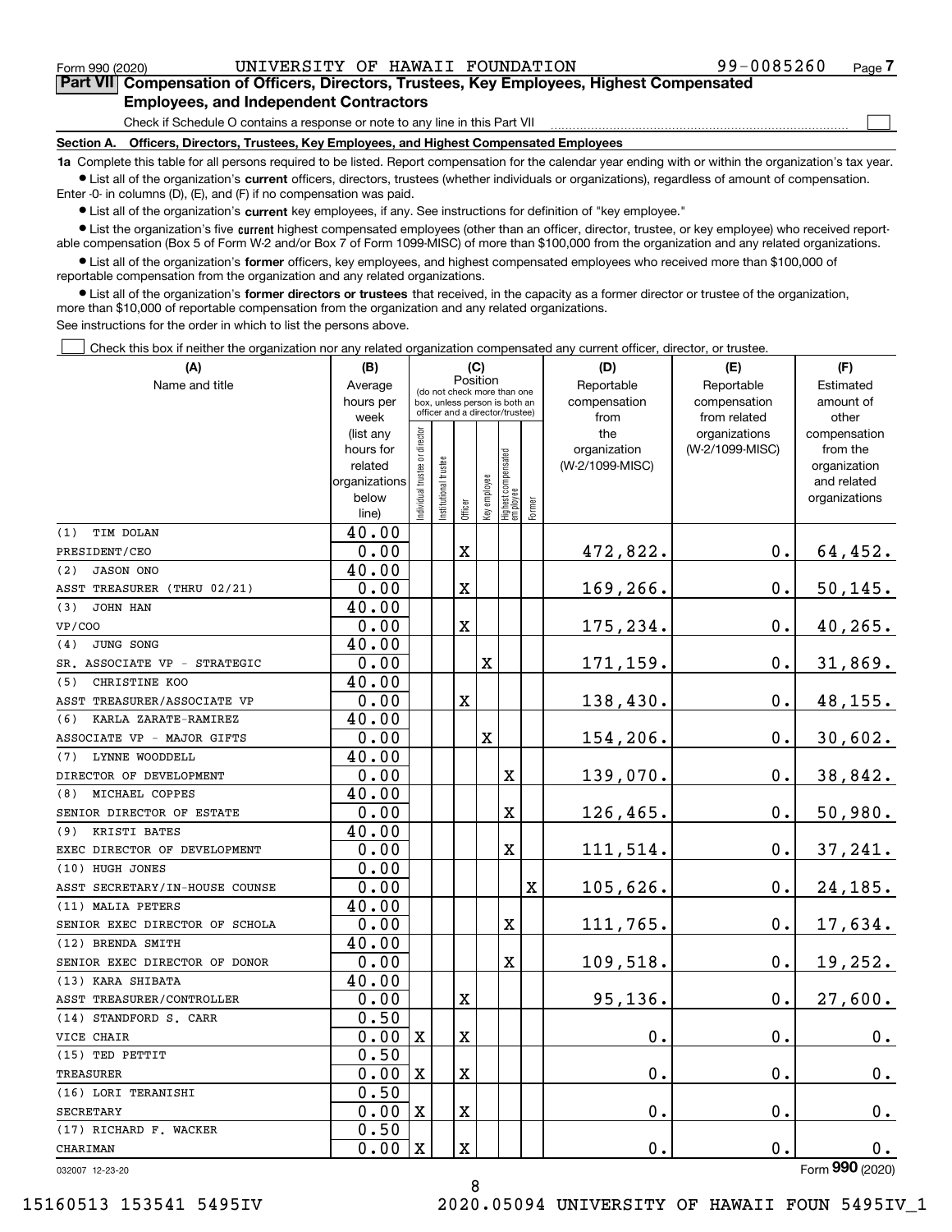Form 990 (2020) UNIVERSITY OF HAWAII FOUNDATION 99-0085260 Page 7

## Part VII Compensation of Officers, Directors, Trustees, Key Employees, Highest Compensated Employees, and Independent Contractors

Check if Schedule O contains a response or note to any line in this Part VII ☐

### Section A. Officers, Directors, Trustees, Key Employees, and Highest Compensated Employees

**1a** Complete this table for all persons required to be listed. Report compensation for the calendar year ending with or within the organization's tax year.

- List all of the organization's **current** officers, directors, trustees (whether individuals or organizations), regardless of amount of compensation. Enter -0- in columns (D), (E), and (F) if no compensation was paid.
- List all of the organization's **current** key employees, if any. See instructions for definition of "key employee."
- List the organization's five **current** highest compensated employees (other than an officer, director, trustee, or key employee) who received reportable compensation (Box 5 of Form W-2 and/or Box 7 of Form 1099-MISC) of more than $100,000 from the organization and any related organizations.
- List all of the organization's **former** officers, key employees, and highest compensated employees who received more than $100,000 of reportable compensation from the organization and any related organizations.
- List all of the organization's **former directors or trustees** that received, in the capacity as a former director or trustee of the organization, more than $10,000 of reportable compensation from the organization and any related organizations.

See instructions for the order in which to list the persons above.

☐ Check this box if neither the organization nor any related organization compensated any current officer, director, or trustee.

| (A) Name and title | (B) Average hours per week (list any hours for related organizations below line) | (C) Position: Individual trustee or director | Institutional trustee | Officer | Key employee | Highest compensated employee | Former | (D) Reportable compensation from the organization (W-2/1099-MISC) | (E) Reportable compensation from related organizations (W-2/1099-MISC) | (F) Estimated amount of other compensation from the organization and related organizations |
|---|---|---|---|---|---|---|---|---|---|---|
| (1) TIM DOLAN<br>PRESIDENT/CEO | 40.00<br>0.00 | | | X | | | | 472,822. | 0. | 64,452. |
| (2) JASON ONO<br>ASST TREASURER (THRU 02/21) | 40.00<br>0.00 | | | X | | | | 169,266. | 0. | 50,145. |
| (3) JOHN HAN<br>VP/COO | 40.00<br>0.00 | | | X | | | | 175,234. | 0. | 40,265. |
| (4) JUNG SONG<br>SR. ASSOCIATE VP - STRATEGIC | 40.00<br>0.00 | | | | X | | | 171,159. | 0. | 31,869. |
| (5) CHRISTINE KOO<br>ASST TREASURER/ASSOCIATE VP | 40.00<br>0.00 | | | X | | | | 138,430. | 0. | 48,155. |
| (6) KARLA ZARATE-RAMIREZ<br>ASSOCIATE VP - MAJOR GIFTS | 40.00<br>0.00 | | | | X | | | 154,206. | 0. | 30,602. |
| (7) LYNNE WOODDELL<br>DIRECTOR OF DEVELOPMENT | 40.00<br>0.00 | | | | | X | | 139,070. | 0. | 38,842. |
| (8) MICHAEL COPPES<br>SENIOR DIRECTOR OF ESTATE | 40.00<br>0.00 | | | | | X | | 126,465. | 0. | 50,980. |
| (9) KRISTI BATES<br>EXEC DIRECTOR OF DEVELOPMENT | 40.00<br>0.00 | | | | | X | | 111,514. | 0. | 37,241. |
| (10) HUGH JONES<br>ASST SECRETARY/IN-HOUSE COUNSE | 0.00<br>0.00 | | | | | | X | 105,626. | 0. | 24,185. |
| (11) MALIA PETERS<br>SENIOR EXEC DIRECTOR OF SCHOLA | 40.00<br>0.00 | | | | | X | | 111,765. | 0. | 17,634. |
| (12) BRENDA SMITH<br>SENIOR EXEC DIRECTOR OF DONOR | 40.00<br>0.00 | | | | | X | | 109,518. | 0. | 19,252. |
| (13) KARA SHIBATA<br>ASST TREASURER/CONTROLLER | 40.00<br>0.00 | | | X | | | | 95,136. | 0. | 27,600. |
| (14) STANDFORD S. CARR<br>VICE CHAIR | 0.50<br>0.00 | X | | X | | | | 0. | 0. | 0. |
| (15) TED PETTIT<br>TREASURER | 0.50<br>0.00 | X | | X | | | | 0. | 0. | 0. |
| (16) LORI TERANISHI<br>SECRETARY | 0.50<br>0.00 | X | | X | | | | 0. | 0. | 0. |
| (17) RICHARD F. WACKER<br>CHARIMAN | 0.50<br>0.00 | X | | X | | | | 0. | 0. | 0. |

032007 12-23-20 Form 990 (2020)

15160513 153541 5495IV 2020.05094 UNIVERSITY OF HAWAII FOUN 5495IV_1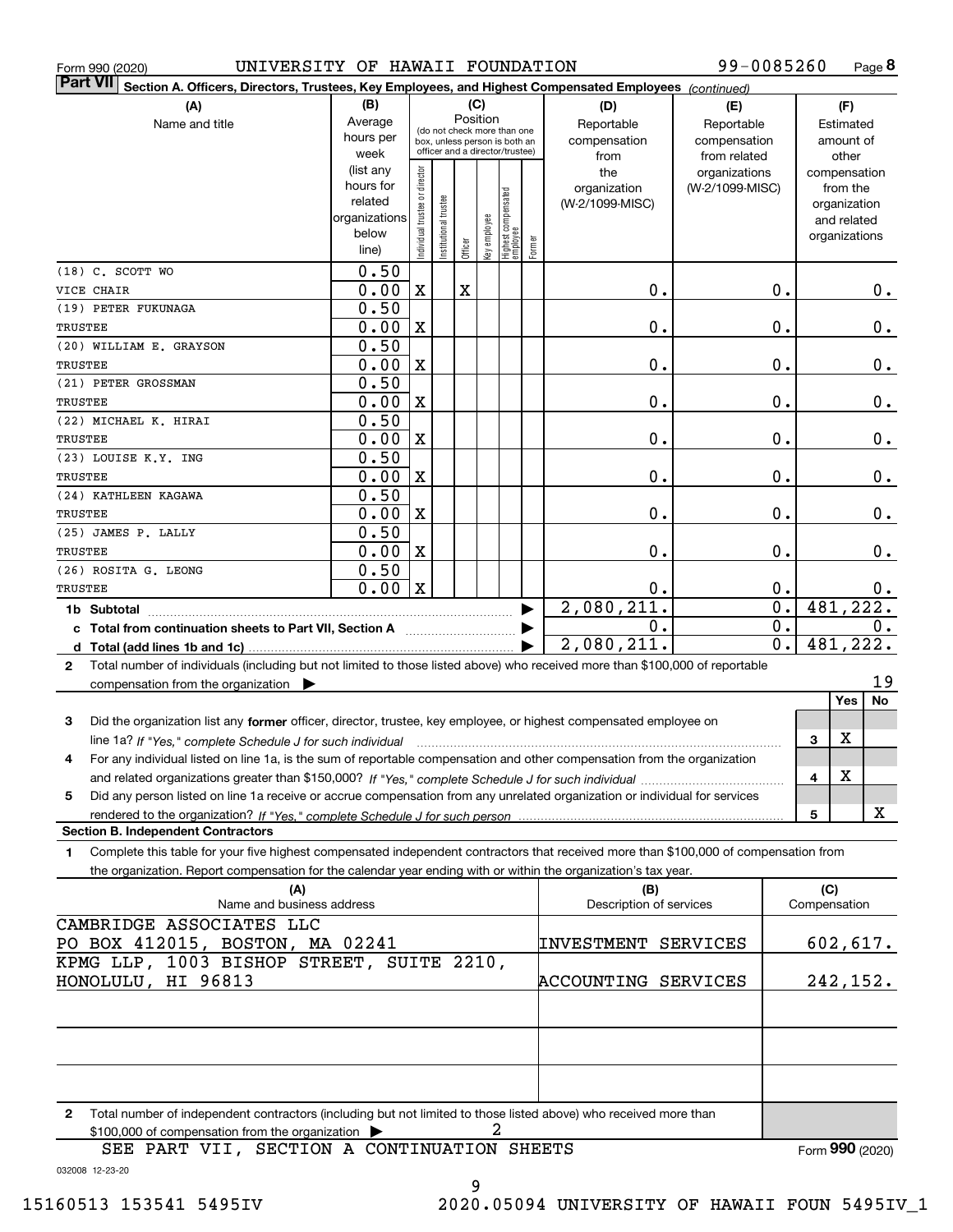Form 990 (2020) UNIVERSITY OF HAWAII FOUNDATION 99-0085260 Page 8

**Part VII Section A. Officers, Directors, Trustees, Key Employees, and Highest Compensated Employees** *(continued)*

| (A) Name and title | (B) Average hours per week (list any hours for related organizations below line) | (C) Individual trustee or director | Institutional trustee | Officer | Key employee | Highest compensated employee | Former | (D) Reportable compensation from the organization (W-2/1099-MISC) | (E) Reportable compensation from related organizations (W-2/1099-MISC) | (F) Estimated amount of other compensation from the organization and related organizations |
|---|---|---|---|---|---|---|---|---|---|---|
| (18) C. SCOTT WO<br>VICE CHAIR | 0.50<br>0.00 | X | | X | | | | 0. | 0. | 0. |
| (19) PETER FUKUNAGA<br>TRUSTEE | 0.50<br>0.00 | X | | | | | | 0. | 0. | 0. |
| (20) WILLIAM E. GRAYSON<br>TRUSTEE | 0.50<br>0.00 | X | | | | | | 0. | 0. | 0. |
| (21) PETER GROSSMAN<br>TRUSTEE | 0.50<br>0.00 | X | | | | | | 0. | 0. | 0. |
| (22) MICHAEL K. HIRAI<br>TRUSTEE | 0.50<br>0.00 | X | | | | | | 0. | 0. | 0. |
| (23) LOUISE K.Y. ING<br>TRUSTEE | 0.50<br>0.00 | X | | | | | | 0. | 0. | 0. |
| (24) KATHLEEN KAGAWA<br>TRUSTEE | 0.50<br>0.00 | X | | | | | | 0. | 0. | 0. |
| (25) JAMES P. LALLY<br>TRUSTEE | 0.50<br>0.00 | X | | | | | | 0. | 0. | 0. |
| (26) ROSITA G. LEONG<br>TRUSTEE | 0.50<br>0.00 | X | | | | | | 0. | 0. | 0. |
| **1b Subtotal** | | | | | | | | 2,080,211. | 0. | 481,222. |
| **c Total from continuation sheets to Part VII, Section A** | | | | | | | | 0. | 0. | 0. |
| **d Total (add lines 1b and 1c)** | | | | | | | | 2,080,211. | 0. | 481,222. |

**2** Total number of individuals (including but not limited to those listed above) who received more than $100,000 of reportable compensation from the organization ▶ 19

| | | Yes | No |
|---|---|---|---|
| **3** Did the organization list any **former** officer, director, trustee, key employee, or highest compensated employee on line 1a? *If "Yes," complete Schedule J for such individual* | 3 | X | |
| **4** For any individual listed on line 1a, is the sum of reportable compensation and other compensation from the organization and related organizations greater than $150,000? *If "Yes," complete Schedule J for such individual* | 4 | X | |
| **5** Did any person listed on line 1a receive or accrue compensation from any unrelated organization or individual for services rendered to the organization? *If "Yes," complete Schedule J for such person* | 5 | | X |

**Section B. Independent Contractors**

**1** Complete this table for your five highest compensated independent contractors that received more than $100,000 of compensation from the organization. Report compensation for the calendar year ending with or within the organization's tax year.

| (A) Name and business address | (B) Description of services | (C) Compensation |
|---|---|---|
| CAMBRIDGE ASSOCIATES LLC<br>PO BOX 412015, BOSTON, MA 02241 | INVESTMENT SERVICES | 602,617. |
| KPMG LLP, 1003 BISHOP STREET, SUITE 2210,<br>HONOLULU, HI 96813 | ACCOUNTING SERVICES | 242,152. |
| | | |
| | | |
| | | |

**2** Total number of independent contractors (including but not limited to those listed above) who received more than $100,000 of compensation from the organization ▶ 2

SEE PART VII, SECTION A CONTINUATION SHEETS

Form **990** (2020)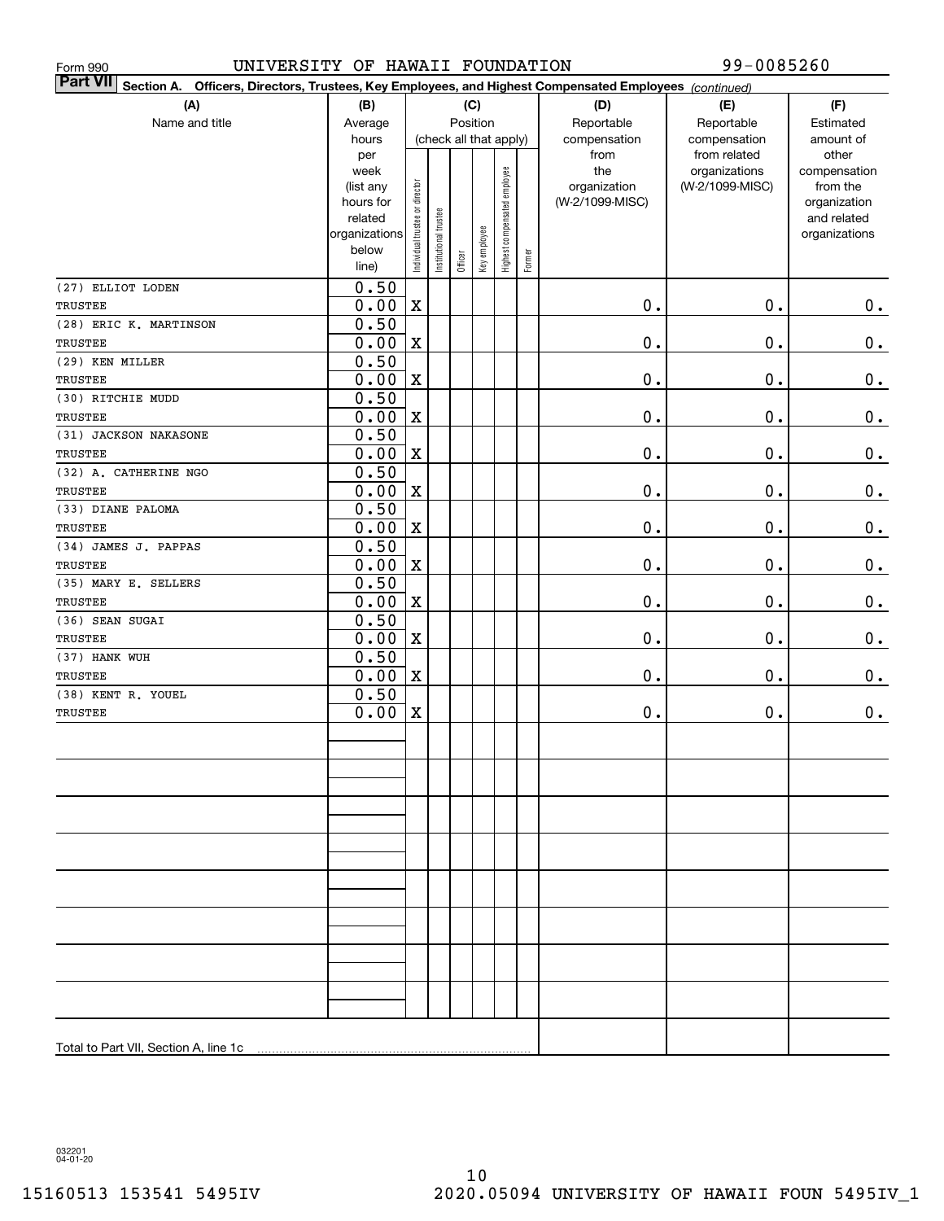Form 990 UNIVERSITY OF HAWAII FOUNDATION 99-0085260

**Part VII** **Section A. Officers, Directors, Trustees, Key Employees, and Highest Compensated Employees** *(continued)*

| (A) Name and title | (B) Average hours per week (list any hours for related organizations below line) | (C) Position (check all that apply): Individual trustee or director | Institutional trustee | Officer | Key employee | Highest compensated employee | Former | (D) Reportable compensation from the organization (W-2/1099-MISC) | (E) Reportable compensation from related organizations (W-2/1099-MISC) | (F) Estimated amount of other compensation from the organization and related organizations |
|---|---|---|---|---|---|---|---|---|---|---|
| (27) ELLIOT LODEN<br>TRUSTEE | 0.50<br>0.00 | X | | | | | | 0. | 0. | 0. |
| (28) ERIC K. MARTINSON<br>TRUSTEE | 0.50<br>0.00 | X | | | | | | 0. | 0. | 0. |
| (29) KEN MILLER<br>TRUSTEE | 0.50<br>0.00 | X | | | | | | 0. | 0. | 0. |
| (30) RITCHIE MUDD<br>TRUSTEE | 0.50<br>0.00 | X | | | | | | 0. | 0. | 0. |
| (31) JACKSON NAKASONE<br>TRUSTEE | 0.50<br>0.00 | X | | | | | | 0. | 0. | 0. |
| (32) A. CATHERINE NGO<br>TRUSTEE | 0.50<br>0.00 | X | | | | | | 0. | 0. | 0. |
| (33) DIANE PALOMA<br>TRUSTEE | 0.50<br>0.00 | X | | | | | | 0. | 0. | 0. |
| (34) JAMES J. PAPPAS<br>TRUSTEE | 0.50<br>0.00 | X | | | | | | 0. | 0. | 0. |
| (35) MARY E. SELLERS<br>TRUSTEE | 0.50<br>0.00 | X | | | | | | 0. | 0. | 0. |
| (36) SEAN SUGAI<br>TRUSTEE | 0.50<br>0.00 | X | | | | | | 0. | 0. | 0. |
| (37) HANK WUH<br>TRUSTEE | 0.50<br>0.00 | X | | | | | | 0. | 0. | 0. |
| (38) KENT R. YOUEL<br>TRUSTEE | 0.50<br>0.00 | X | | | | | | 0. | 0. | 0. |
| Total to Part VII, Section A, line 1c | | | | | | | | | | |

032201 04-01-20

15160513 153541 5495IV 2020.05094 UNIVERSITY OF HAWAII FOUN 5495IV_1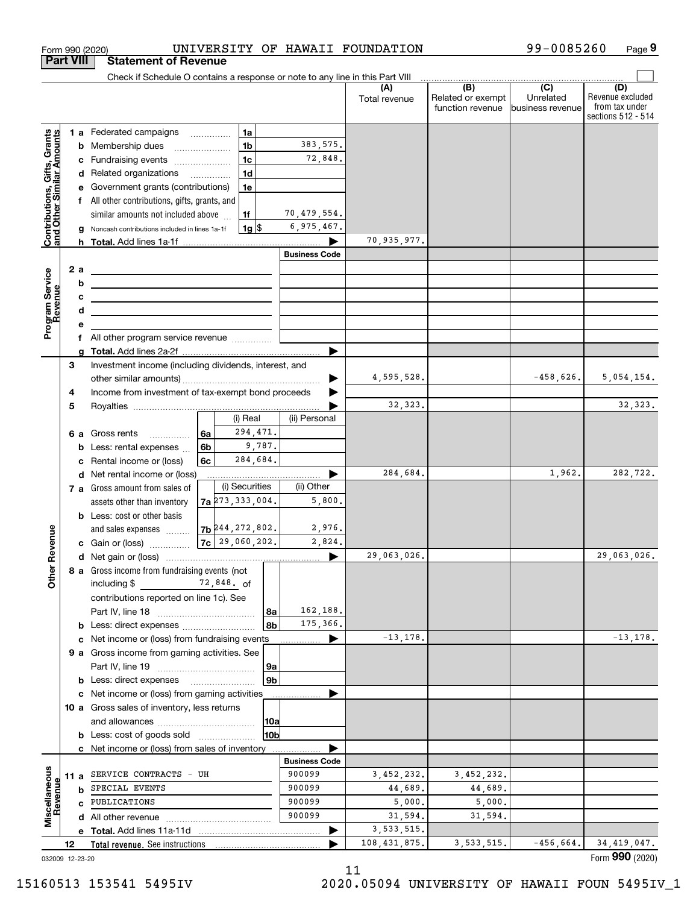Form 990 (2020) UNIVERSITY OF HAWAII FOUNDATION 99-0085260 Page 9

## Part VIII Statement of Revenue

Check if Schedule O contains a response or note to any line in this Part VIII

| | | | (A) Total revenue | (B) Related or exempt function revenue | (C) Unrelated business revenue | (D) Revenue excluded from tax under sections 512 - 514 |
|---|---|---|---|---|---|---|
| **Contributions, Gifts, Grants and Other Similar Amounts** | 1a Federated campaigns | 1a | | | | |
| | b Membership dues | 1b 383,575. | | | | |
| | c Fundraising events | 1c 72,848. | | | | |
| | d Related organizations | 1d | | | | |
| | e Government grants (contributions) | 1e | | | | |
| | f All other contributions, gifts, grants, and similar amounts not included above | 1f 70,479,554. | | | | |
| | g Noncash contributions included in lines 1a-1f | 1g $ 6,975,467. | | | | |
| | h **Total.** Add lines 1a-1f | | 70,935,977. | | | |
| **Program Service Revenue** | | **Business Code** | | | | |
| | 2a | | | | | |
| | b | | | | | |
| | c | | | | | |
| | d | | | | | |
| | e | | | | | |
| | f All other program service revenue | | | | | |
| | g **Total.** Add lines 2a-2f | | | | | |
| **Other Revenue** | 3 Investment income (including dividends, interest, and other similar amounts) | | 4,595,528. | | -458,626. | 5,054,154. |
| | 4 Income from investment of tax-exempt bond proceeds | | | | | |
| | 5 Royalties | | 32,323. | | | 32,323. |
| | | (i) Real / (ii) Personal | | | | |
| | 6a Gross rents | 6a 294,471. | | | | |
| | b Less: rental expenses | 6b 9,787. | | | | |
| | c Rental income or (loss) | 6c 284,684. | | | | |
| | d Net rental income or (loss) | | 284,684. | | 1,962. | 282,722. |
| | | (i) Securities / (ii) Other | | | | |
| | 7a Gross amount from sales of assets other than inventory | 7a 273,333,004. / 5,800. | | | | |
| | b Less: cost or other basis and sales expenses | 7b 244,272,802. / 2,976. | | | | |
| | c Gain or (loss) | 7c 29,060,202. / 2,824. | | | | |
| | d Net gain or (loss) | | 29,063,026. | | | 29,063,026. |
| | 8a Gross income from fundraising events (not including $ 72,848. of contributions reported on line 1c). See Part IV, line 18 | 8a 162,188. | | | | |
| | b Less: direct expenses | 8b 175,366. | | | | |
| | c Net income or (loss) from fundraising events | | -13,178. | | | -13,178. |
| | 9a Gross income from gaming activities. See Part IV, line 19 | 9a | | | | |
| | b Less: direct expenses | 9b | | | | |
| | c Net income or (loss) from gaming activities | | | | | |
| | 10a Gross sales of inventory, less returns and allowances | 10a | | | | |
| | b Less: cost of goods sold | 10b | | | | |
| | c Net income or (loss) from sales of inventory | | | | | |
| **Miscellaneous Revenue** | | **Business Code** | | | | |
| | 11a SERVICE CONTRACTS - UH | 900099 | 3,452,232. | 3,452,232. | | |
| | b SPECIAL EVENTS | 900099 | 44,689. | 44,689. | | |
| | c PUBLICATIONS | 900099 | 5,000. | 5,000. | | |
| | d All other revenue | 900099 | 31,594. | 31,594. | | |
| | e **Total.** Add lines 11a-11d | | 3,533,515. | | | |
| | 12 **Total revenue.** See instructions | | 108,431,875. | 3,533,515. | -456,664. | 34,419,047. |

032009 12-23-20 Form **990** (2020)

15160513 153541 5495IV 2020.05094 UNIVERSITY OF HAWAII FOUN 5495IV_1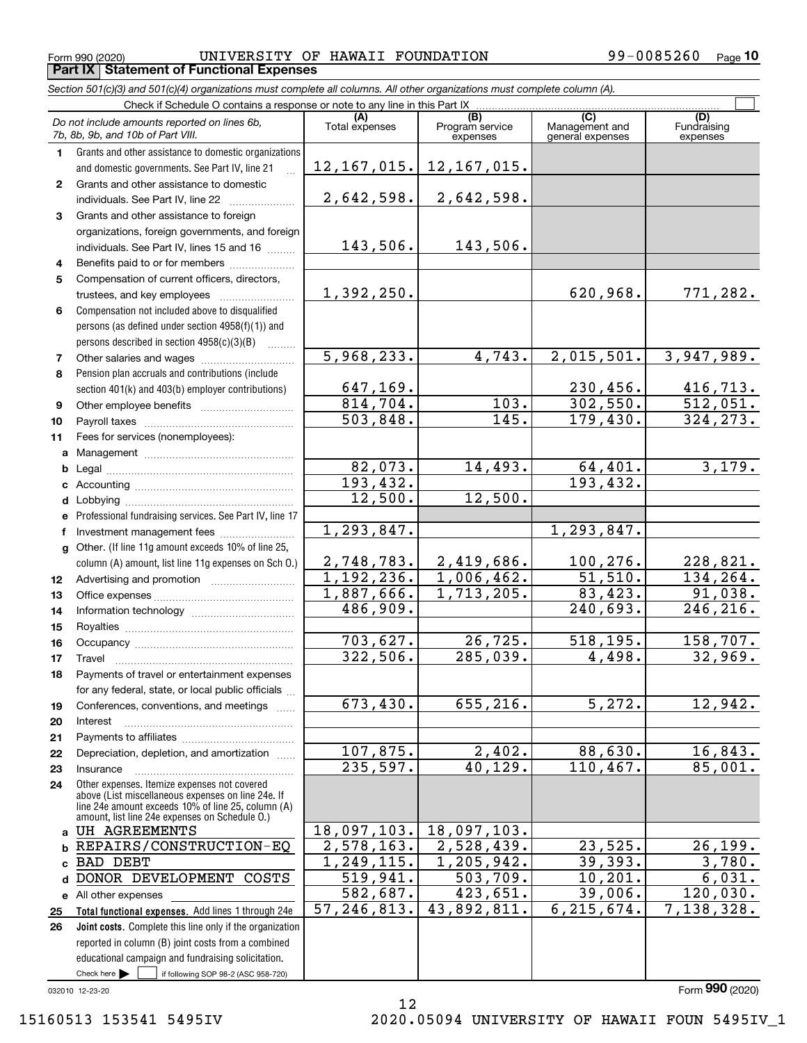Form 990 (2020) UNIVERSITY OF HAWAII FOUNDATION 99-0085260 Page **10**

## Part IX Statement of Functional Expenses

*Section 501(c)(3) and 501(c)(4) organizations must complete all columns. All other organizations must complete column (A).*

Check if Schedule O contains a response or note to any line in this Part IX ☐

| *Do not include amounts reported on lines 6b, 7b, 8b, 9b, and 10b of Part VIII.* | (A) Total expenses | (B) Program service expenses | (C) Management and general expenses | (D) Fundraising expenses |
|---|---|---|---|---|
| **1** Grants and other assistance to domestic organizations and domestic governments. See Part IV, line 21 | 12,167,015. | 12,167,015. | | |
| **2** Grants and other assistance to domestic individuals. See Part IV, line 22 | 2,642,598. | 2,642,598. | | |
| **3** Grants and other assistance to foreign organizations, foreign governments, and foreign individuals. See Part IV, lines 15 and 16 | 143,506. | 143,506. | | |
| **4** Benefits paid to or for members | | | | |
| **5** Compensation of current officers, directors, trustees, and key employees | 1,392,250. | | 620,968. | 771,282. |
| **6** Compensation not included above to disqualified persons (as defined under section 4958(f)(1)) and persons described in section 4958(c)(3)(B) | | | | |
| **7** Other salaries and wages | 5,968,233. | 4,743. | 2,015,501. | 3,947,989. |
| **8** Pension plan accruals and contributions (include section 401(k) and 403(b) employer contributions) | 647,169. | | 230,456. | 416,713. |
| **9** Other employee benefits | 814,704. | 103. | 302,550. | 512,051. |
| **10** Payroll taxes | 503,848. | 145. | 179,430. | 324,273. |
| **11** Fees for services (nonemployees): | | | | |
| **a** Management | | | | |
| **b** Legal | 82,073. | 14,493. | 64,401. | 3,179. |
| **c** Accounting | 193,432. | | 193,432. | |
| **d** Lobbying | 12,500. | 12,500. | | |
| **e** Professional fundraising services. See Part IV, line 17 | | | | |
| **f** Investment management fees | 1,293,847. | | 1,293,847. | |
| **g** Other. (If line 11g amount exceeds 10% of line 25, column (A) amount, list line 11g expenses on Sch O.) | 2,748,783. | 2,419,686. | 100,276. | 228,821. |
| **12** Advertising and promotion | 1,192,236. | 1,006,462. | 51,510. | 134,264. |
| **13** Office expenses | 1,887,666. | 1,713,205. | 83,423. | 91,038. |
| **14** Information technology | 486,909. | | 240,693. | 246,216. |
| **15** Royalties | | | | |
| **16** Occupancy | 703,627. | 26,725. | 518,195. | 158,707. |
| **17** Travel | 322,506. | 285,039. | 4,498. | 32,969. |
| **18** Payments of travel or entertainment expenses for any federal, state, or local public officials | | | | |
| **19** Conferences, conventions, and meetings | 673,430. | 655,216. | 5,272. | 12,942. |
| **20** Interest | | | | |
| **21** Payments to affiliates | | | | |
| **22** Depreciation, depletion, and amortization | 107,875. | 2,402. | 88,630. | 16,843. |
| **23** Insurance | 235,597. | 40,129. | 110,467. | 85,001. |
| **24** Other expenses. Itemize expenses not covered above (List miscellaneous expenses on line 24e. If line 24e amount exceeds 10% of line 25, column (A) amount, list line 24e expenses on Schedule O.) | | | | |
| **a** UH AGREEMENTS | 18,097,103. | 18,097,103. | | |
| **b** REPAIRS/CONSTRUCTION-EQ | 2,578,163. | 2,528,439. | 23,525. | 26,199. |
| **c** BAD DEBT | 1,249,115. | 1,205,942. | 39,393. | 3,780. |
| **d** DONOR DEVELOPMENT COSTS | 519,941. | 503,709. | 10,201. | 6,031. |
| **e** All other expenses | 582,687. | 423,651. | 39,006. | 120,030. |
| **25 Total functional expenses.** Add lines 1 through 24e | 57,246,813. | 43,892,811. | 6,215,674. | 7,138,328. |
| **26 Joint costs.** Complete this line only if the organization reported in column (B) joint costs from a combined educational campaign and fundraising solicitation. Check here ☐ if following SOP 98-2 (ASC 958-720) | | | | |

032010 12-23-20

Form **990** (2020)

15160513 153541 5495IV 2020.05094 UNIVERSITY OF HAWAII FOUN 5495IV_1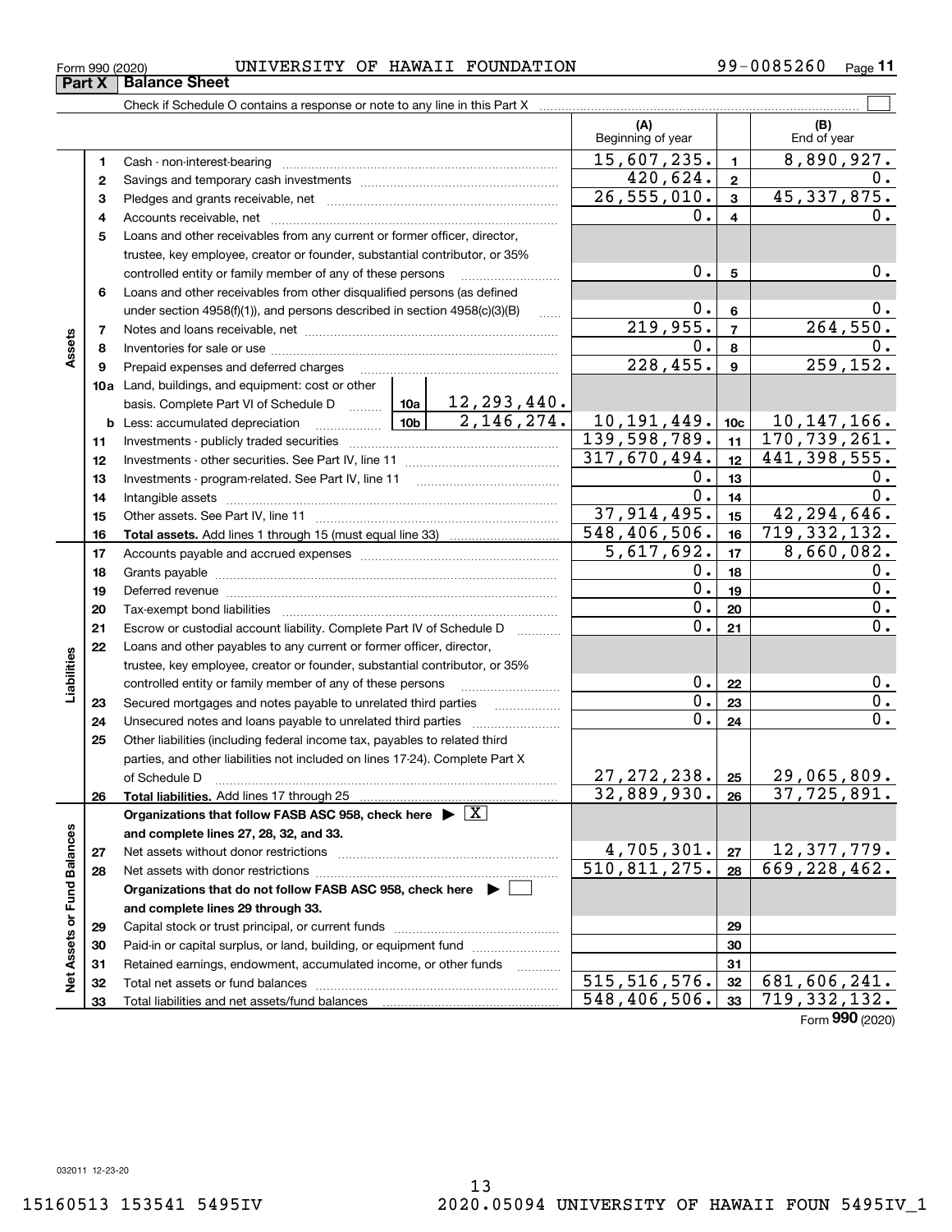Form 990 (2020) UNIVERSITY OF HAWAII FOUNDATION 99-0085260 Page 11

## Part X Balance Sheet

Check if Schedule O contains a response or note to any line in this Part X

| | | | | (A) Beginning of year | | (B) End of year |
|---|---|---|---|---|---|---|
| **Assets** | 1 | Cash - non-interest-bearing | | 15,607,235. | 1 | 8,890,927. |
| | 2 | Savings and temporary cash investments | | 420,624. | 2 | 0. |
| | 3 | Pledges and grants receivable, net | | 26,555,010. | 3 | 45,337,875. |
| | 4 | Accounts receivable, net | | 0. | 4 | 0. |
| | 5 | Loans and other receivables from any current or former officer, director, trustee, key employee, creator or founder, substantial contributor, or 35% controlled entity or family member of any of these persons | | 0. | 5 | 0. |
| | 6 | Loans and other receivables from other disqualified persons (as defined under section 4958(f)(1)), and persons described in section 4958(c)(3)(B) | | 0. | 6 | 0. |
| | 7 | Notes and loans receivable, net | | 219,955. | 7 | 264,550. |
| | 8 | Inventories for sale or use | | 0. | 8 | 0. |
| | 9 | Prepaid expenses and deferred charges | | 228,455. | 9 | 259,152. |
| | 10a | Land, buildings, and equipment: cost or other basis. Complete Part VI of Schedule D | 10a 12,293,440. | | | |
| | b | Less: accumulated depreciation | 10b 2,146,274. | 10,191,449. | 10c | 10,147,166. |
| | 11 | Investments - publicly traded securities | | 139,598,789. | 11 | 170,739,261. |
| | 12 | Investments - other securities. See Part IV, line 11 | | 317,670,494. | 12 | 441,398,555. |
| | 13 | Investments - program-related. See Part IV, line 11 | | 0. | 13 | 0. |
| | 14 | Intangible assets | | 0. | 14 | 0. |
| | 15 | Other assets. See Part IV, line 11 | | 37,914,495. | 15 | 42,294,646. |
| | 16 | **Total assets.** Add lines 1 through 15 (must equal line 33) | | 548,406,506. | 16 | 719,332,132. |
| **Liabilities** | 17 | Accounts payable and accrued expenses | | 5,617,692. | 17 | 8,660,082. |
| | 18 | Grants payable | | 0. | 18 | 0. |
| | 19 | Deferred revenue | | 0. | 19 | 0. |
| | 20 | Tax-exempt bond liabilities | | 0. | 20 | 0. |
| | 21 | Escrow or custodial account liability. Complete Part IV of Schedule D | | 0. | 21 | 0. |
| | 22 | Loans and other payables to any current or former officer, director, trustee, key employee, creator or founder, substantial contributor, or 35% controlled entity or family member of any of these persons | | 0. | 22 | 0. |
| | 23 | Secured mortgages and notes payable to unrelated third parties | | 0. | 23 | 0. |
| | 24 | Unsecured notes and loans payable to unrelated third parties | | 0. | 24 | 0. |
| | 25 | Other liabilities (including federal income tax, payables to related third parties, and other liabilities not included on lines 17-24). Complete Part X of Schedule D | | 27,272,238. | 25 | 29,065,809. |
| | 26 | **Total liabilities.** Add lines 17 through 25 | | 32,889,930. | 26 | 37,725,891. |
| **Net Assets or Fund Balances** | | **Organizations that follow FASB ASC 958, check here ▶ [X] and complete lines 27, 28, 32, and 33.** | | | | |
| | 27 | Net assets without donor restrictions | | 4,705,301. | 27 | 12,377,779. |
| | 28 | Net assets with donor restrictions | | 510,811,275. | 28 | 669,228,462. |
| | | **Organizations that do not follow FASB ASC 958, check here ▶ [ ] and complete lines 29 through 33.** | | | | |
| | 29 | Capital stock or trust principal, or current funds | | | 29 | |
| | 30 | Paid-in or capital surplus, or land, building, or equipment fund | | | 30 | |
| | 31 | Retained earnings, endowment, accumulated income, or other funds | | | 31 | |
| | 32 | Total net assets or fund balances | | 515,516,576. | 32 | 681,606,241. |
| | 33 | Total liabilities and net assets/fund balances | | 548,406,506. | 33 | 719,332,132. |

Form **990** (2020)

032011 12-23-20

15160513 153541 5495IV 2020.05094 UNIVERSITY OF HAWAII FOUN 5495IV_1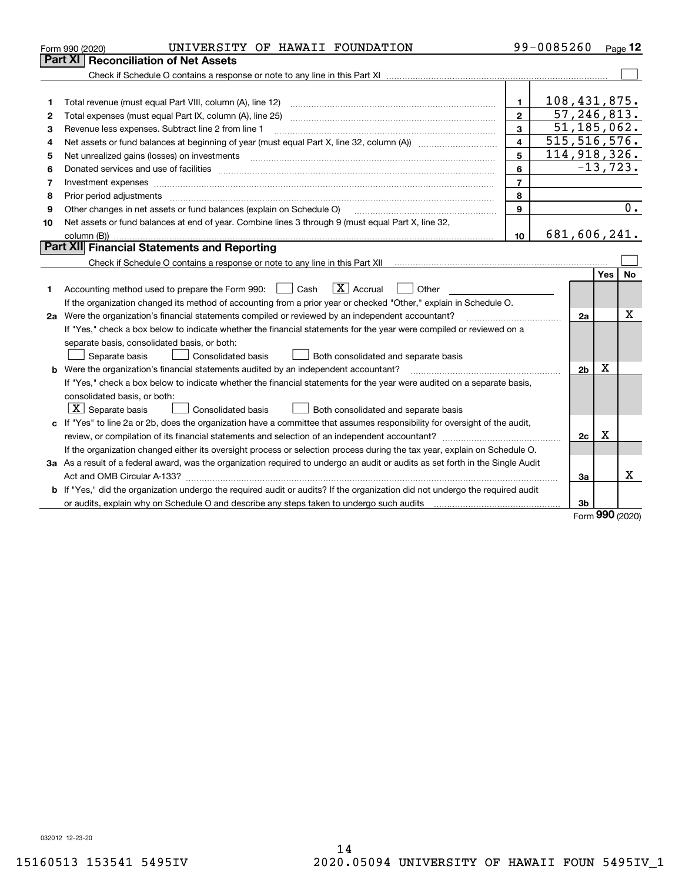Form 990 (2020) UNIVERSITY OF HAWAII FOUNDATION 99-0085260 Page 12

## Part XI Reconciliation of Net Assets

Check if Schedule O contains a response or note to any line in this Part XI ☐

| | | | |
|---|---|---|---|
| 1 | Total revenue (must equal Part VIII, column (A), line 12) | 1 | 108,431,875. |
| 2 | Total expenses (must equal Part IX, column (A), line 25) | 2 | 57,246,813. |
| 3 | Revenue less expenses. Subtract line 2 from line 1 | 3 | 51,185,062. |
| 4 | Net assets or fund balances at beginning of year (must equal Part X, line 32, column (A)) | 4 | 515,516,576. |
| 5 | Net unrealized gains (losses) on investments | 5 | 114,918,326. |
| 6 | Donated services and use of facilities | 6 | -13,723. |
| 7 | Investment expenses | 7 | |
| 8 | Prior period adjustments | 8 | |
| 9 | Other changes in net assets or fund balances (explain on Schedule O) | 9 | 0. |
| 10 | Net assets or fund balances at end of year. Combine lines 3 through 9 (must equal Part X, line 32, column (B)) | 10 | 681,606,241. |

## Part XII Financial Statements and Reporting

Check if Schedule O contains a response or note to any line in this Part XII ☐

| | | | Yes | No |
|---|---|---|---|---|
| 1 | Accounting method used to prepare the Form 990: ☐ Cash ☒ Accrual ☐ Other<br>If the organization changed its method of accounting from a prior year or checked "Other," explain in Schedule O. | | | |
| 2a | Were the organization's financial statements compiled or reviewed by an independent accountant?<br>If "Yes," check a box below to indicate whether the financial statements for the year were compiled or reviewed on a separate basis, consolidated basis, or both:<br>☐ Separate basis ☐ Consolidated basis ☐ Both consolidated and separate basis | 2a | | X |
| b | Were the organization's financial statements audited by an independent accountant?<br>If "Yes," check a box below to indicate whether the financial statements for the year were audited on a separate basis, consolidated basis, or both:<br>☒ Separate basis ☐ Consolidated basis ☐ Both consolidated and separate basis | 2b | X | |
| c | If "Yes" to line 2a or 2b, does the organization have a committee that assumes responsibility for oversight of the audit, review, or compilation of its financial statements and selection of an independent accountant?<br>If the organization changed either its oversight process or selection process during the tax year, explain on Schedule O. | 2c | X | |
| 3a | As a result of a federal award, was the organization required to undergo an audit or audits as set forth in the Single Audit Act and OMB Circular A-133? | 3a | | X |
| b | If "Yes," did the organization undergo the required audit or audits? If the organization did not undergo the required audit or audits, explain why on Schedule O and describe any steps taken to undergo such audits | 3b | | |

Form 990 (2020)

032012 12-23-20

15160513 153541 5495IV 2020.05094 UNIVERSITY OF HAWAII FOUN 5495IV_1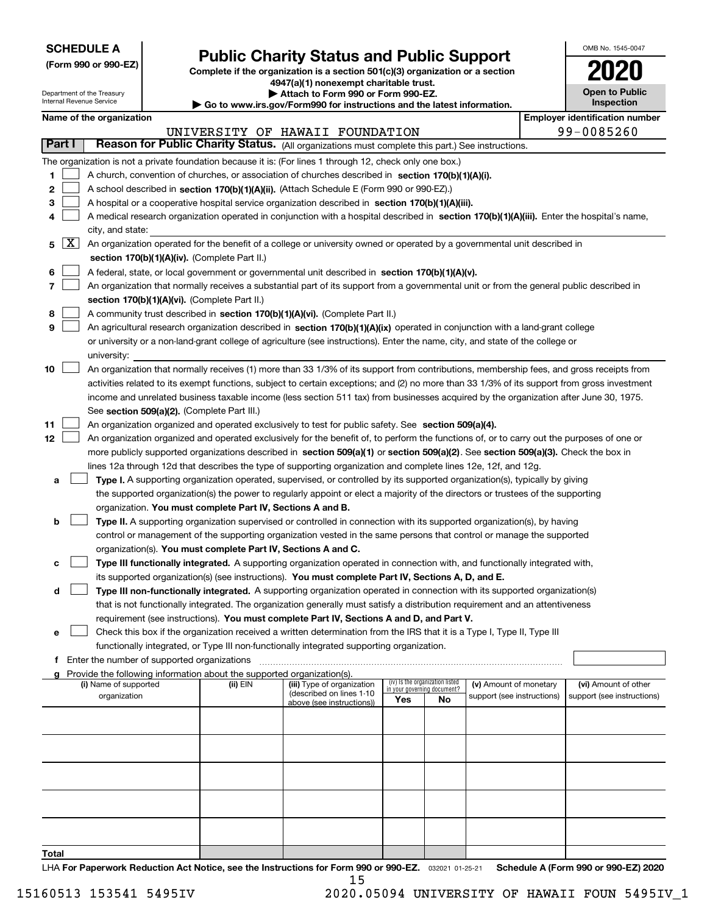**SCHEDULE A**
**(Form 990 or 990-EZ)**

Department of the Treasury
Internal Revenue Service

# Public Charity Status and Public Support

**Complete if the organization is a section 501(c)(3) organization or a section 4947(a)(1) nonexempt charitable trust.**
**▶ Attach to Form 990 or Form 990-EZ.**
**▶ Go to www.irs.gov/Form990 for instructions and the latest information.**

OMB No. 1545-0047
**2020**
**Open to Public Inspection**

**Name of the organization:** UNIVERSITY OF HAWAII FOUNDATION
**Employer identification number:** 99-0085260

**Part I — Reason for Public Charity Status.** (All organizations must complete this part.) See instructions.

The organization is not a private foundation because it is: (For lines 1 through 12, check only one box.)

1. [ ] A church, convention of churches, or association of churches described in **section 170(b)(1)(A)(i).**
2. [ ] A school described in **section 170(b)(1)(A)(ii).** (Attach Schedule E (Form 990 or 990-EZ).)
3. [ ] A hospital or a cooperative hospital service organization described in **section 170(b)(1)(A)(iii).**
4. [ ] A medical research organization operated in conjunction with a hospital described in **section 170(b)(1)(A)(iii).** Enter the hospital's name, city, and state:
5. [X] An organization operated for the benefit of a college or university owned or operated by a governmental unit described in **section 170(b)(1)(A)(iv).** (Complete Part II.)
6. [ ] A federal, state, or local government or governmental unit described in **section 170(b)(1)(A)(v).**
7. [ ] An organization that normally receives a substantial part of its support from a governmental unit or from the general public described in **section 170(b)(1)(A)(vi).** (Complete Part II.)
8. [ ] A community trust described in **section 170(b)(1)(A)(vi).** (Complete Part II.)
9. [ ] An agricultural research organization described in **section 170(b)(1)(A)(ix)** operated in conjunction with a land-grant college or university or a non-land-grant college of agriculture (see instructions). Enter the name, city, and state of the college or university:
10. [ ] An organization that normally receives (1) more than 33 1/3% of its support from contributions, membership fees, and gross receipts from activities related to its exempt functions, subject to certain exceptions; and (2) no more than 33 1/3% of its support from gross investment income and unrelated business taxable income (less section 511 tax) from businesses acquired by the organization after June 30, 1975. See **section 509(a)(2).** (Complete Part III.)
11. [ ] An organization organized and operated exclusively to test for public safety. See **section 509(a)(4).**
12. [ ] An organization organized and operated exclusively for the benefit of, to perform the functions of, or to carry out the purposes of one or more publicly supported organizations described in **section 509(a)(1)** or **section 509(a)(2)**. See **section 509(a)(3).** Check the box in lines 12a through 12d that describes the type of supporting organization and complete lines 12e, 12f, and 12g.
   - **a** [ ] **Type I.** A supporting organization operated, supervised, or controlled by its supported organization(s), typically by giving the supported organization(s) the power to regularly appoint or elect a majority of the directors or trustees of the supporting organization. **You must complete Part IV, Sections A and B.**
   - **b** [ ] **Type II.** A supporting organization supervised or controlled in connection with its supported organization(s), by having control or management of the supporting organization vested in the same persons that control or manage the supported organization(s). **You must complete Part IV, Sections A and C.**
   - **c** [ ] **Type III functionally integrated.** A supporting organization operated in connection with, and functionally integrated with, its supported organization(s) (see instructions). **You must complete Part IV, Sections A, D, and E.**
   - **d** [ ] **Type III non-functionally integrated.** A supporting organization operated in connection with its supported organization(s) that is not functionally integrated. The organization generally must satisfy a distribution requirement and an attentiveness requirement (see instructions). **You must complete Part IV, Sections A and D, and Part V.**
   - **e** [ ] Check this box if the organization received a written determination from the IRS that it is a Type I, Type II, Type III functionally integrated, or Type III non-functionally integrated supporting organization.
   - **f** Enter the number of supported organizations
   - **g** Provide the following information about the supported organization(s).

| (i) Name of supported organization | (ii) EIN | (iii) Type of organization (described on lines 1-10 above (see instructions)) | (iv) Is the organization listed in your governing document? Yes | No | (v) Amount of monetary support (see instructions) | (vi) Amount of other support (see instructions) |
|---|---|---|---|---|---|---|
| | | | | | | |
| | | | | | | |
| | | | | | | |
| | | | | | | |
| | | | | | | |
| **Total** | | | | | | |

LHA **For Paperwork Reduction Act Notice, see the Instructions for Form 990 or 990-EZ.** 032021 01-25-21 **Schedule A (Form 990 or 990-EZ) 2020**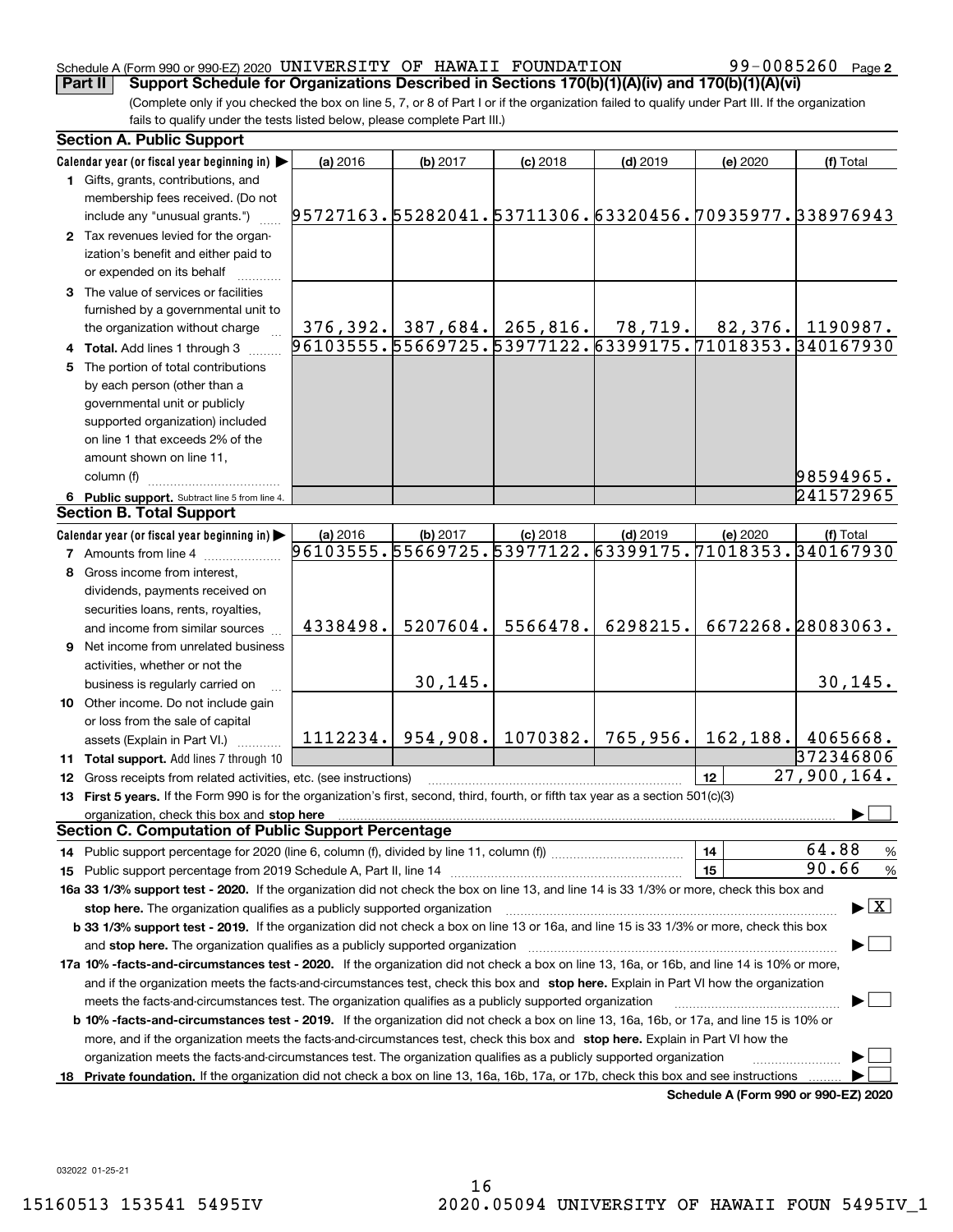Schedule A (Form 990 or 990-EZ) 2020 UNIVERSITY OF HAWAII FOUNDATION 99-0085260 Page 2

**Part II Support Schedule for Organizations Described in Sections 170(b)(1)(A)(iv) and 170(b)(1)(A)(vi)**

(Complete only if you checked the box on line 5, 7, or 8 of Part I or if the organization failed to qualify under Part III. If the organization fails to qualify under the tests listed below, please complete Part III.)

### Section A. Public Support

| Calendar year (or fiscal year beginning in) ▶ | (a) 2016 | (b) 2017 | (c) 2018 | (d) 2019 | (e) 2020 | (f) Total |
|---|---|---|---|---|---|---|
| **1** Gifts, grants, contributions, and membership fees received. (Do not include any "unusual grants.") | 95727163. | 55282041. | 53711306. | 63320456. | 70935977. | 338976943 |
| **2** Tax revenues levied for the organization's benefit and either paid to or expended on its behalf | | | | | | |
| **3** The value of services or facilities furnished by a governmental unit to the organization without charge | 376,392. | 387,684. | 265,816. | 78,719. | 82,376. | 1190987. |
| **4 Total.** Add lines 1 through 3 | 96103555. | 55669725. | 53977122. | 63399175. | 71018353. | 340167930 |
| **5** The portion of total contributions by each person (other than a governmental unit or publicly supported organization) included on line 1 that exceeds 2% of the amount shown on line 11, column (f) | | | | | | 98594965. |
| **6 Public support.** Subtract line 5 from line 4. | | | | | | 241572965 |

### Section B. Total Support

| Calendar year (or fiscal year beginning in) ▶ | (a) 2016 | (b) 2017 | (c) 2018 | (d) 2019 | (e) 2020 | (f) Total |
|---|---|---|---|---|---|---|
| **7** Amounts from line 4 | 96103555. | 55669725. | 53977122. | 63399175. | 71018353. | 340167930 |
| **8** Gross income from interest, dividends, payments received on securities loans, rents, royalties, and income from similar sources | 4338498. | 5207604. | 5566478. | 6298215. | 6672268. | 28083063. |
| **9** Net income from unrelated business activities, whether or not the business is regularly carried on | | 30,145. | | | | 30,145. |
| **10** Other income. Do not include gain or loss from the sale of capital assets (Explain in Part VI.) | 1112234. | 954,908. | 1070382. | 765,956. | 162,188. | 4065668. |
| **11 Total support.** Add lines 7 through 10 | | | | | | 372346806 |
| **12** Gross receipts from related activities, etc. (see instructions) | | | | | **12** | 27,900,164. |

**13 First 5 years.** If the Form 990 is for the organization's first, second, third, fourth, or fifth tax year as a section 501(c)(3) organization, check this box and **stop here** ▶ ☐

### Section C. Computation of Public Support Percentage

**14** Public support percentage for 2020 (line 6, column (f), divided by line 11, column (f)) **14** 64.88 %

**15** Public support percentage from 2019 Schedule A, Part II, line 14 **15** 90.66 %

**16a 33 1/3% support test - 2020.** If the organization did not check the box on line 13, and line 14 is 33 1/3% or more, check this box and **stop here.** The organization qualifies as a publicly supported organization ▶ ☒

**b 33 1/3% support test - 2019.** If the organization did not check a box on line 13 or 16a, and line 15 is 33 1/3% or more, check this box and **stop here.** The organization qualifies as a publicly supported organization ▶ ☐

**17a 10% -facts-and-circumstances test - 2020.** If the organization did not check a box on line 13, 16a, or 16b, and line 14 is 10% or more, and if the organization meets the facts-and-circumstances test, check this box and **stop here.** Explain in Part VI how the organization meets the facts-and-circumstances test. The organization qualifies as a publicly supported organization ▶ ☐

**b 10% -facts-and-circumstances test - 2019.** If the organization did not check a box on line 13, 16a, 16b, or 17a, and line 15 is 10% or more, and if the organization meets the facts-and-circumstances test, check this box and **stop here.** Explain in Part VI how the organization meets the facts-and-circumstances test. The organization qualifies as a publicly supported organization ▶ ☐

**18 Private foundation.** If the organization did not check a box on line 13, 16a, 16b, 17a, or 17b, check this box and see instructions ▶ ☐

**Schedule A (Form 990 or 990-EZ) 2020**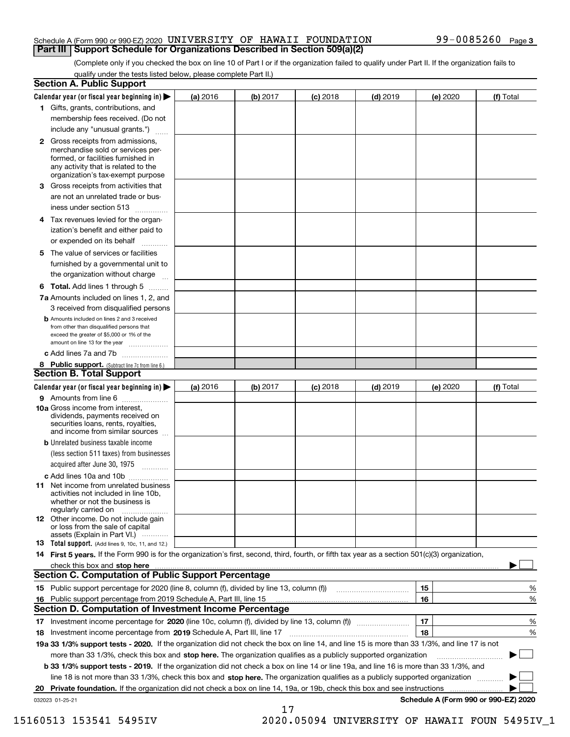Schedule A (Form 990 or 990-EZ) 2020 UNIVERSITY OF HAWAII FOUNDATION 99-0085260 Page 3

## Part III Support Schedule for Organizations Described in Section 509(a)(2)

(Complete only if you checked the box on line 10 of Part I or if the organization failed to qualify under Part II. If the organization fails to qualify under the tests listed below, please complete Part II.)

### Section A. Public Support

| Calendar year (or fiscal year beginning in) ▶ | (a) 2016 | (b) 2017 | (c) 2018 | (d) 2019 | (e) 2020 | (f) Total |
|---|---|---|---|---|---|---|
| 1 Gifts, grants, contributions, and membership fees received. (Do not include any "unusual grants.") | | | | | | |
| 2 Gross receipts from admissions, merchandise sold or services performed, or facilities furnished in any activity that is related to the organization's tax-exempt purpose | | | | | | |
| 3 Gross receipts from activities that are not an unrelated trade or business under section 513 | | | | | | |
| 4 Tax revenues levied for the organization's benefit and either paid to or expended on its behalf | | | | | | |
| 5 The value of services or facilities furnished by a governmental unit to the organization without charge | | | | | | |
| 6 **Total.** Add lines 1 through 5 | | | | | | |
| 7a Amounts included on lines 1, 2, and 3 received from disqualified persons | | | | | | |
| b Amounts included on lines 2 and 3 received from other than disqualified persons that exceed the greater of $5,000 or 1% of the amount on line 13 for the year | | | | | | |
| c Add lines 7a and 7b | | | | | | |
| 8 **Public support.** (Subtract line 7c from line 6.) | | | | | | |

### Section B. Total Support

| Calendar year (or fiscal year beginning in) ▶ | (a) 2016 | (b) 2017 | (c) 2018 | (d) 2019 | (e) 2020 | (f) Total |
|---|---|---|---|---|---|---|
| 9 Amounts from line 6 | | | | | | |
| 10a Gross income from interest, dividends, payments received on securities loans, rents, royalties, and income from similar sources | | | | | | |
| b Unrelated business taxable income (less section 511 taxes) from businesses acquired after June 30, 1975 | | | | | | |
| c Add lines 10a and 10b | | | | | | |
| 11 Net income from unrelated business activities not included in line 10b, whether or not the business is regularly carried on | | | | | | |
| 12 Other income. Do not include gain or loss from the sale of capital assets (Explain in Part VI.) | | | | | | |
| 13 **Total support.** (Add lines 9, 10c, 11, and 12.) | | | | | | |

14 **First 5 years.** If the Form 990 is for the organization's first, second, third, fourth, or fifth tax year as a section 501(c)(3) organization, check this box and **stop here** ▶ ☐

### Section C. Computation of Public Support Percentage

| | | | |
|---|---|---|---|
| 15 | Public support percentage for 2020 (line 8, column (f), divided by line 13, column (f)) | 15 | % |
| 16 | Public support percentage from 2019 Schedule A, Part III, line 15 | 16 | % |

### Section D. Computation of Investment Income Percentage

| | | | |
|---|---|---|---|
| 17 | Investment income percentage for **2020** (line 10c, column (f), divided by line 13, column (f)) | 17 | % |
| 18 | Investment income percentage from **2019** Schedule A, Part III, line 17 | 18 | % |

**19a 33 1/3% support tests - 2020.** If the organization did not check the box on line 14, and line 15 is more than 33 1/3%, and line 17 is not more than 33 1/3%, check this box and **stop here.** The organization qualifies as a publicly supported organization ▶ ☐

**b 33 1/3% support tests - 2019.** If the organization did not check a box on line 14 or line 19a, and line 16 is more than 33 1/3%, and line 18 is not more than 33 1/3%, check this box and **stop here.** The organization qualifies as a publicly supported organization ▶ ☐

**20 Private foundation.** If the organization did not check a box on line 14, 19a, or 19b, check this box and see instructions ▶ ☐

032023 01-25-21 **Schedule A (Form 990 or 990-EZ) 2020**

15160513 153541 5495IV 2020.05094 UNIVERSITY OF HAWAII FOUN 5495IV_1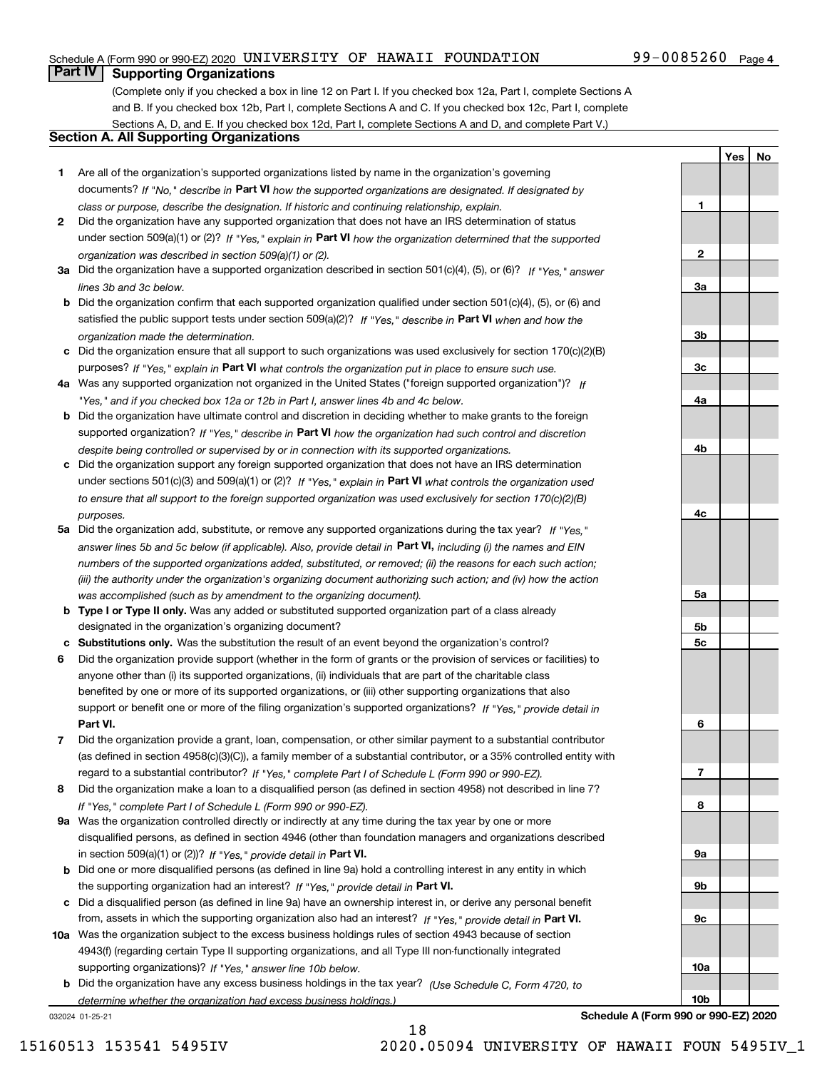Schedule A (Form 990 or 990-EZ) 2020 UNIVERSITY OF HAWAII FOUNDATION 99-0085260 Page 4

## Part IV Supporting Organizations

(Complete only if you checked a box in line 12 on Part I. If you checked box 12a, Part I, complete Sections A and B. If you checked box 12b, Part I, complete Sections A and C. If you checked box 12c, Part I, complete Sections A, D, and E. If you checked box 12d, Part I, complete Sections A and D, and complete Part V.)

### Section A. All Supporting Organizations

| | | | Yes | No |
|---|---|---|---|---|
| 1 | Are all of the organization's supported organizations listed by name in the organization's governing documents? *If "No," describe in* **Part VI** *how the supported organizations are designated. If designated by class or purpose, describe the designation. If historic and continuing relationship, explain.* | 1 | | |
| 2 | Did the organization have any supported organization that does not have an IRS determination of status under section 509(a)(1) or (2)? *If "Yes," explain in* **Part VI** *how the organization determined that the supported organization was described in section 509(a)(1) or (2).* | 2 | | |
| 3a | Did the organization have a supported organization described in section 501(c)(4), (5), or (6)? *If "Yes," answer lines 3b and 3c below.* | 3a | | |
| b | Did the organization confirm that each supported organization qualified under section 501(c)(4), (5), or (6) and satisfied the public support tests under section 509(a)(2)? *If "Yes," describe in* **Part VI** *when and how the organization made the determination.* | 3b | | |
| c | Did the organization ensure that all support to such organizations was used exclusively for section 170(c)(2)(B) purposes? *If "Yes," explain in* **Part VI** *what controls the organization put in place to ensure such use.* | 3c | | |
| 4a | Was any supported organization not organized in the United States ("foreign supported organization")? *If "Yes," and if you checked box 12a or 12b in Part I, answer lines 4b and 4c below.* | 4a | | |
| b | Did the organization have ultimate control and discretion in deciding whether to make grants to the foreign supported organization? *If "Yes," describe in* **Part VI** *how the organization had such control and discretion despite being controlled or supervised by or in connection with its supported organizations.* | 4b | | |
| c | Did the organization support any foreign supported organization that does not have an IRS determination under sections 501(c)(3) and 509(a)(1) or (2)? *If "Yes," explain in* **Part VI** *what controls the organization used to ensure that all support to the foreign supported organization was used exclusively for section 170(c)(2)(B) purposes.* | 4c | | |
| 5a | Did the organization add, substitute, or remove any supported organizations during the tax year? *If "Yes," answer lines 5b and 5c below (if applicable). Also, provide detail in* **Part VI,** *including (i) the names and EIN numbers of the supported organizations added, substituted, or removed; (ii) the reasons for each such action; (iii) the authority under the organization's organizing document authorizing such action; and (iv) how the action was accomplished (such as by amendment to the organizing document).* | 5a | | |
| b | **Type I or Type II only.** Was any added or substituted supported organization part of a class already designated in the organization's organizing document? | 5b | | |
| c | **Substitutions only.** Was the substitution the result of an event beyond the organization's control? | 5c | | |
| 6 | Did the organization provide support (whether in the form of grants or the provision of services or facilities) to anyone other than (i) its supported organizations, (ii) individuals that are part of the charitable class benefited by one or more of its supported organizations, or (iii) other supporting organizations that also support or benefit one or more of the filing organization's supported organizations? *If "Yes," provide detail in* **Part VI.** | 6 | | |
| 7 | Did the organization provide a grant, loan, compensation, or other similar payment to a substantial contributor (as defined in section 4958(c)(3)(C)), a family member of a substantial contributor, or a 35% controlled entity with regard to a substantial contributor? *If "Yes," complete Part I of Schedule L (Form 990 or 990-EZ).* | 7 | | |
| 8 | Did the organization make a loan to a disqualified person (as defined in section 4958) not described in line 7? *If "Yes," complete Part I of Schedule L (Form 990 or 990-EZ).* | 8 | | |
| 9a | Was the organization controlled directly or indirectly at any time during the tax year by one or more disqualified persons, as defined in section 4946 (other than foundation managers and organizations described in section 509(a)(1) or (2))? *If "Yes," provide detail in* **Part VI.** | 9a | | |
| b | Did one or more disqualified persons (as defined in line 9a) hold a controlling interest in any entity in which the supporting organization had an interest? *If "Yes," provide detail in* **Part VI.** | 9b | | |
| c | Did a disqualified person (as defined in line 9a) have an ownership interest in, or derive any personal benefit from, assets in which the supporting organization also had an interest? *If "Yes," provide detail in* **Part VI.** | 9c | | |
| 10a | Was the organization subject to the excess business holdings rules of section 4943 because of section 4943(f) (regarding certain Type II supporting organizations, and all Type III non-functionally integrated supporting organizations)? *If "Yes," answer line 10b below.* | 10a | | |
| b | Did the organization have any excess business holdings in the tax year? *(Use Schedule C, Form 4720, to determine whether the organization had excess business holdings.)* | 10b | | |

032024 01-25-21 **Schedule A (Form 990 or 990-EZ) 2020**

15160513 153541 5495IV 2020.05094 UNIVERSITY OF HAWAII FOUN 5495IV_1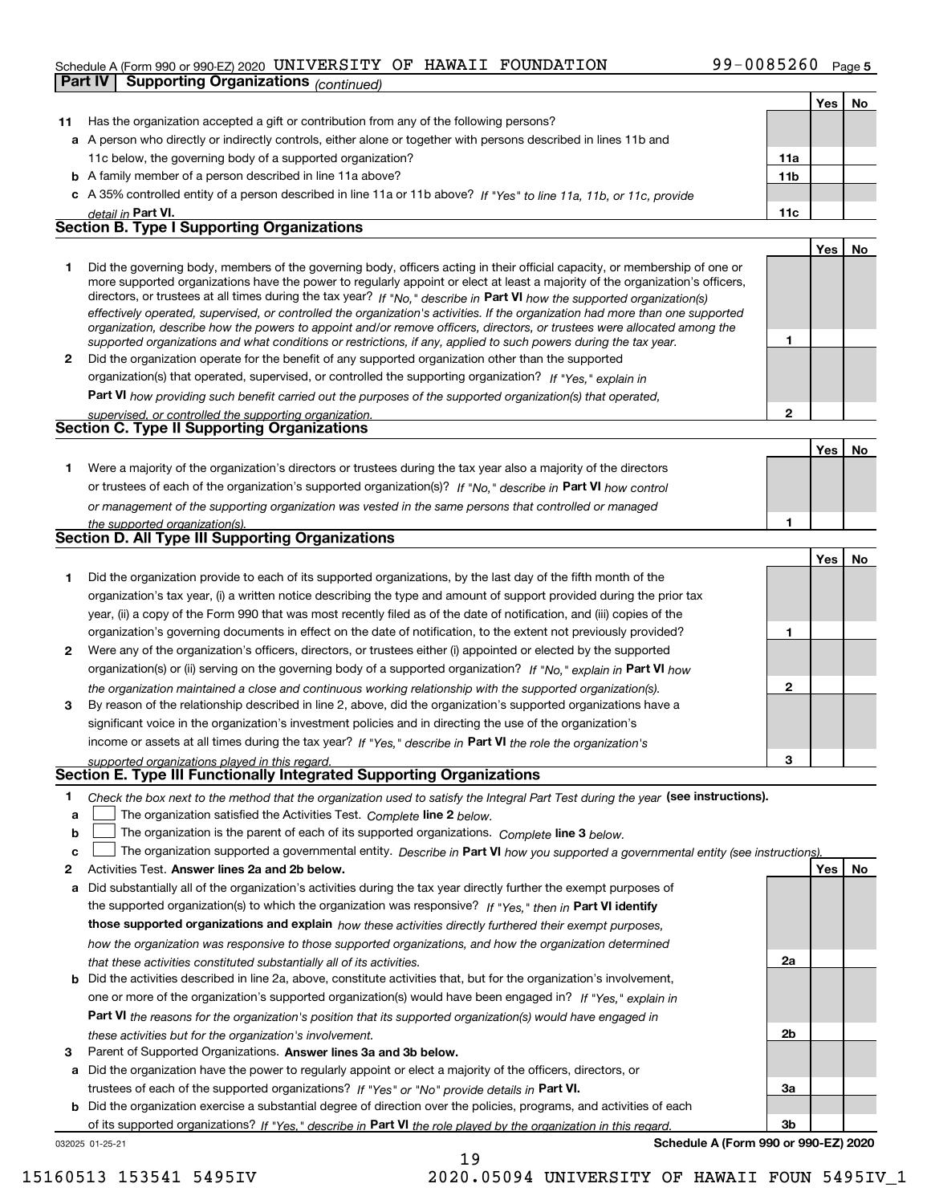Schedule A (Form 990 or 990-EZ) 2020 UNIVERSITY OF HAWAII FOUNDATION 99-0085260

**Part IV | Supporting Organizations** *(continued)*

| | | | Yes | No |
|---|---|---|---|---|
| **11** | Has the organization accepted a gift or contribution from any of the following persons? | | | |
| **a** | A person who directly or indirectly controls, either alone or together with persons described in lines 11b and 11c below, the governing body of a supported organization? | **11a** | | |
| **b** | A family member of a person described in line 11a above? | **11b** | | |
| **c** | A 35% controlled entity of a person described in line 11a or 11b above? *If "Yes" to line 11a, 11b, or 11c, provide detail in* **Part VI.** | **11c** | | |

## Section B. Type I Supporting Organizations

| | | | Yes | No |
|---|---|---|---|---|
| **1** | Did the governing body, members of the governing body, officers acting in their official capacity, or membership of one or more supported organizations have the power to regularly appoint or elect at least a majority of the organization's officers, directors, or trustees at all times during the tax year? *If "No," describe in* **Part VI** *how the supported organization(s) effectively operated, supervised, or controlled the organization's activities. If the organization had more than one supported organization, describe how the powers to appoint and/or remove officers, directors, or trustees were allocated among the supported organizations and what conditions or restrictions, if any, applied to such powers during the tax year.* | **1** | | |
| **2** | Did the organization operate for the benefit of any supported organization other than the supported organization(s) that operated, supervised, or controlled the supporting organization? *If "Yes," explain in* **Part VI** *how providing such benefit carried out the purposes of the supported organization(s) that operated, supervised, or controlled the supporting organization.* | **2** | | |

## Section C. Type II Supporting Organizations

| | | | Yes | No |
|---|---|---|---|---|
| **1** | Were a majority of the organization's directors or trustees during the tax year also a majority of the directors or trustees of each of the organization's supported organization(s)? *If "No," describe in* **Part VI** *how control or management of the supporting organization was vested in the same persons that controlled or managed the supported organization(s).* | **1** | | |

## Section D. All Type III Supporting Organizations

| | | | Yes | No |
|---|---|---|---|---|
| **1** | Did the organization provide to each of its supported organizations, by the last day of the fifth month of the organization's tax year, (i) a written notice describing the type and amount of support provided during the prior tax year, (ii) a copy of the Form 990 that was most recently filed as of the date of notification, and (iii) copies of the organization's governing documents in effect on the date of notification, to the extent not previously provided? | **1** | | |
| **2** | Were any of the organization's officers, directors, or trustees either (i) appointed or elected by the supported organization(s) or (ii) serving on the governing body of a supported organization? *If "No," explain in* **Part VI** *how the organization maintained a close and continuous working relationship with the supported organization(s).* | **2** | | |
| **3** | By reason of the relationship described in line 2, above, did the organization's supported organizations have a significant voice in the organization's investment policies and in directing the use of the organization's income or assets at all times during the tax year? *If "Yes," describe in* **Part VI** *the role the organization's supported organizations played in this regard.* | **3** | | |

## Section E. Type III Functionally Integrated Supporting Organizations

**1** *Check the box next to the method that the organization used to satisfy the Integral Part Test during the year* **(see instructions).**

- **a** ☐ The organization satisfied the Activities Test. *Complete* **line 2** *below.*
- **b** ☐ The organization is the parent of each of its supported organizations. *Complete* **line 3** *below.*
- **c** ☐ The organization supported a governmental entity. *Describe in* **Part VI** *how you supported a governmental entity (see instructions).*

| | | | Yes | No |
|---|---|---|---|---|
| **2** | Activities Test. **Answer lines 2a and 2b below.** | | | |
| **a** | Did substantially all of the organization's activities during the tax year directly further the exempt purposes of the supported organization(s) to which the organization was responsive? *If "Yes," then in* **Part VI identify those supported organizations and explain** *how these activities directly furthered their exempt purposes, how the organization was responsive to those supported organizations, and how the organization determined that these activities constituted substantially all of its activities.* | **2a** | | |
| **b** | Did the activities described in line 2a, above, constitute activities that, but for the organization's involvement, one or more of the organization's supported organization(s) would have been engaged in? *If "Yes," explain in* **Part VI** *the reasons for the organization's position that its supported organization(s) would have engaged in these activities but for the organization's involvement.* | **2b** | | |
| **3** | Parent of Supported Organizations. **Answer lines 3a and 3b below.** | | | |
| **a** | Did the organization have the power to regularly appoint or elect a majority of the officers, directors, or trustees of each of the supported organizations? *If "Yes" or "No" provide details in* **Part VI.** | **3a** | | |
| **b** | Did the organization exercise a substantial degree of direction over the policies, programs, and activities of each of its supported organizations? *If "Yes," describe in* **Part VI** *the role played by the organization in this regard.* | **3b** | | |

032025 01-25-21 **Schedule A (Form 990 or 990-EZ) 2020**

15160513 153541 5495IV 2020.05094 UNIVERSITY OF HAWAII FOUN 5495IV_1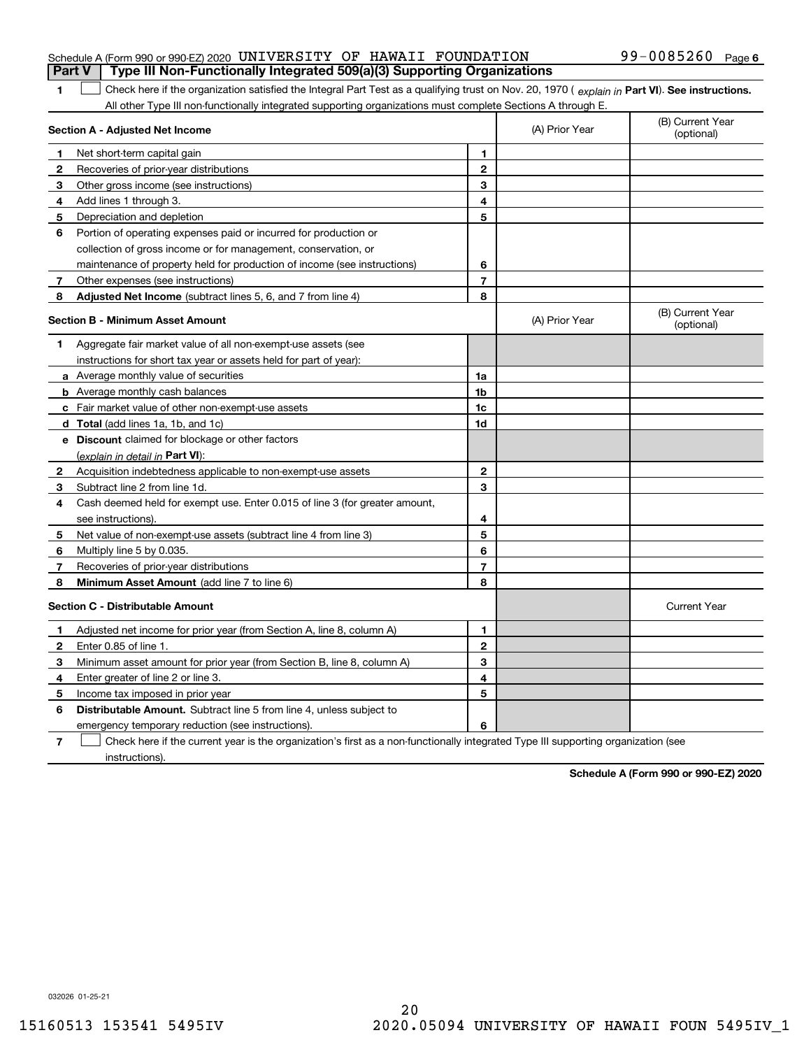Schedule A (Form 990 or 990-EZ) 2020 UNIVERSITY OF HAWAII FOUNDATION 99-0085260 Page 6

## Part V Type III Non-Functionally Integrated 509(a)(3) Supporting Organizations

1 ☐ Check here if the organization satisfied the Integral Part Test as a qualifying trust on Nov. 20, 1970 ( *explain in* **Part VI**). **See instructions.** All other Type III non-functionally integrated supporting organizations must complete Sections A through E.

| Section A - Adjusted Net Income | | | (A) Prior Year | (B) Current Year (optional) |
|---|---|---|---|---|
| 1 | Net short-term capital gain | 1 | | |
| 2 | Recoveries of prior-year distributions | 2 | | |
| 3 | Other gross income (see instructions) | 3 | | |
| 4 | Add lines 1 through 3. | 4 | | |
| 5 | Depreciation and depletion | 5 | | |
| 6 | Portion of operating expenses paid or incurred for production or collection of gross income or for management, conservation, or maintenance of property held for production of income (see instructions) | 6 | | |
| 7 | Other expenses (see instructions) | 7 | | |
| 8 | **Adjusted Net Income** (subtract lines 5, 6, and 7 from line 4) | 8 | | |

| Section B - Minimum Asset Amount | | | (A) Prior Year | (B) Current Year (optional) |
|---|---|---|---|---|
| 1 | Aggregate fair market value of all non-exempt-use assets (see instructions for short tax year or assets held for part of year): | | | |
| a | Average monthly value of securities | 1a | | |
| b | Average monthly cash balances | 1b | | |
| c | Fair market value of other non-exempt-use assets | 1c | | |
| d | **Total** (add lines 1a, 1b, and 1c) | 1d | | |
| e | **Discount** claimed for blockage or other factors (*explain in detail in* **Part VI**): | | | |
| 2 | Acquisition indebtedness applicable to non-exempt-use assets | 2 | | |
| 3 | Subtract line 2 from line 1d. | 3 | | |
| 4 | Cash deemed held for exempt use. Enter 0.015 of line 3 (for greater amount, see instructions). | 4 | | |
| 5 | Net value of non-exempt-use assets (subtract line 4 from line 3) | 5 | | |
| 6 | Multiply line 5 by 0.035. | 6 | | |
| 7 | Recoveries of prior-year distributions | 7 | | |
| 8 | **Minimum Asset Amount** (add line 7 to line 6) | 8 | | |

| Section C - Distributable Amount | | | | Current Year |
|---|---|---|---|---|
| 1 | Adjusted net income for prior year (from Section A, line 8, column A) | 1 | | |
| 2 | Enter 0.85 of line 1. | 2 | | |
| 3 | Minimum asset amount for prior year (from Section B, line 8, column A) | 3 | | |
| 4 | Enter greater of line 2 or line 3. | 4 | | |
| 5 | Income tax imposed in prior year | 5 | | |
| 6 | **Distributable Amount.** Subtract line 5 from line 4, unless subject to emergency temporary reduction (see instructions). | 6 | | |

7 ☐ Check here if the current year is the organization's first as a non-functionally integrated Type III supporting organization (see instructions).

**Schedule A (Form 990 or 990-EZ) 2020**

032026 01-25-21

15160513 153541 5495IV 2020.05094 UNIVERSITY OF HAWAII FOUN 5495IV_1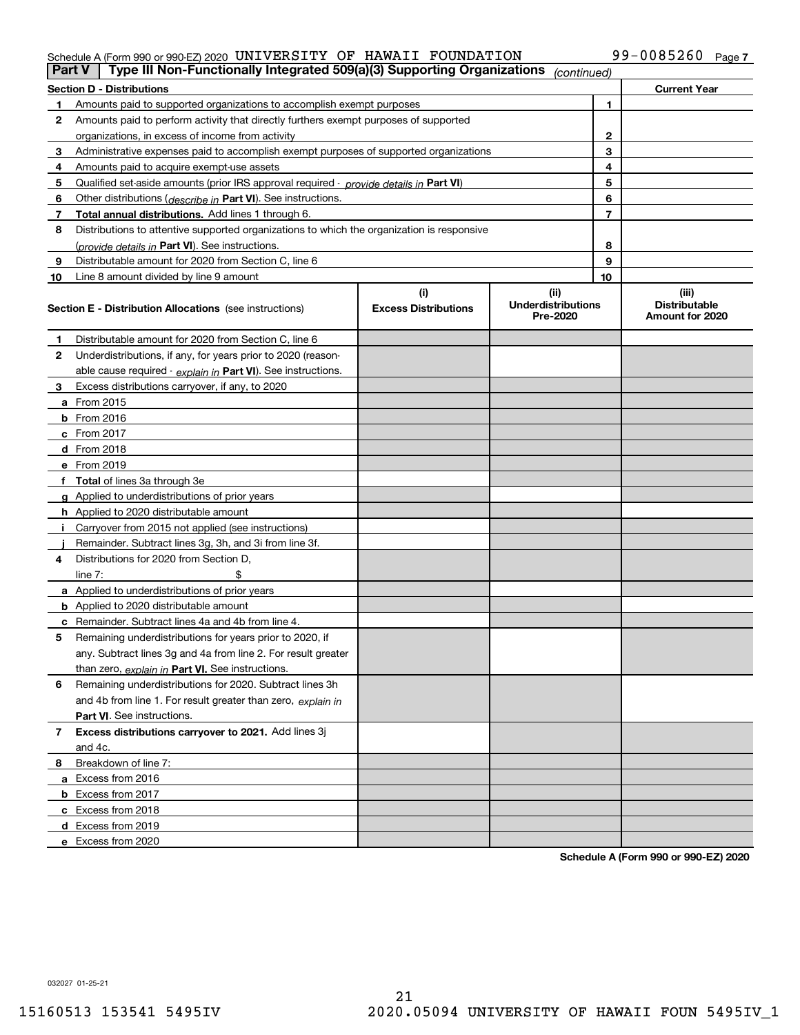Schedule A (Form 990 or 990-EZ) 2020 UNIVERSITY OF HAWAII FOUNDATION 99-0085260 Page 7

**Part V | Type III Non-Functionally Integrated 509(a)(3) Supporting Organizations** *(continued)*

| Section D - Distributions | | | Current Year |
|---|---|---|---|
| 1 | Amounts paid to supported organizations to accomplish exempt purposes | 1 | |
| 2 | Amounts paid to perform activity that directly furthers exempt purposes of supported organizations, in excess of income from activity | 2 | |
| 3 | Administrative expenses paid to accomplish exempt purposes of supported organizations | 3 | |
| 4 | Amounts paid to acquire exempt-use assets | 4 | |
| 5 | Qualified set-aside amounts (prior IRS approval required - *provide details in* **Part VI**) | 5 | |
| 6 | Other distributions (*describe in* **Part VI**). See instructions. | 6 | |
| 7 | **Total annual distributions.** Add lines 1 through 6. | 7 | |
| 8 | Distributions to attentive supported organizations to which the organization is responsive (*provide details in* **Part VI**). See instructions. | 8 | |
| 9 | Distributable amount for 2020 from Section C, line 6 | 9 | |
| 10 | Line 8 amount divided by line 9 amount | 10 | |

| Section E - Distribution Allocations (see instructions) | (i) Excess Distributions | (ii) Underdistributions Pre-2020 | (iii) Distributable Amount for 2020 |
|---|---|---|---|
| **1** Distributable amount for 2020 from Section C, line 6 | | | |
| **2** Underdistributions, if any, for years prior to 2020 (reasonable cause required - *explain in* **Part VI**). See instructions. | | | |
| **3** Excess distributions carryover, if any, to 2020 | | | |
| **a** From 2015 | | | |
| **b** From 2016 | | | |
| **c** From 2017 | | | |
| **d** From 2018 | | | |
| **e** From 2019 | | | |
| **f Total** of lines 3a through 3e | | | |
| **g** Applied to underdistributions of prior years | | | |
| **h** Applied to 2020 distributable amount | | | |
| **i** Carryover from 2015 not applied (see instructions) | | | |
| **j** Remainder. Subtract lines 3g, 3h, and 3i from line 3f. | | | |
| **4** Distributions for 2020 from Section D, line 7: $ | | | |
| **a** Applied to underdistributions of prior years | | | |
| **b** Applied to 2020 distributable amount | | | |
| **c** Remainder. Subtract lines 4a and 4b from line 4. | | | |
| **5** Remaining underdistributions for years prior to 2020, if any. Subtract lines 3g and 4a from line 2. For result greater than zero, *explain in* **Part VI.** See instructions. | | | |
| **6** Remaining underdistributions for 2020. Subtract lines 3h and 4b from line 1. For result greater than zero, *explain in* **Part VI**. See instructions. | | | |
| **7 Excess distributions carryover to 2021.** Add lines 3j and 4c. | | | |
| **8** Breakdown of line 7: | | | |
| **a** Excess from 2016 | | | |
| **b** Excess from 2017 | | | |
| **c** Excess from 2018 | | | |
| **d** Excess from 2019 | | | |
| **e** Excess from 2020 | | | |

**Schedule A (Form 990 or 990-EZ) 2020**

032027 01-25-21

15160513 153541 5495IV 2020.05094 UNIVERSITY OF HAWAII FOUN 5495IV_1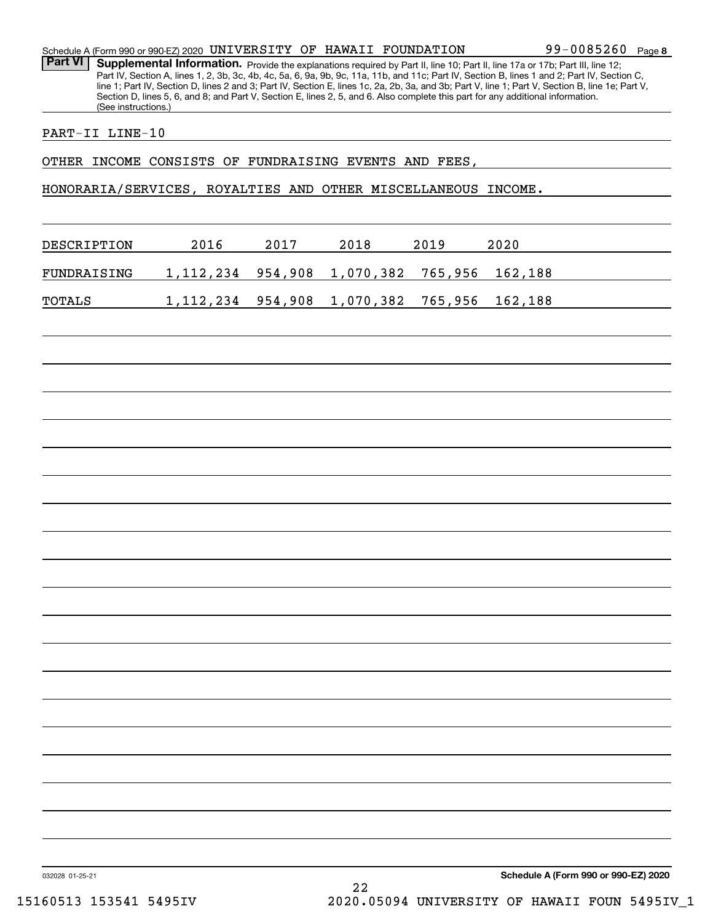Schedule A (Form 990 or 990-EZ) 2020 UNIVERSITY OF HAWAII FOUNDATION 99-0085260 Page 8

**Part VI** **Supplemental Information.** Provide the explanations required by Part II, line 10; Part II, line 17a or 17b; Part III, line 12; Part IV, Section A, lines 1, 2, 3b, 3c, 4b, 4c, 5a, 6, 9a, 9b, 9c, 11a, 11b, and 11c; Part IV, Section B, lines 1 and 2; Part IV, Section C, line 1; Part IV, Section D, lines 2 and 3; Part IV, Section E, lines 1c, 2a, 2b, 3a, and 3b; Part V, line 1; Part V, Section B, line 1e; Part V, Section D, lines 5, 6, and 8; and Part V, Section E, lines 2, 5, and 6. Also complete this part for any additional information. (See instructions.)

PART-II LINE-10

OTHER INCOME CONSISTS OF FUNDRAISING EVENTS AND FEES, HONORARIA/SERVICES, ROYALTIES AND OTHER MISCELLANEOUS INCOME.

| DESCRIPTION | 2016 | 2017 | 2018 | 2019 | 2020 |
|---|---|---|---|---|---|
| FUNDRAISING | 1,112,234 | 954,908 | 1,070,382 | 765,956 | 162,188 |
| TOTALS | 1,112,234 | 954,908 | 1,070,382 | 765,956 | 162,188 |

032028 01-25-21 Schedule A (Form 990 or 990-EZ) 2020

15160513 153541 5495IV 2020.05094 UNIVERSITY OF HAWAII FOUN 5495IV_1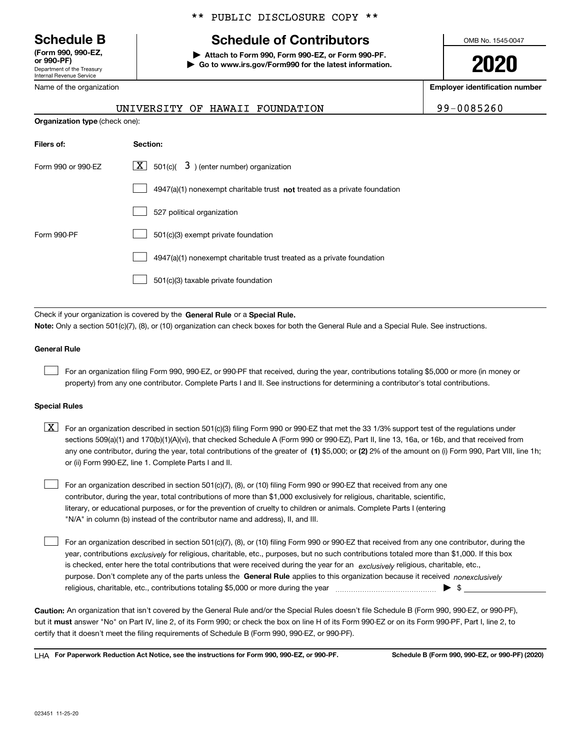** PUBLIC DISCLOSURE COPY **

# Schedule B

**(Form 990, 990-EZ, or 990-PF)**
Department of the Treasury
Internal Revenue Service

## Schedule of Contributors

▶ **Attach to Form 990, Form 990-EZ, or Form 990-PF.**
▶ **Go to www.irs.gov/Form990 for the latest information.**

OMB No. 1545-0047

**2020**

| Name of the organization | Employer identification number |
|---|---|
| UNIVERSITY OF HAWAII FOUNDATION | 99-0085260 |

**Organization type** (check one):

| Filers of: | Section: |
|---|---|
| Form 990 or 990-EZ | [X] 501(c)( 3 ) (enter number) organization |
| | [ ] 4947(a)(1) nonexempt charitable trust **not** treated as a private foundation |
| | [ ] 527 political organization |
| Form 990-PF | [ ] 501(c)(3) exempt private foundation |
| | [ ] 4947(a)(1) nonexempt charitable trust treated as a private foundation |
| | [ ] 501(c)(3) taxable private foundation |

Check if your organization is covered by the **General Rule** or a **Special Rule.**

**Note:** Only a section 501(c)(7), (8), or (10) organization can check boxes for both the General Rule and a Special Rule. See instructions.

**General Rule**

[ ] For an organization filing Form 990, 990-EZ, or 990-PF that received, during the year, contributions totaling $5,000 or more (in money or property) from any one contributor. Complete Parts I and II. See instructions for determining a contributor's total contributions.

**Special Rules**

[X] For an organization described in section 501(c)(3) filing Form 990 or 990-EZ that met the 33 1/3% support test of the regulations under sections 509(a)(1) and 170(b)(1)(A)(vi), that checked Schedule A (Form 990 or 990-EZ), Part II, line 13, 16a, or 16b, and that received from any one contributor, during the year, total contributions of the greater of **(1)** $5,000; or **(2)** 2% of the amount on (i) Form 990, Part VIII, line 1h; or (ii) Form 990-EZ, line 1. Complete Parts I and II.

[ ] For an organization described in section 501(c)(7), (8), or (10) filing Form 990 or 990-EZ that received from any one contributor, during the year, total contributions of more than $1,000 exclusively for religious, charitable, scientific, literary, or educational purposes, or for the prevention of cruelty to children or animals. Complete Parts I (entering "N/A" in column (b) instead of the contributor name and address), II, and III.

[ ] For an organization described in section 501(c)(7), (8), or (10) filing Form 990 or 990-EZ that received from any one contributor, during the year, contributions *exclusively* for religious, charitable, etc., purposes, but no such contributions totaled more than $1,000. If this box is checked, enter here the total contributions that were received during the year for an *exclusively* religious, charitable, etc., purpose. Don't complete any of the parts unless the **General Rule** applies to this organization because it received *nonexclusively* religious, charitable, etc., contributions totaling $5,000 or more during the year ▶ $

**Caution:** An organization that isn't covered by the General Rule and/or the Special Rules doesn't file Schedule B (Form 990, 990-EZ, or 990-PF), but it **must** answer "No" on Part IV, line 2, of its Form 990; or check the box on line H of its Form 990-EZ or on its Form 990-PF, Part I, line 2, to certify that it doesn't meet the filing requirements of Schedule B (Form 990, 990-EZ, or 990-PF).

LHA **For Paperwork Reduction Act Notice, see the instructions for Form 990, 990-EZ, or 990-PF.** **Schedule B (Form 990, 990-EZ, or 990-PF) (2020)**

023451 11-25-20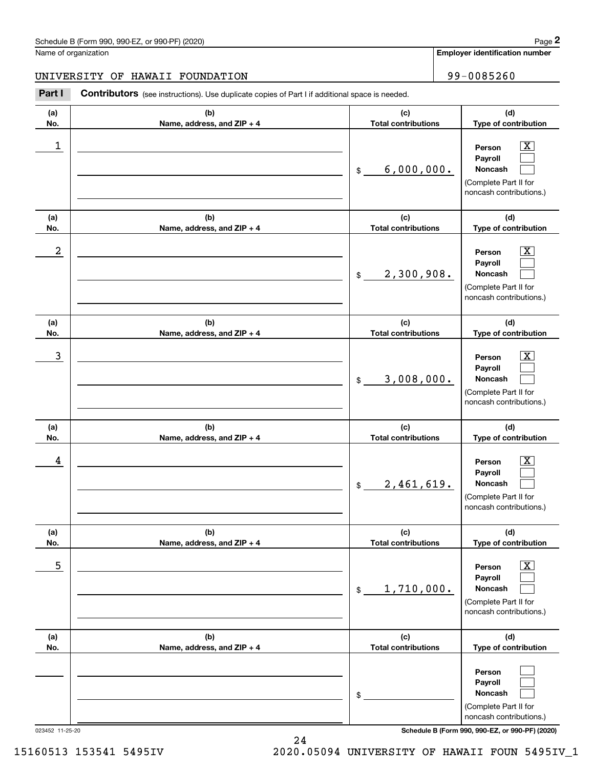Schedule B (Form 990, 990-EZ, or 990-PF) (2020) Page **2**

Name of organization: UNIVERSITY OF HAWAII FOUNDATION

**Employer identification number**: 99-0085260

**Part I** **Contributors** (see instructions). Use duplicate copies of Part I if additional space is needed.

| (a) No. | (b) Name, address, and ZIP + 4 | (c) Total contributions | (d) Type of contribution |
|---|---|---|---|
| 1 | | $ 6,000,000. | Person [X] Payroll [ ] Noncash [ ] (Complete Part II for noncash contributions.) |
| 2 | | $ 2,300,908. | Person [X] Payroll [ ] Noncash [ ] (Complete Part II for noncash contributions.) |
| 3 | | $ 3,008,000. | Person [X] Payroll [ ] Noncash [ ] (Complete Part II for noncash contributions.) |
| 4 | | $ 2,461,619. | Person [X] Payroll [ ] Noncash [ ] (Complete Part II for noncash contributions.) |
| 5 | | $ 1,710,000. | Person [X] Payroll [ ] Noncash [ ] (Complete Part II for noncash contributions.) |
| | | $ | Person [ ] Payroll [ ] Noncash [ ] (Complete Part II for noncash contributions.) |

023452 11-25-20 **Schedule B (Form 990, 990-EZ, or 990-PF) (2020)**

15160513 153541 5495IV 2020.05094 UNIVERSITY OF HAWAII FOUN 5495IV_1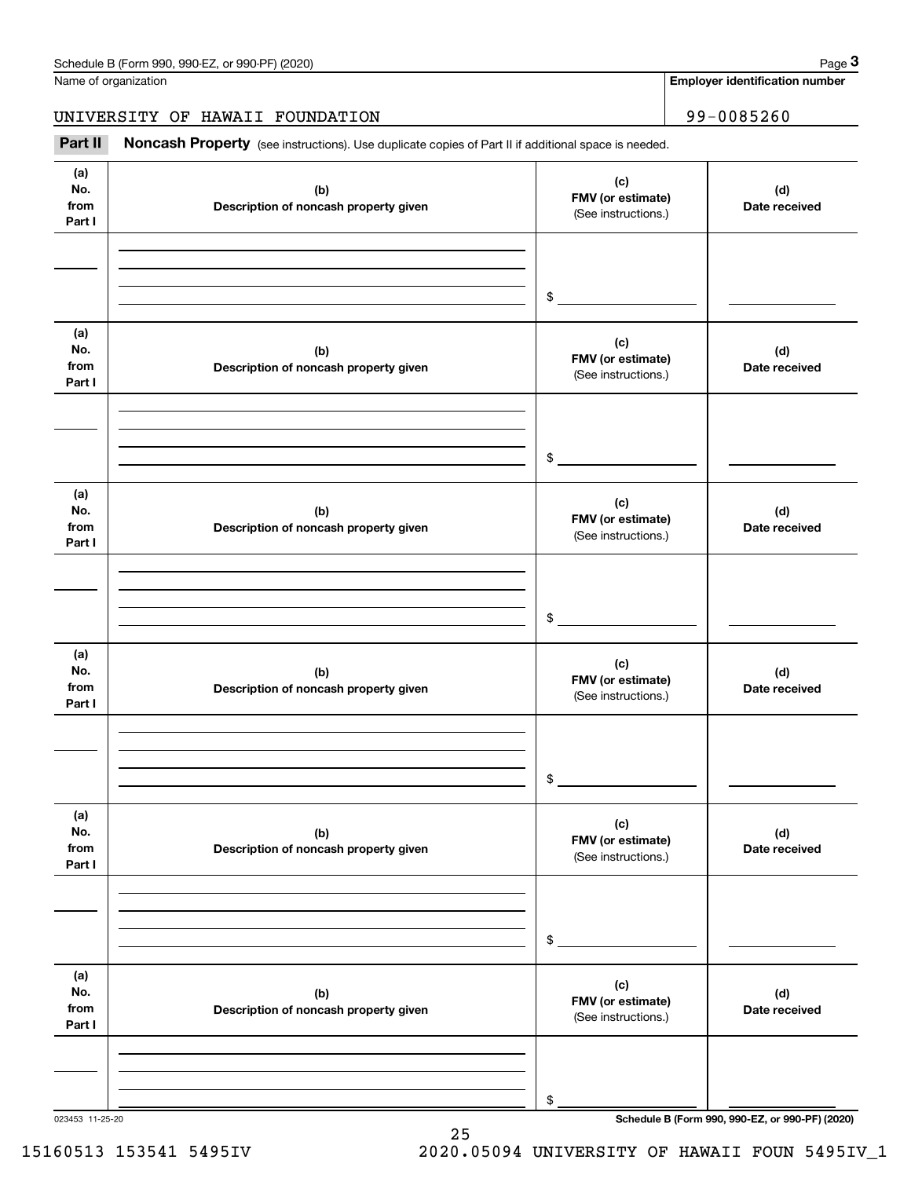Name of organization | Employer identification number

UNIVERSITY OF HAWAII FOUNDATION | 99-0085260

**Part II** **Noncash Property** (see instructions). Use duplicate copies of Part II if additional space is needed.

| (a) No. from Part I | (b) Description of noncash property given | (c) FMV (or estimate) (See instructions.) | (d) Date received |
|---|---|---|---|
| | | $ | |

| (a) No. from Part I | (b) Description of noncash property given | (c) FMV (or estimate) (See instructions.) | (d) Date received |
|---|---|---|---|
| | | $ | |

| (a) No. from Part I | (b) Description of noncash property given | (c) FMV (or estimate) (See instructions.) | (d) Date received |
|---|---|---|---|
| | | $ | |

| (a) No. from Part I | (b) Description of noncash property given | (c) FMV (or estimate) (See instructions.) | (d) Date received |
|---|---|---|---|
| | | $ | |

| (a) No. from Part I | (b) Description of noncash property given | (c) FMV (or estimate) (See instructions.) | (d) Date received |
|---|---|---|---|
| | | $ | |

| (a) No. from Part I | (b) Description of noncash property given | (c) FMV (or estimate) (See instructions.) | (d) Date received |
|---|---|---|---|
| | | $ | |

023453 11-25-20

15160513 153541 5495IV 2020.05094 UNIVERSITY OF HAWAII FOUN 5495IV_1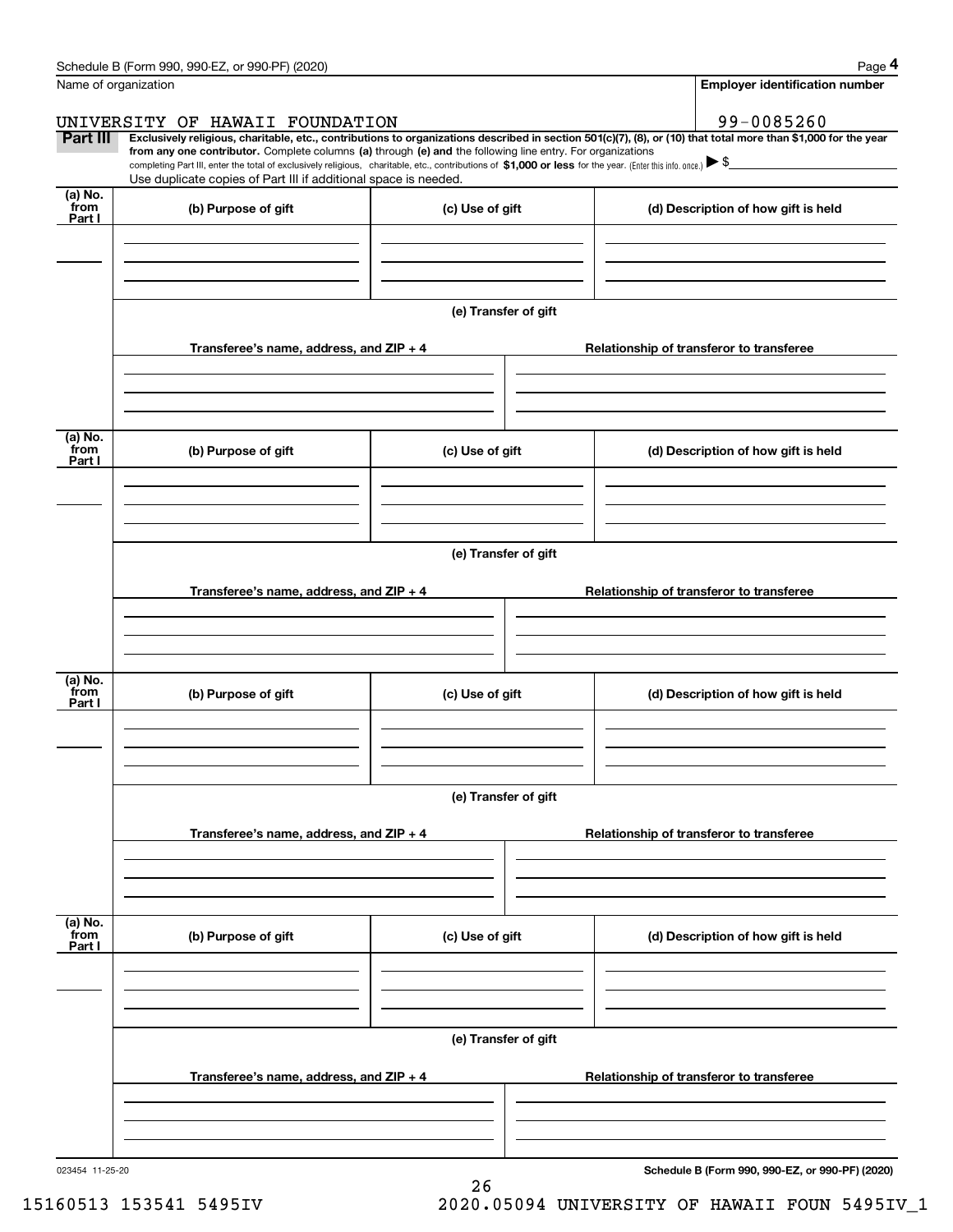Schedule B (Form 990, 990-EZ, or 990-PF) (2020)

Name of organization: UNIVERSITY OF HAWAII FOUNDATION

Employer identification number: 99-0085260

**Part III** **Exclusively religious, charitable, etc., contributions to organizations described in section 501(c)(7), (8), or (10) that total more than $1,000 for the year from any one contributor.** Complete columns **(a)** through **(e)** and the following line entry. For organizations completing Part III, enter the total of exclusively religious, charitable, etc., contributions of **$1,000 or less** for the year. (Enter this info. once.) ▶ $

Use duplicate copies of Part III if additional space is needed.

| (a) No. from Part I | (b) Purpose of gift | (c) Use of gift | (d) Description of how gift is held |
|---|---|---|---|
| | | | |

(e) Transfer of gift

| Transferee's name, address, and ZIP + 4 | Relationship of transferor to transferee |
|---|---|
| | |

| (a) No. from Part I | (b) Purpose of gift | (c) Use of gift | (d) Description of how gift is held |
|---|---|---|---|
| | | | |

(e) Transfer of gift

| Transferee's name, address, and ZIP + 4 | Relationship of transferor to transferee |
|---|---|
| | |

| (a) No. from Part I | (b) Purpose of gift | (c) Use of gift | (d) Description of how gift is held |
|---|---|---|---|
| | | | |

(e) Transfer of gift

| Transferee's name, address, and ZIP + 4 | Relationship of transferor to transferee |
|---|---|
| | |

| (a) No. from Part I | (b) Purpose of gift | (c) Use of gift | (d) Description of how gift is held |
|---|---|---|---|
| | | | |

(e) Transfer of gift

| Transferee's name, address, and ZIP + 4 | Relationship of transferor to transferee |
|---|---|
| | |

023454 11-25-20

**Schedule B (Form 990, 990-EZ, or 990-PF) (2020)**

15160513 153541 5495IV 2020.05094 UNIVERSITY OF HAWAII FOUN 5495IV_1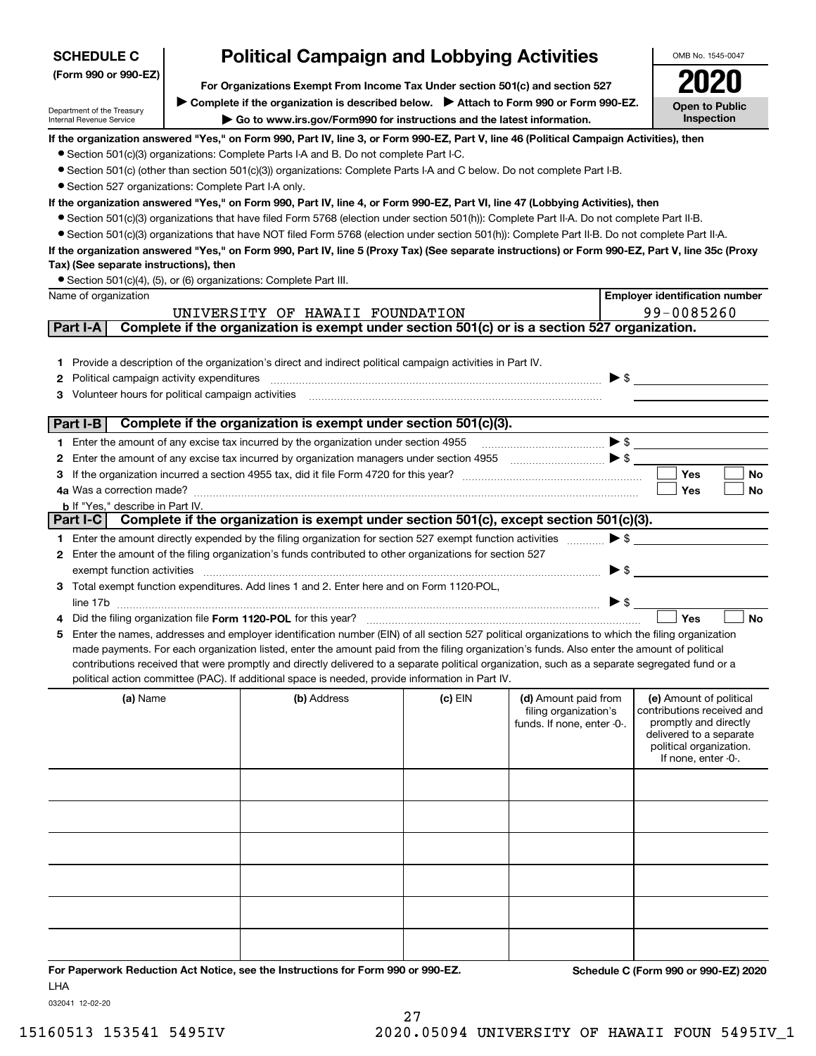**SCHEDULE C (Form 990 or 990-EZ)**

Department of the Treasury
Internal Revenue Service

# Political Campaign and Lobbying Activities

**For Organizations Exempt From Income Tax Under section 501(c) and section 527**

▶ **Complete if the organization is described below.** ▶ **Attach to Form 990 or Form 990-EZ.**

▶ **Go to www.irs.gov/Form990 for instructions and the latest information.**

OMB No. 1545-0047

**2020**

**Open to Public Inspection**

**If the organization answered "Yes," on Form 990, Part IV, line 3, or Form 990-EZ, Part V, line 46 (Political Campaign Activities), then**

- Section 501(c)(3) organizations: Complete Parts I-A and B. Do not complete Part I-C.
- Section 501(c) (other than section 501(c)(3)) organizations: Complete Parts I-A and C below. Do not complete Part I-B.
- Section 527 organizations: Complete Part I-A only.

**If the organization answered "Yes," on Form 990, Part IV, line 4, or Form 990-EZ, Part VI, line 47 (Lobbying Activities), then**

- Section 501(c)(3) organizations that have filed Form 5768 (election under section 501(h)): Complete Part II-A. Do not complete Part II-B.
- Section 501(c)(3) organizations that have NOT filed Form 5768 (election under section 501(h)): Complete Part II-B. Do not complete Part II-A.

**If the organization answered "Yes," on Form 990, Part IV, line 5 (Proxy Tax) (See separate instructions) or Form 990-EZ, Part V, line 35c (Proxy Tax) (See separate instructions), then**

- Section 501(c)(4), (5), or (6) organizations: Complete Part III.

| Name of organization | Employer identification number |
|---|---|
| UNIVERSITY OF HAWAII FOUNDATION | 99-0085260 |

## Part I-A  Complete if the organization is exempt under section 501(c) or is a section 527 organization.

1. Provide a description of the organization's direct and indirect political campaign activities in Part IV.
2. Political campaign activity expenditures ▶ $
3. Volunteer hours for political campaign activities

## Part I-B  Complete if the organization is exempt under section 501(c)(3).

1. Enter the amount of any excise tax incurred by the organization under section 4955 ▶ $
2. Enter the amount of any excise tax incurred by organization managers under section 4955 ▶ $
3. If the organization incurred a section 4955 tax, did it file Form 4720 for this year? ☐ Yes ☐ No
4a. Was a correction made? ☐ Yes ☐ No
 b. If "Yes," describe in Part IV.

## Part I-C  Complete if the organization is exempt under section 501(c), except section 501(c)(3).

1. Enter the amount directly expended by the filing organization for section 527 exempt function activities ▶ $
2. Enter the amount of the filing organization's funds contributed to other organizations for section 527 exempt function activities ▶ $
3. Total exempt function expenditures. Add lines 1 and 2. Enter here and on Form 1120-POL, line 17b ▶ $
4. Did the filing organization file **Form 1120-POL** for this year? ☐ Yes ☐ No
5. Enter the names, addresses and employer identification number (EIN) of all section 527 political organizations to which the filing organization made payments. For each organization listed, enter the amount paid from the filing organization's funds. Also enter the amount of political contributions received that were promptly and directly delivered to a separate political organization, such as a separate segregated fund or a political action committee (PAC). If additional space is needed, provide information in Part IV.

| (a) Name | (b) Address | (c) EIN | (d) Amount paid from filing organization's funds. If none, enter -0-. | (e) Amount of political contributions received and promptly and directly delivered to a separate political organization. If none, enter -0-. |
|---|---|---|---|---|
| | | | | |
| | | | | |
| | | | | |
| | | | | |
| | | | | |
| | | | | |

**For Paperwork Reduction Act Notice, see the Instructions for Form 990 or 990-EZ.**  **Schedule C (Form 990 or 990-EZ) 2020**

LHA

032041 12-02-20

15160513 153541 5495IV  2020.05094 UNIVERSITY OF HAWAII FOUN 5495IV_1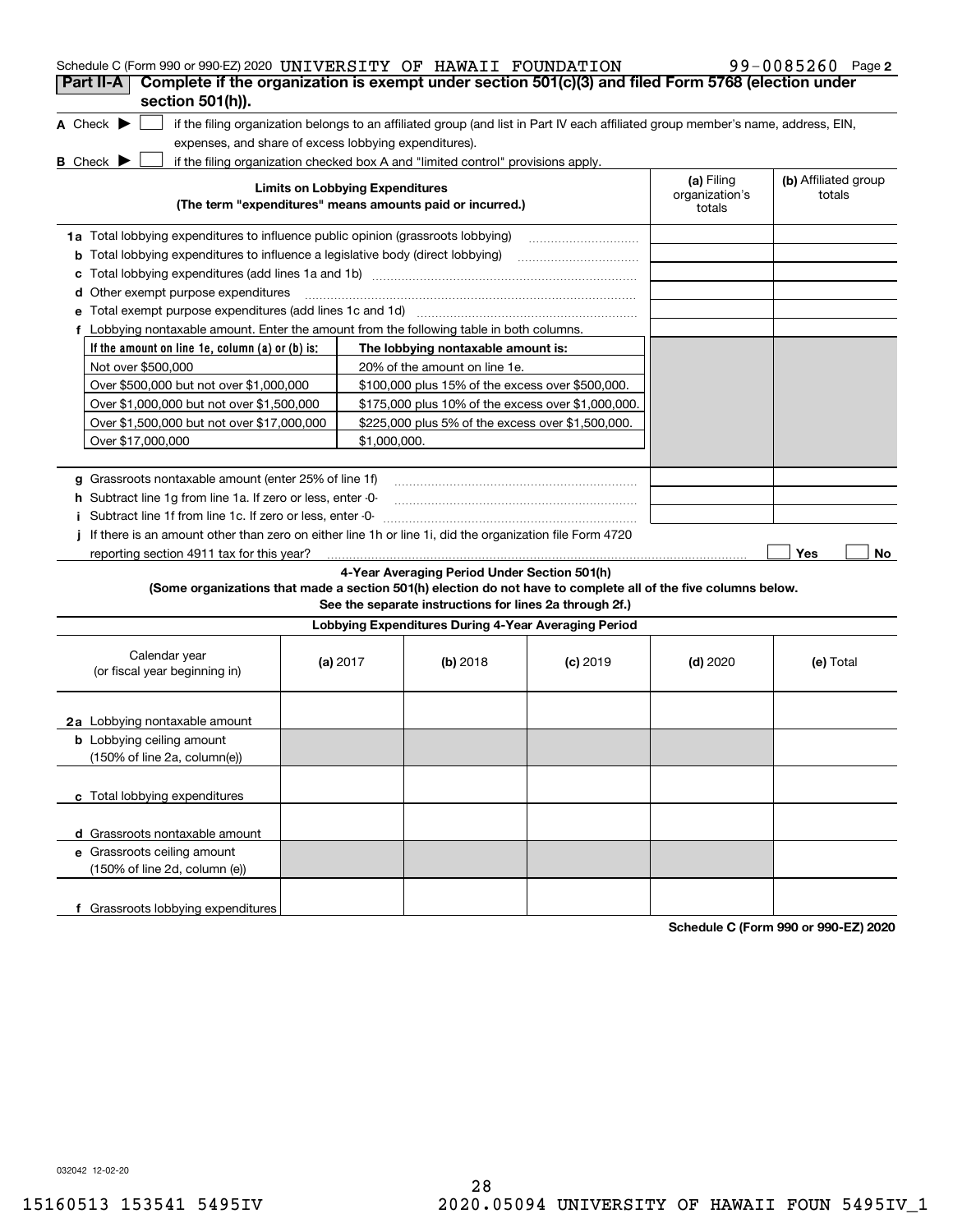Schedule C (Form 990 or 990-EZ) 2020 UNIVERSITY OF HAWAII FOUNDATION 99-0085260 Page 2

## Part II-A Complete if the organization is exempt under section 501(c)(3) and filed Form 5768 (election under section 501(h)).

**A** Check ▶ ☐ if the filing organization belongs to an affiliated group (and list in Part IV each affiliated group member's name, address, EIN, expenses, and share of excess lobbying expenditures).

**B** Check ▶ ☐ if the filing organization checked box A and "limited control" provisions apply.

| Limits on Lobbying Expenditures (The term "expenditures" means amounts paid or incurred.) | (a) Filing organization's totals | (b) Affiliated group totals |
|---|---|---|
| **1a** Total lobbying expenditures to influence public opinion (grassroots lobbying) | | |
| **b** Total lobbying expenditures to influence a legislative body (direct lobbying) | | |
| **c** Total lobbying expenditures (add lines 1a and 1b) | | |
| **d** Other exempt purpose expenditures | | |
| **e** Total exempt purpose expenditures (add lines 1c and 1d) | | |
| **f** Lobbying nontaxable amount. Enter the amount from the following table in both columns. | | |

| If the amount on line 1e, column (a) or (b) is: | The lobbying nontaxable amount is: |
|---|---|
| Not over $500,000 | 20% of the amount on line 1e. |
| Over $500,000 but not over $1,000,000 | $100,000 plus 15% of the excess over $500,000. |
| Over $1,000,000 but not over $1,500,000 | $175,000 plus 10% of the excess over $1,000,000. |
| Over $1,500,000 but not over $17,000,000 | $225,000 plus 5% of the excess over $1,500,000. |
| Over $17,000,000 | $1,000,000. |

| | (a) | (b) |
|---|---|---|
| **g** Grassroots nontaxable amount (enter 25% of line 1f) | | |
| **h** Subtract line 1g from line 1a. If zero or less, enter -0- | | |
| **i** Subtract line 1f from line 1c. If zero or less, enter -0- | | |

**j** If there is an amount other than zero on either line 1h or line 1i, did the organization file Form 4720 reporting section 4911 tax for this year? ☐ Yes ☐ No

### 4-Year Averaging Period Under Section 501(h)

**(Some organizations that made a section 501(h) election do not have to complete all of the five columns below. See the separate instructions for lines 2a through 2f.)**

| Lobbying Expenditures During 4-Year Averaging Period | | | | | |
|---|---|---|---|---|---|
| Calendar year (or fiscal year beginning in) | (a) 2017 | (b) 2018 | (c) 2019 | (d) 2020 | (e) Total |
| **2a** Lobbying nontaxable amount | | | | | |
| **b** Lobbying ceiling amount (150% of line 2a, column(e)) | | | | | |
| **c** Total lobbying expenditures | | | | | |
| **d** Grassroots nontaxable amount | | | | | |
| **e** Grassroots ceiling amount (150% of line 2d, column (e)) | | | | | |
| **f** Grassroots lobbying expenditures | | | | | |

Schedule C (Form 990 or 990-EZ) 2020

032042 12-02-20

15160513 153541 5495IV 2020.05094 UNIVERSITY OF HAWAII FOUN 5495IV_1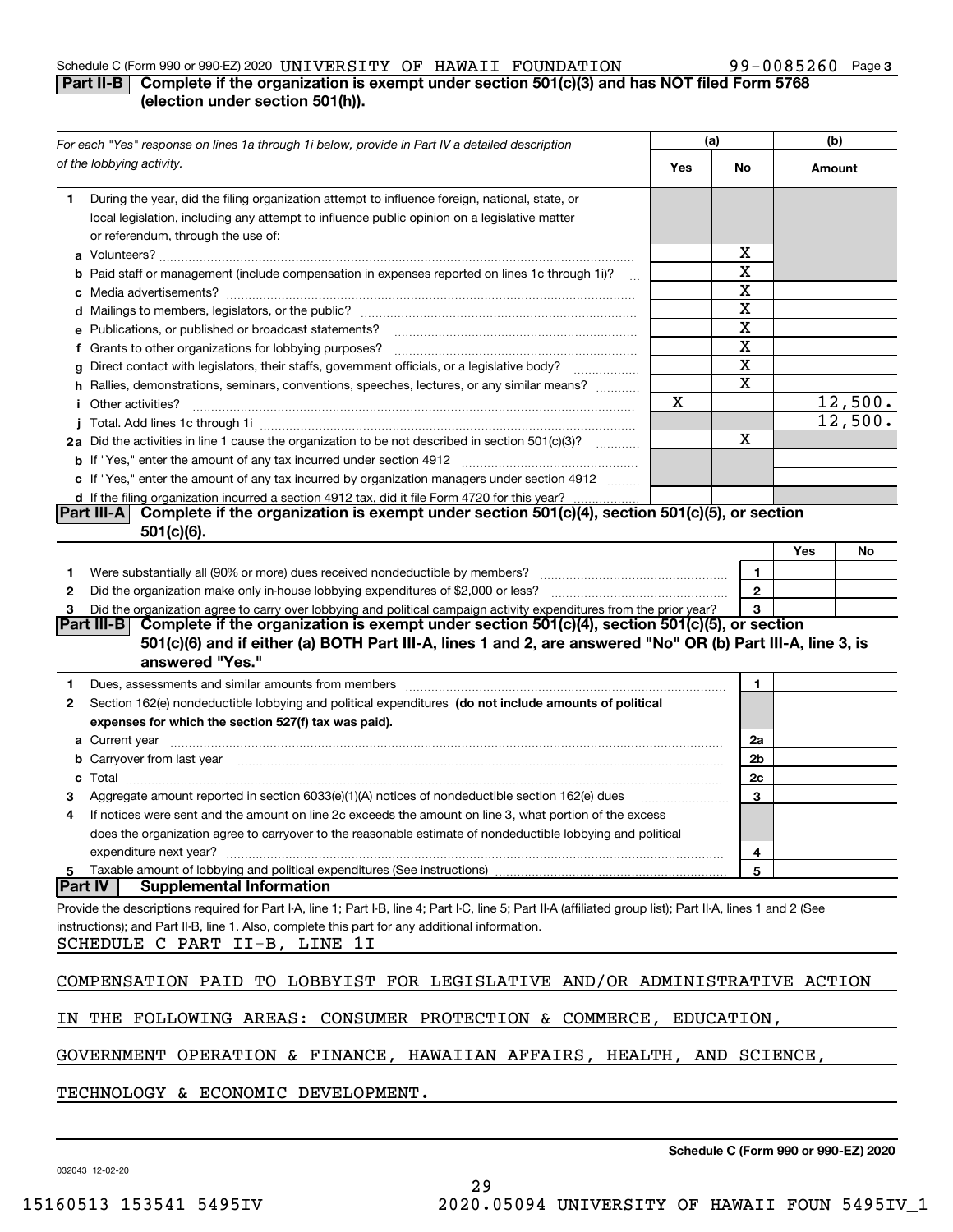Schedule C (Form 990 or 990-EZ) 2020 UNIVERSITY OF HAWAII FOUNDATION 99-0085260 Page 3

**Part II-B | Complete if the organization is exempt under section 501(c)(3) and has NOT filed Form 5768 (election under section 501(h)).**

| *For each "Yes" response on lines 1a through 1i below, provide in Part IV a detailed description of the lobbying activity.* | (a) Yes | (a) No | (b) Amount |
|---|---|---|---|
| **1** During the year, did the filing organization attempt to influence foreign, national, state, or local legislation, including any attempt to influence public opinion on a legislative matter or referendum, through the use of: | | | |
| **a** Volunteers? | | X | |
| **b** Paid staff or management (include compensation in expenses reported on lines 1c through 1i)? | | X | |
| **c** Media advertisements? | | X | |
| **d** Mailings to members, legislators, or the public? | | X | |
| **e** Publications, or published or broadcast statements? | | X | |
| **f** Grants to other organizations for lobbying purposes? | | X | |
| **g** Direct contact with legislators, their staffs, government officials, or a legislative body? | | X | |
| **h** Rallies, demonstrations, seminars, conventions, speeches, lectures, or any similar means? | | X | |
| **i** Other activities? | X | | 12,500. |
| **j** Total. Add lines 1c through 1i | | | 12,500. |
| **2a** Did the activities in line 1 cause the organization to be not described in section 501(c)(3)? | | X | |
| **b** If "Yes," enter the amount of any tax incurred under section 4912 | | | |
| **c** If "Yes," enter the amount of any tax incurred by organization managers under section 4912 | | | |
| **d** If the filing organization incurred a section 4912 tax, did it file Form 4720 for this year? | | | |

**Part III-A | Complete if the organization is exempt under section 501(c)(4), section 501(c)(5), or section 501(c)(6).**

| | | Yes | No |
|---|---|---|---|
| **1** Were substantially all (90% or more) dues received nondeductible by members? | 1 | | |
| **2** Did the organization make only in-house lobbying expenditures of $2,000 or less? | 2 | | |
| **3** Did the organization agree to carry over lobbying and political campaign activity expenditures from the prior year? | 3 | | |

**Part III-B | Complete if the organization is exempt under section 501(c)(4), section 501(c)(5), or section 501(c)(6) and if either (a) BOTH Part III-A, lines 1 and 2, are answered "No" OR (b) Part III-A, line 3, is answered "Yes."**

| | | |
|---|---|---|
| **1** Dues, assessments and similar amounts from members | 1 | |
| **2** Section 162(e) nondeductible lobbying and political expenditures **(do not include amounts of political expenses for which the section 527(f) tax was paid).** | | |
| **a** Current year | 2a | |
| **b** Carryover from last year | 2b | |
| **c** Total | 2c | |
| **3** Aggregate amount reported in section 6033(e)(1)(A) notices of nondeductible section 162(e) dues | 3 | |
| **4** If notices were sent and the amount on line 2c exceeds the amount on line 3, what portion of the excess does the organization agree to carryover to the reasonable estimate of nondeductible lobbying and political expenditure next year? | 4 | |
| **5** Taxable amount of lobbying and political expenditures (See instructions) | 5 | |

**Part IV | Supplemental Information**

Provide the descriptions required for Part I-A, line 1; Part I-B, line 4; Part I-C, line 5; Part II-A (affiliated group list); Part II-A, lines 1 and 2 (See instructions); and Part II-B, line 1. Also, complete this part for any additional information.

SCHEDULE C PART II-B, LINE 1I

COMPENSATION PAID TO LOBBYIST FOR LEGISLATIVE AND/OR ADMINISTRATIVE ACTION IN THE FOLLOWING AREAS: CONSUMER PROTECTION & COMMERCE, EDUCATION, GOVERNMENT OPERATION & FINANCE, HAWAIIAN AFFAIRS, HEALTH, AND SCIENCE, TECHNOLOGY & ECONOMIC DEVELOPMENT.

**Schedule C (Form 990 or 990-EZ) 2020**

032043 12-02-20

15160513 153541 5495IV 2020.05094 UNIVERSITY OF HAWAII FOUN 5495IV_1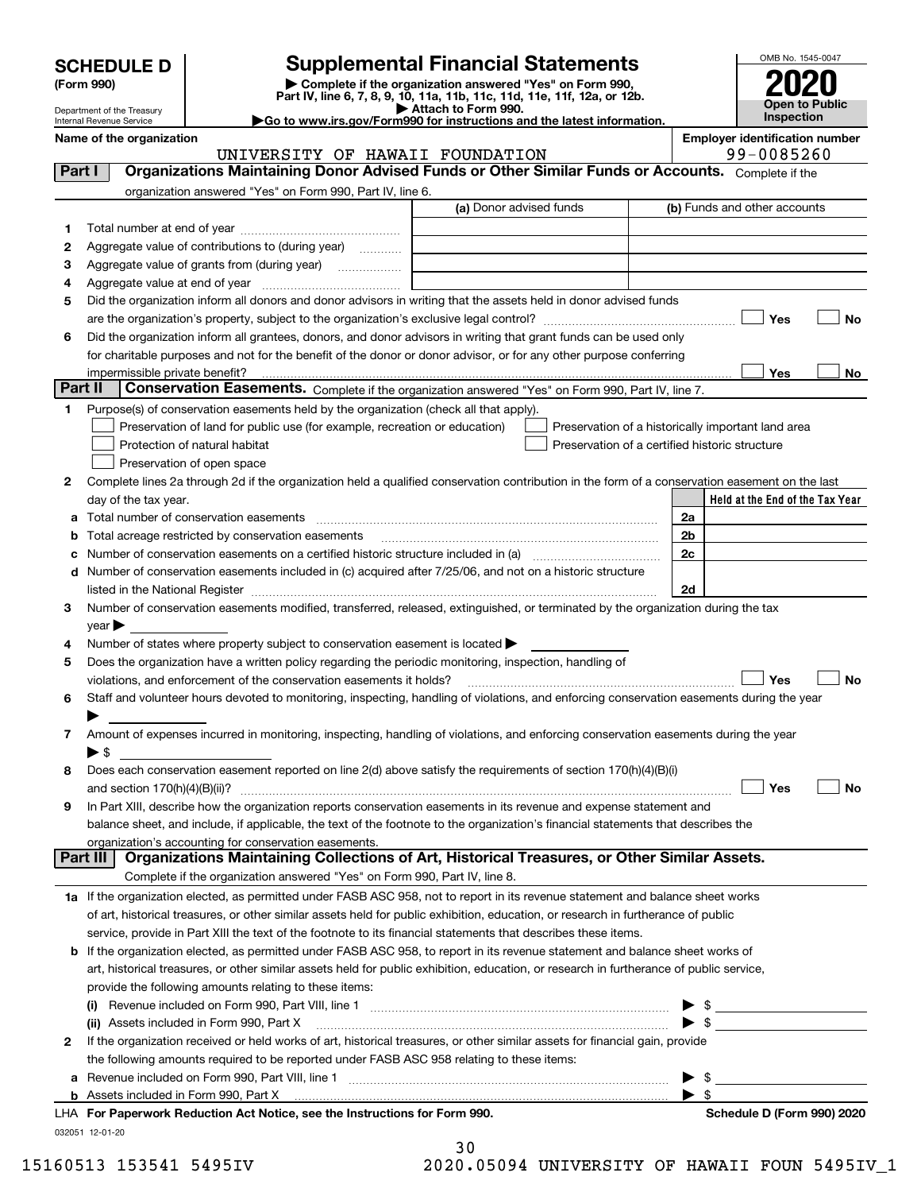# SCHEDULE D (Form 990)

Department of the Treasury
Internal Revenue Service

## Supplemental Financial Statements

▶ Complete if the organization answered "Yes" on Form 990, Part IV, line 6, 7, 8, 9, 10, 11a, 11b, 11c, 11d, 11e, 11f, 12a, or 12b.
▶ Attach to Form 990.
▶Go to www.irs.gov/Form990 for instructions and the latest information.

OMB No. 1545-0047

**2020**

**Open to Public Inspection**

**Name of the organization**
UNIVERSITY OF HAWAII FOUNDATION

**Employer identification number**
99-0085260

## Part I — Organizations Maintaining Donor Advised Funds or Other Similar Funds or Accounts.

Complete if the organization answered "Yes" on Form 990, Part IV, line 6.

| | | (a) Donor advised funds | (b) Funds and other accounts |
|---|---|---|---|
| 1 | Total number at end of year | | |
| 2 | Aggregate value of contributions to (during year) | | |
| 3 | Aggregate value of grants from (during year) | | |
| 4 | Aggregate value at end of year | | |

5 Did the organization inform all donors and donor advisors in writing that the assets held in donor advised funds are the organization's property, subject to the organization's exclusive legal control? ☐ Yes ☐ No

6 Did the organization inform all grantees, donors, and donor advisors in writing that grant funds can be used only for charitable purposes and not for the benefit of the donor or donor advisor, or for any other purpose conferring impermissible private benefit? ☐ Yes ☐ No

## Part II — Conservation Easements.

Complete if the organization answered "Yes" on Form 990, Part IV, line 7.

1 Purpose(s) of conservation easements held by the organization (check all that apply).

- ☐ Preservation of land for public use (for example, recreation or education)
- ☐ Protection of natural habitat
- ☐ Preservation of open space
- ☐ Preservation of a historically important land area
- ☐ Preservation of a certified historic structure

2 Complete lines 2a through 2d if the organization held a qualified conservation contribution in the form of a conservation easement on the last day of the tax year.

| | | | Held at the End of the Tax Year |
|---|---|---|---|
| a | Total number of conservation easements | 2a | |
| b | Total acreage restricted by conservation easements | 2b | |
| c | Number of conservation easements on a certified historic structure included in (a) | 2c | |
| d | Number of conservation easements included in (c) acquired after 7/25/06, and not on a historic structure listed in the National Register | 2d | |

3 Number of conservation easements modified, transferred, released, extinguished, or terminated by the organization during the tax year ▶

4 Number of states where property subject to conservation easement is located ▶

5 Does the organization have a written policy regarding the periodic monitoring, inspection, handling of violations, and enforcement of the conservation easements it holds? ☐ Yes ☐ No

6 Staff and volunteer hours devoted to monitoring, inspecting, handling of violations, and enforcing conservation easements during the year ▶

7 Amount of expenses incurred in monitoring, inspecting, handling of violations, and enforcing conservation easements during the year ▶ $

8 Does each conservation easement reported on line 2(d) above satisfy the requirements of section 170(h)(4)(B)(i) and section 170(h)(4)(B)(ii)? ☐ Yes ☐ No

9 In Part XIII, describe how the organization reports conservation easements in its revenue and expense statement and balance sheet, and include, if applicable, the text of the footnote to the organization's financial statements that describes the organization's accounting for conservation easements.

## Part III — Organizations Maintaining Collections of Art, Historical Treasures, or Other Similar Assets.

Complete if the organization answered "Yes" on Form 990, Part IV, line 8.

1a If the organization elected, as permitted under FASB ASC 958, not to report in its revenue statement and balance sheet works of art, historical treasures, or other similar assets held for public exhibition, education, or research in furtherance of public service, provide in Part XIII the text of the footnote to its financial statements that describes these items.

b If the organization elected, as permitted under FASB ASC 958, to report in its revenue statement and balance sheet works of art, historical treasures, or other similar assets held for public exhibition, education, or research in furtherance of public service, provide the following amounts relating to these items:

(i) Revenue included on Form 990, Part VIII, line 1 ▶ $

(ii) Assets included in Form 990, Part X ▶ $

2 If the organization received or held works of art, historical treasures, or other similar assets for financial gain, provide the following amounts required to be reported under FASB ASC 958 relating to these items:

a Revenue included on Form 990, Part VIII, line 1 ▶ $

b Assets included in Form 990, Part X ▶ $

LHA **For Paperwork Reduction Act Notice, see the Instructions for Form 990.** **Schedule D (Form 990) 2020**

032051 12-01-20

15160513 153541 5495IV 2020.05094 UNIVERSITY OF HAWAII FOUN 5495IV_1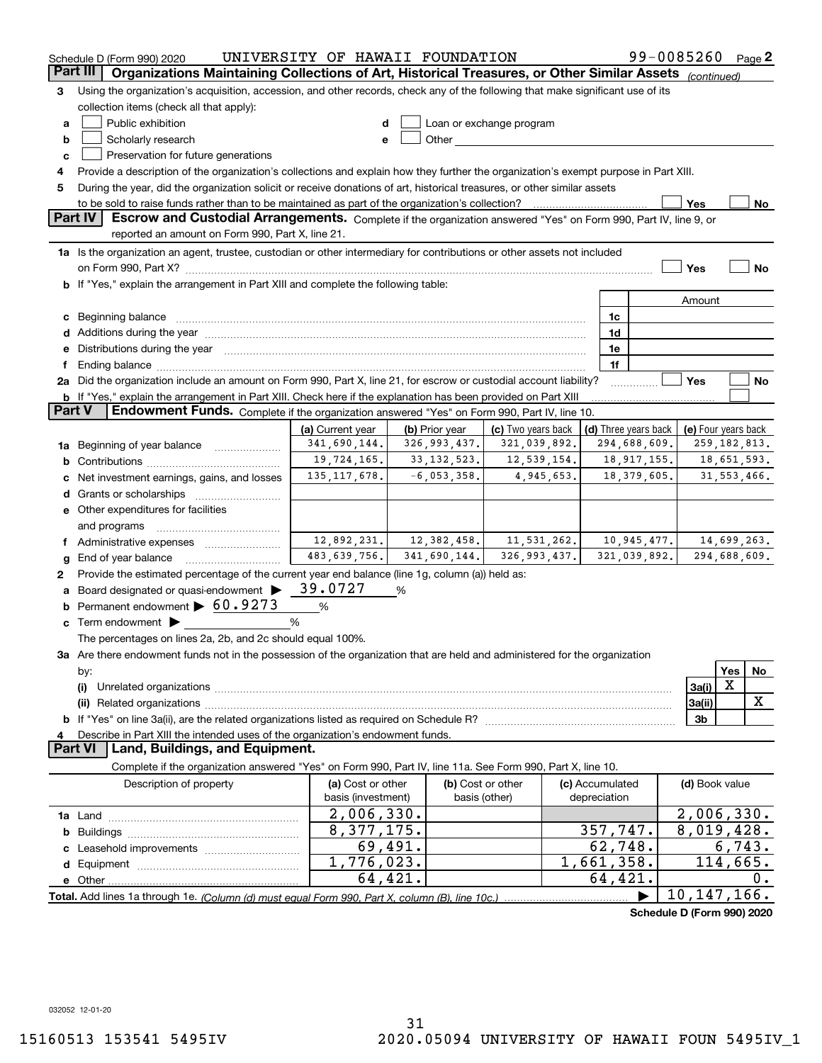Schedule D (Form 990) 2020 UNIVERSITY OF HAWAII FOUNDATION 99-0085260 Page 2

## Part III Organizations Maintaining Collections of Art, Historical Treasures, or Other Similar Assets *(continued)*

**3** Using the organization's acquisition, accession, and other records, check any of the following that make significant use of its collection items (check all that apply):

- **a** ☐ Public exhibition
- **b** ☐ Scholarly research
- **c** ☐ Preservation for future generations
- **d** ☐ Loan or exchange program
- **e** ☐ Other

**4** Provide a description of the organization's collections and explain how they further the organization's exempt purpose in Part XIII.

**5** During the year, did the organization solicit or receive donations of art, historical treasures, or other similar assets to be sold to raise funds rather than to be maintained as part of the organization's collection? ☐ Yes ☐ No

## Part IV Escrow and Custodial Arrangements.

Complete if the organization answered "Yes" on Form 990, Part IV, line 9, or reported an amount on Form 990, Part X, line 21.

**1a** Is the organization an agent, trustee, custodian or other intermediary for contributions or other assets not included on Form 990, Part X? ☐ Yes ☐ No

**b** If "Yes," explain the arrangement in Part XIII and complete the following table:

| | | Amount |
|---|---|---|
| c Beginning balance | 1c | |
| d Additions during the year | 1d | |
| e Distributions during the year | 1e | |
| f Ending balance | 1f | |

**2a** Did the organization include an amount on Form 990, Part X, line 21, for escrow or custodial account liability? ☐ Yes ☐ No

**b** If "Yes," explain the arrangement in Part XIII. Check here if the explanation has been provided on Part XIII ☐

## Part V Endowment Funds.

Complete if the organization answered "Yes" on Form 990, Part IV, line 10.

| | (a) Current year | (b) Prior year | (c) Two years back | (d) Three years back | (e) Four years back |
|---|---|---|---|---|---|
| 1a Beginning of year balance | 341,690,144. | 326,993,437. | 321,039,892. | 294,688,609. | 259,182,813. |
| b Contributions | 19,724,165. | 33,132,523. | 12,539,154. | 18,917,155. | 18,651,593. |
| c Net investment earnings, gains, and losses | 135,117,678. | -6,053,358. | 4,945,653. | 18,379,605. | 31,553,466. |
| d Grants or scholarships | | | | | |
| e Other expenditures for facilities and programs | | | | | |
| f Administrative expenses | 12,892,231. | 12,382,458. | 11,531,262. | 10,945,477. | 14,699,263. |
| g End of year balance | 483,639,756. | 341,690,144. | 326,993,437. | 321,039,892. | 294,688,609. |

**2** Provide the estimated percentage of the current year end balance (line 1g, column (a)) held as:

- **a** Board designated or quasi-endowment ▶ 39.0727 %
- **b** Permanent endowment ▶ 60.9273 %
- **c** Term endowment ▶ %

The percentages on lines 2a, 2b, and 2c should equal 100%.

**3a** Are there endowment funds not in the possession of the organization that are held and administered for the organization by:

| | | Yes | No |
|---|---|---|---|
| (i) Unrelated organizations | 3a(i) | X | |
| (ii) Related organizations | 3a(ii) | | X |
| b If "Yes" on line 3a(ii), are the related organizations listed as required on Schedule R? | 3b | | |

**4** Describe in Part XIII the intended uses of the organization's endowment funds.

## Part VI Land, Buildings, and Equipment.

Complete if the organization answered "Yes" on Form 990, Part IV, line 11a. See Form 990, Part X, line 10.

| Description of property | (a) Cost or other basis (investment) | (b) Cost or other basis (other) | (c) Accumulated depreciation | (d) Book value |
|---|---|---|---|---|
| 1a Land | 2,006,330. | | | 2,006,330. |
| b Buildings | 8,377,175. | | 357,747. | 8,019,428. |
| c Leasehold improvements | 69,491. | | 62,748. | 6,743. |
| d Equipment | 1,776,023. | | 1,661,358. | 114,665. |
| e Other | 64,421. | | 64,421. | 0. |
| **Total.** Add lines 1a through 1e. *(Column (d) must equal Form 990, Part X, column (B), line 10c.)* | | | ▶ | 10,147,166. |

**Schedule D (Form 990) 2020**

032052 12-01-20

15160513 153541 5495IV 2020.05094 UNIVERSITY OF HAWAII FOUN 5495IV_1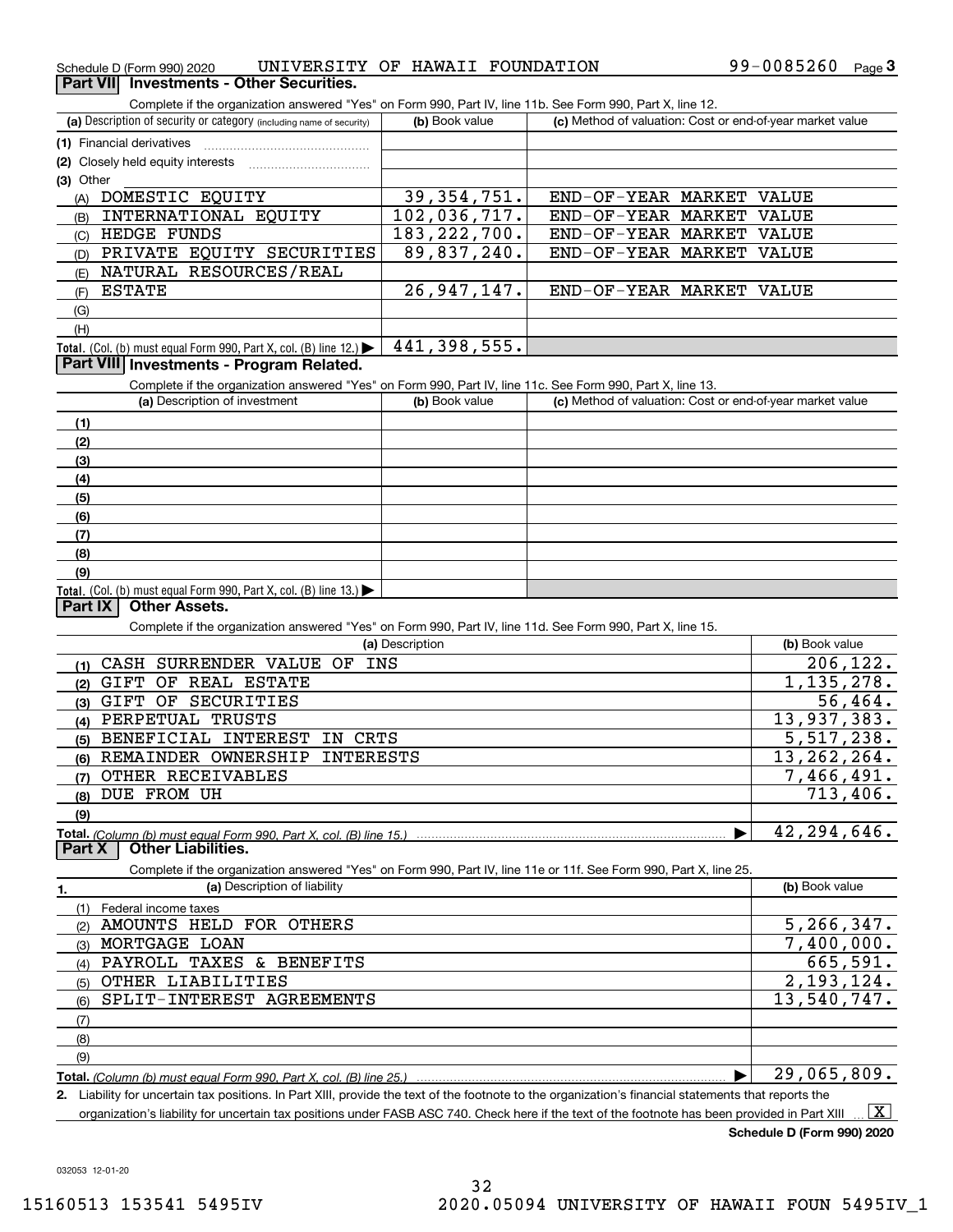Schedule D (Form 990) 2020 UNIVERSITY OF HAWAII FOUNDATION 99-0085260 Page 3

## Part VII Investments - Other Securities.

Complete if the organization answered "Yes" on Form 990, Part IV, line 11b. See Form 990, Part X, line 12.

| (a) Description of security or category (including name of security) | (b) Book value | (c) Method of valuation: Cost or end-of-year market value |
|---|---|---|
| (1) Financial derivatives | | |
| (2) Closely held equity interests | | |
| (3) Other | | |
| (A) DOMESTIC EQUITY | 39,354,751. | END-OF-YEAR MARKET VALUE |
| (B) INTERNATIONAL EQUITY | 102,036,717. | END-OF-YEAR MARKET VALUE |
| (C) HEDGE FUNDS | 183,222,700. | END-OF-YEAR MARKET VALUE |
| (D) PRIVATE EQUITY SECURITIES | 89,837,240. | END-OF-YEAR MARKET VALUE |
| (E) NATURAL RESOURCES/REAL | | |
| (F) ESTATE | 26,947,147. | END-OF-YEAR MARKET VALUE |
| (G) | | |
| (H) | | |
| **Total.** (Col. (b) must equal Form 990, Part X, col. (B) line 12.) | 441,398,555. | |

## Part VIII Investments - Program Related.

Complete if the organization answered "Yes" on Form 990, Part IV, line 11c. See Form 990, Part X, line 13.

| (a) Description of investment | (b) Book value | (c) Method of valuation: Cost or end-of-year market value |
|---|---|---|
| (1) | | |
| (2) | | |
| (3) | | |
| (4) | | |
| (5) | | |
| (6) | | |
| (7) | | |
| (8) | | |
| (9) | | |
| **Total.** (Col. (b) must equal Form 990, Part X, col. (B) line 13.) | | |

## Part IX Other Assets.

Complete if the organization answered "Yes" on Form 990, Part IV, line 11d. See Form 990, Part X, line 15.

| (a) Description | (b) Book value |
|---|---|
| (1) CASH SURRENDER VALUE OF INS | 206,122. |
| (2) GIFT OF REAL ESTATE | 1,135,278. |
| (3) GIFT OF SECURITIES | 56,464. |
| (4) PERPETUAL TRUSTS | 13,937,383. |
| (5) BENEFICIAL INTEREST IN CRTS | 5,517,238. |
| (6) REMAINDER OWNERSHIP INTERESTS | 13,262,264. |
| (7) OTHER RECEIVABLES | 7,466,491. |
| (8) DUE FROM UH | 713,406. |
| (9) | |
| **Total.** *(Column (b) must equal Form 990, Part X, col. (B) line 15.)* | 42,294,646. |

## Part X Other Liabilities.

Complete if the organization answered "Yes" on Form 990, Part IV, line 11e or 11f. See Form 990, Part X, line 25.

| 1. (a) Description of liability | (b) Book value |
|---|---|
| (1) Federal income taxes | |
| (2) AMOUNTS HELD FOR OTHERS | 5,266,347. |
| (3) MORTGAGE LOAN | 7,400,000. |
| (4) PAYROLL TAXES & BENEFITS | 665,591. |
| (5) OTHER LIABILITIES | 2,193,124. |
| (6) SPLIT-INTEREST AGREEMENTS | 13,540,747. |
| (7) | |
| (8) | |
| (9) | |
| **Total.** *(Column (b) must equal Form 990, Part X, col. (B) line 25.)* | 29,065,809. |

2. Liability for uncertain tax positions. In Part XIII, provide the text of the footnote to the organization's financial statements that reports the organization's liability for uncertain tax positions under FASB ASC 740. Check here if the text of the footnote has been provided in Part XIII [X]

**Schedule D (Form 990) 2020**

032053 12-01-20

15160513 153541 5495IV 2020.05094 UNIVERSITY OF HAWAII FOUN 5495IV_1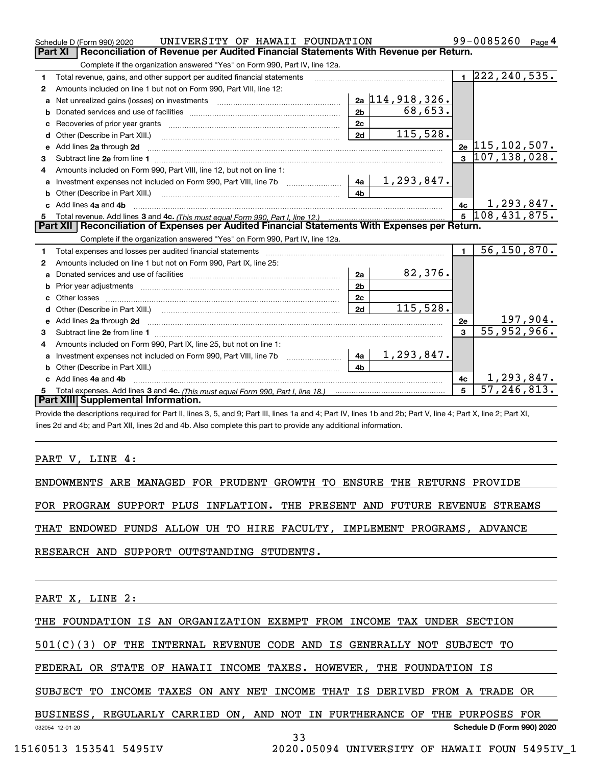Schedule D (Form 990) 2020 UNIVERSITY OF HAWAII FOUNDATION 99-0085260 Page 4

## Part XI Reconciliation of Revenue per Audited Financial Statements With Revenue per Return.

Complete if the organization answered "Yes" on Form 990, Part IV, line 12a.

| | | | | | |
|---|---|---|---|---|---|
| 1 | Total revenue, gains, and other support per audited financial statements | | | 1 | 222,240,535. |
| 2 | Amounts included on line 1 but not on Form 990, Part VIII, line 12: | | | | |
| a | Net unrealized gains (losses) on investments | 2a | 114,918,326. | | |
| b | Donated services and use of facilities | 2b | 68,653. | | |
| c | Recoveries of prior year grants | 2c | | | |
| d | Other (Describe in Part XIII.) | 2d | 115,528. | | |
| e | Add lines 2a through 2d | | | 2e | 115,102,507. |
| 3 | Subtract line 2e from line 1 | | | 3 | 107,138,028. |
| 4 | Amounts included on Form 990, Part VIII, line 12, but not on line 1: | | | | |
| a | Investment expenses not included on Form 990, Part VIII, line 7b | 4a | 1,293,847. | | |
| b | Other (Describe in Part XIII.) | 4b | | | |
| c | Add lines 4a and 4b | | | 4c | 1,293,847. |
| 5 | Total revenue. Add lines 3 and 4c. *(This must equal Form 990, Part I, line 12.)* | | | 5 | 108,431,875. |

## Part XII Reconciliation of Expenses per Audited Financial Statements With Expenses per Return.

Complete if the organization answered "Yes" on Form 990, Part IV, line 12a.

| | | | | | |
|---|---|---|---|---|---|
| 1 | Total expenses and losses per audited financial statements | | | 1 | 56,150,870. |
| 2 | Amounts included on line 1 but not on Form 990, Part IX, line 25: | | | | |
| a | Donated services and use of facilities | 2a | 82,376. | | |
| b | Prior year adjustments | 2b | | | |
| c | Other losses | 2c | | | |
| d | Other (Describe in Part XIII.) | 2d | 115,528. | | |
| e | Add lines 2a through 2d | | | 2e | 197,904. |
| 3 | Subtract line 2e from line 1 | | | 3 | 55,952,966. |
| 4 | Amounts included on Form 990, Part IX, line 25, but not on line 1: | | | | |
| a | Investment expenses not included on Form 990, Part VIII, line 7b | 4a | 1,293,847. | | |
| b | Other (Describe in Part XIII.) | 4b | | | |
| c | Add lines 4a and 4b | | | 4c | 1,293,847. |
| 5 | Total expenses. Add lines 3 and 4c. *(This must equal Form 990, Part I, line 18.)* | | | 5 | 57,246,813. |

## Part XIII Supplemental Information.

Provide the descriptions required for Part II, lines 3, 5, and 9; Part III, lines 1a and 4; Part IV, lines 1b and 2b; Part V, line 4; Part X, line 2; Part XI, lines 2d and 4b; and Part XII, lines 2d and 4b. Also complete this part to provide any additional information.

PART V, LINE 4:

ENDOWMENTS ARE MANAGED FOR PRUDENT GROWTH TO ENSURE THE RETURNS PROVIDE FOR PROGRAM SUPPORT PLUS INFLATION. THE PRESENT AND FUTURE REVENUE STREAMS THAT ENDOWED FUNDS ALLOW UH TO HIRE FACULTY, IMPLEMENT PROGRAMS, ADVANCE RESEARCH AND SUPPORT OUTSTANDING STUDENTS.

PART X, LINE 2:

THE FOUNDATION IS AN ORGANIZATION EXEMPT FROM INCOME TAX UNDER SECTION 501(C)(3) OF THE INTERNAL REVENUE CODE AND IS GENERALLY NOT SUBJECT TO FEDERAL OR STATE OF HAWAII INCOME TAXES. HOWEVER, THE FOUNDATION IS SUBJECT TO INCOME TAXES ON ANY NET INCOME THAT IS DERIVED FROM A TRADE OR BUSINESS, REGULARLY CARRIED ON, AND NOT IN FURTHERANCE OF THE PURPOSES FOR

032054 12-01-20 Schedule D (Form 990) 2020

15160513 153541 5495IV 2020.05094 UNIVERSITY OF HAWAII FOUN 5495IV_1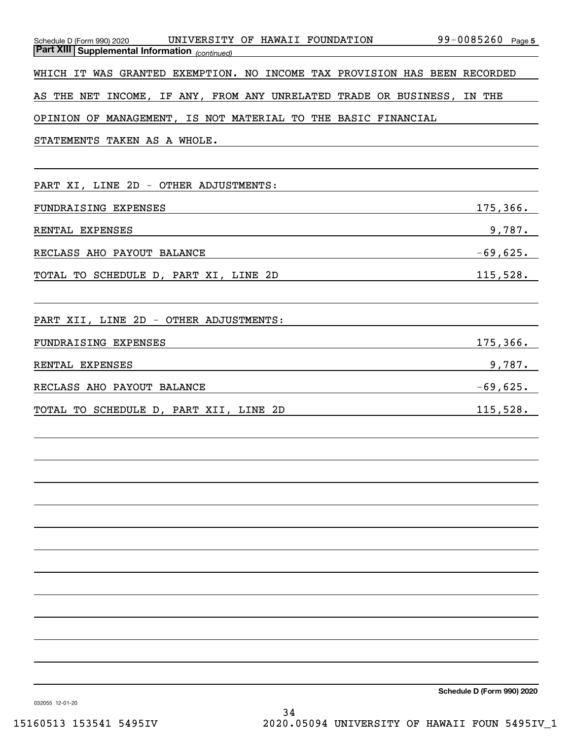Schedule D (Form 990) 2020 UNIVERSITY OF HAWAII FOUNDATION 99-0085260 Page 5

**Part XIII Supplemental Information** *(continued)*

WHICH IT WAS GRANTED EXEMPTION. NO INCOME TAX PROVISION HAS BEEN RECORDED AS THE NET INCOME, IF ANY, FROM ANY UNRELATED TRADE OR BUSINESS, IN THE OPINION OF MANAGEMENT, IS NOT MATERIAL TO THE BASIC FINANCIAL STATEMENTS TAKEN AS A WHOLE.

PART XI, LINE 2D - OTHER ADJUSTMENTS:

| | |
|---|---|
| FUNDRAISING EXPENSES | 175,366. |
| RENTAL EXPENSES | 9,787. |
| RECLASS AHO PAYOUT BALANCE | -69,625. |
| TOTAL TO SCHEDULE D, PART XI, LINE 2D | 115,528. |

PART XII, LINE 2D - OTHER ADJUSTMENTS:

| | |
|---|---|
| FUNDRAISING EXPENSES | 175,366. |
| RENTAL EXPENSES | 9,787. |
| RECLASS AHO PAYOUT BALANCE | -69,625. |
| TOTAL TO SCHEDULE D, PART XII, LINE 2D | 115,528. |

Schedule D (Form 990) 2020

032055 12-01-20

15160513 153541 5495IV 2020.05094 UNIVERSITY OF HAWAII FOUN 5495IV_1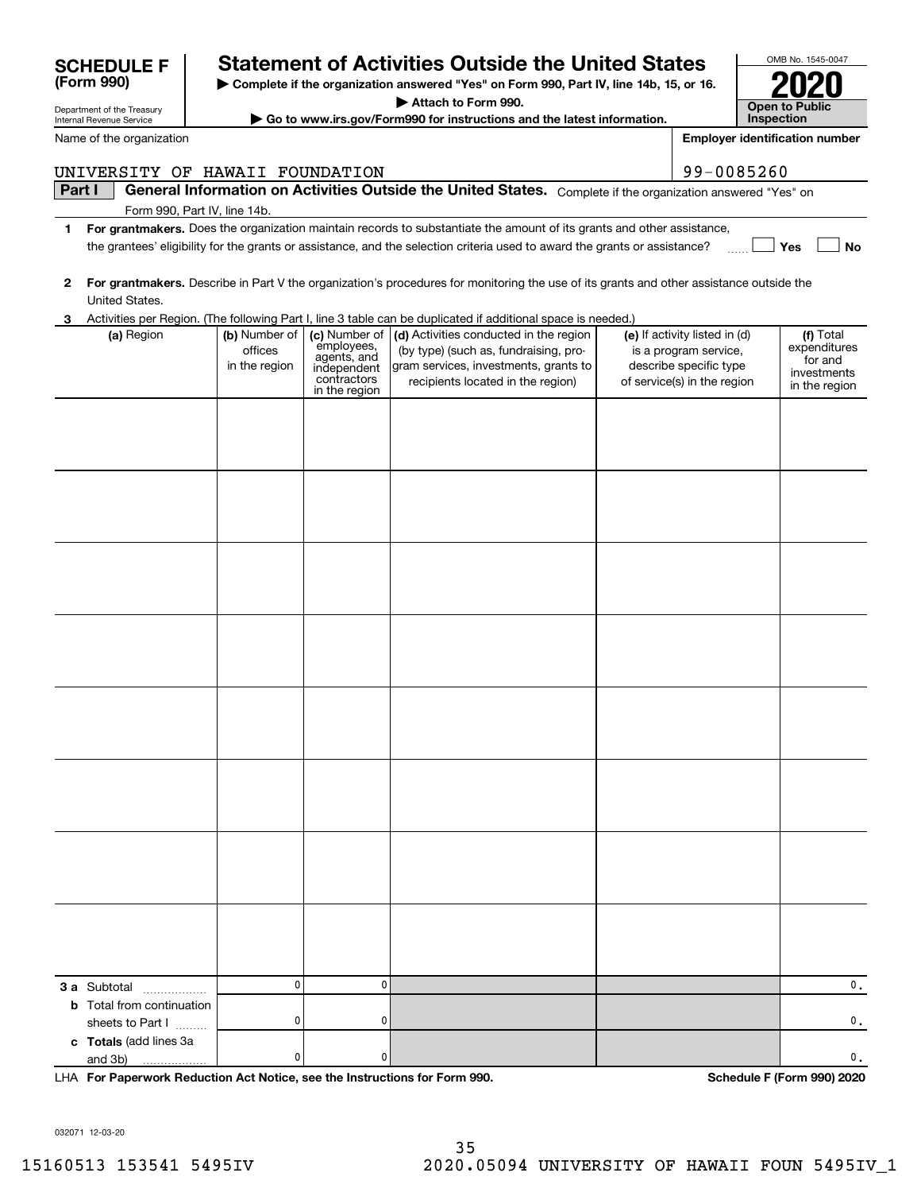# SCHEDULE F (Form 990)

Department of the Treasury
Internal Revenue Service

## Statement of Activities Outside the United States

▶ Complete if the organization answered "Yes" on Form 990, Part IV, line 14b, 15, or 16.
▶ Attach to Form 990.
▶ Go to www.irs.gov/Form990 for instructions and the latest information.

OMB No. 1545-0047

**2020**

**Open to Public Inspection**

Name of the organization: UNIVERSITY OF HAWAII FOUNDATION

Employer identification number: 99-0085260

**Part I** **General Information on Activities Outside the United States.** Complete if the organization answered "Yes" on Form 990, Part IV, line 14b.

1 **For grantmakers.** Does the organization maintain records to substantiate the amount of its grants and other assistance, the grantees' eligibility for the grants or assistance, and the selection criteria used to award the grants or assistance? ☐ Yes ☐ No

2 **For grantmakers.** Describe in Part V the organization's procedures for monitoring the use of its grants and other assistance outside the United States.

3 Activities per Region. (The following Part I, line 3 table can be duplicated if additional space is needed.)

| (a) Region | (b) Number of offices in the region | (c) Number of employees, agents, and independent contractors in the region | (d) Activities conducted in the region (by type) (such as, fundraising, program services, investments, grants to recipients located in the region) | (e) If activity listed in (d) is a program service, describe specific type of service(s) in the region | (f) Total expenditures for and investments in the region |
|---|---|---|---|---|---|
| | | | | | |
| | | | | | |
| | | | | | |
| | | | | | |
| | | | | | |
| | | | | | |
| | | | | | |
| | | | | | |
| **3 a** Subtotal | 0 | 0 | | | 0. |
| **b** Total from continuation sheets to Part I | 0 | 0 | | | 0. |
| **c Totals** (add lines 3a and 3b) | 0 | 0 | | | 0. |

LHA **For Paperwork Reduction Act Notice, see the Instructions for Form 990.** **Schedule F (Form 990) 2020**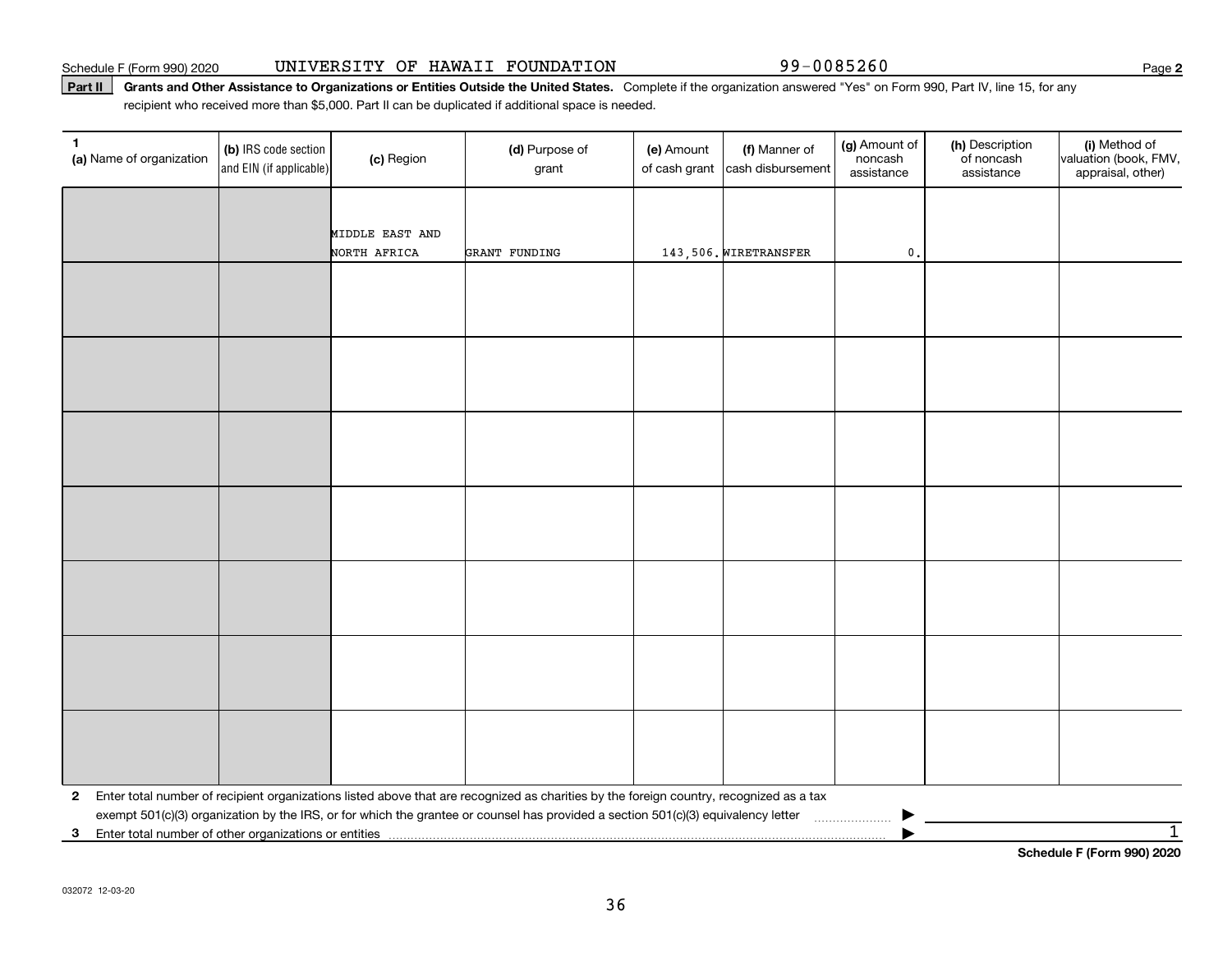Schedule F (Form 990) 2020 UNIVERSITY OF HAWAII FOUNDATION 99-0085260

**Part II** **Grants and Other Assistance to Organizations or Entities Outside the United States.** Complete if the organization answered "Yes" on Form 990, Part IV, line 15, for any recipient who received more than $5,000. Part II can be duplicated if additional space is needed.

| 1 (a) Name of organization | (b) IRS code section and EIN (if applicable) | (c) Region | (d) Purpose of grant | (e) Amount of cash grant | (f) Manner of cash disbursement | (g) Amount of noncash assistance | (h) Description of noncash assistance | (i) Method of valuation (book, FMV, appraisal, other) |
|---|---|---|---|---|---|---|---|---|
| | | MIDDLE EAST AND NORTH AFRICA | GRANT FUNDING | 143,506. | WIRETRANSFER | 0. | | |
| | | | | | | | | |
| | | | | | | | | |
| | | | | | | | | |
| | | | | | | | | |
| | | | | | | | | |
| | | | | | | | | |
| | | | | | | | | |

**2** Enter total number of recipient organizations listed above that are recognized as charities by the foreign country, recognized as a tax exempt 501(c)(3) organization by the IRS, or for which the grantee or counsel has provided a section 501(c)(3) equivalency letter ▶

**3** Enter total number of other organizations or entities ▶ 1

**Schedule F (Form 990) 2020**

032072 12-03-20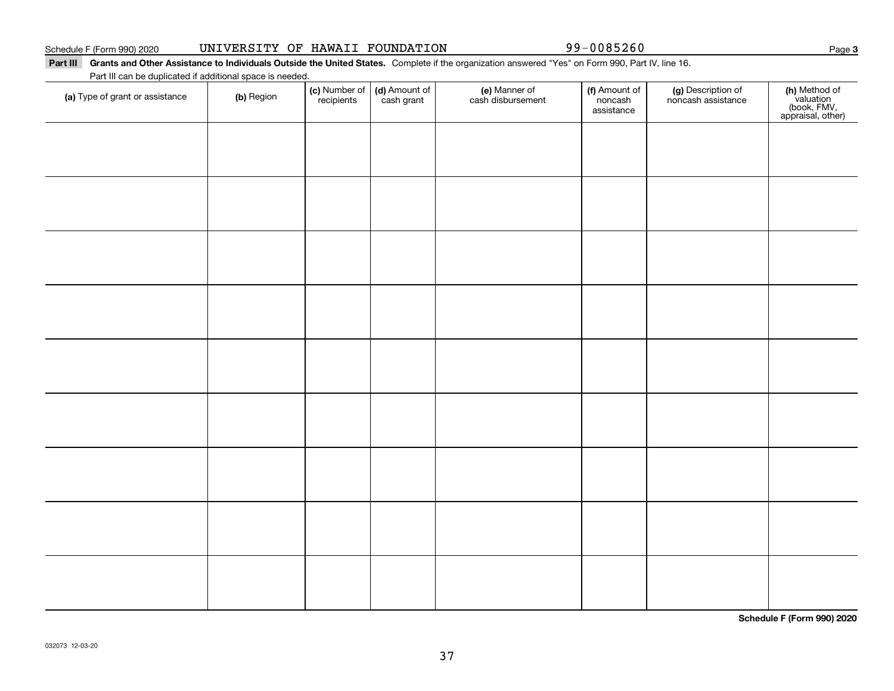Schedule F (Form 990) 2020 UNIVERSITY OF HAWAII FOUNDATION 99-0085260

**Part III Grants and Other Assistance to Individuals Outside the United States.** Complete if the organization answered "Yes" on Form 990, Part IV, line 16.

Part III can be duplicated if additional space is needed.

| (a) Type of grant or assistance | (b) Region | (c) Number of recipients | (d) Amount of cash grant | (e) Manner of cash disbursement | (f) Amount of noncash assistance | (g) Description of noncash assistance | (h) Method of valuation (book, FMV, appraisal, other) |
|---|---|---|---|---|---|---|---|
| | | | | | | | |
| | | | | | | | |
| | | | | | | | |
| | | | | | | | |
| | | | | | | | |
| | | | | | | | |
| | | | | | | | |
| | | | | | | | |
| | | | | | | | |

**Schedule F (Form 990) 2020**

032073 12-03-20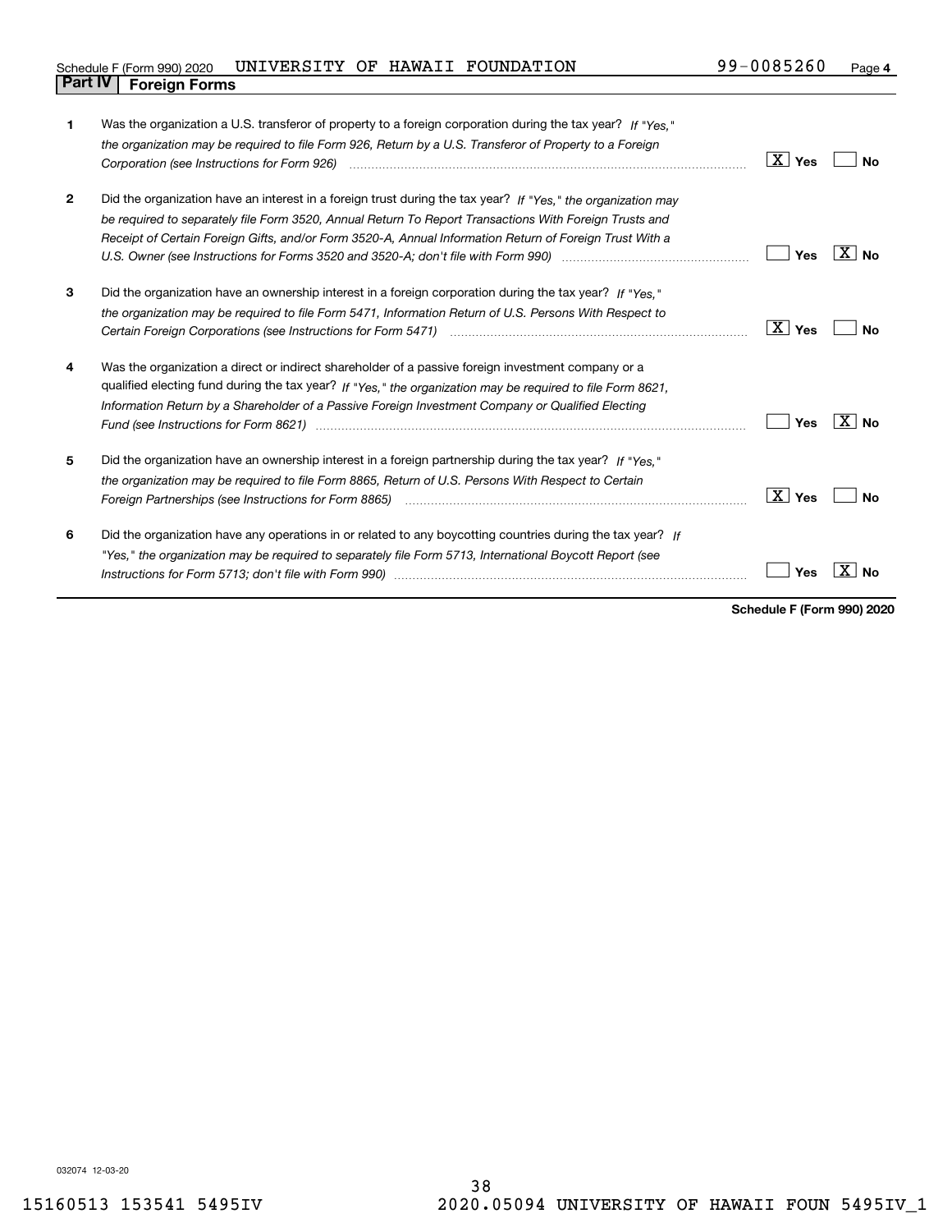Schedule F (Form 990) 2020 UNIVERSITY OF HAWAII FOUNDATION 99-0085260 Page 4

## Part IV Foreign Forms

| | | Yes | No |
|---|---|---|---|
| 1 | Was the organization a U.S. transferor of property to a foreign corporation during the tax year? *If "Yes," the organization may be required to file Form 926, Return by a U.S. Transferor of Property to a Foreign Corporation (see Instructions for Form 926)* | X | |
| 2 | Did the organization have an interest in a foreign trust during the tax year? *If "Yes," the organization may be required to separately file Form 3520, Annual Return To Report Transactions With Foreign Trusts and Receipt of Certain Foreign Gifts, and/or Form 3520-A, Annual Information Return of Foreign Trust With a U.S. Owner (see Instructions for Forms 3520 and 3520-A; don't file with Form 990)* | | X |
| 3 | Did the organization have an ownership interest in a foreign corporation during the tax year? *If "Yes," the organization may be required to file Form 5471, Information Return of U.S. Persons With Respect to Certain Foreign Corporations (see Instructions for Form 5471)* | X | |
| 4 | Was the organization a direct or indirect shareholder of a passive foreign investment company or a qualified electing fund during the tax year? *If "Yes," the organization may be required to file Form 8621, Information Return by a Shareholder of a Passive Foreign Investment Company or Qualified Electing Fund (see Instructions for Form 8621)* | | X |
| 5 | Did the organization have an ownership interest in a foreign partnership during the tax year? *If "Yes," the organization may be required to file Form 8865, Return of U.S. Persons With Respect to Certain Foreign Partnerships (see Instructions for Form 8865)* | X | |
| 6 | Did the organization have any operations in or related to any boycotting countries during the tax year? *If "Yes," the organization may be required to separately file Form 5713, International Boycott Report (see Instructions for Form 5713; don't file with Form 990)* | | X |

**Schedule F (Form 990) 2020**

032074 12-03-20

15160513 153541 5495IV 2020.05094 UNIVERSITY OF HAWAII FOUN 5495IV_1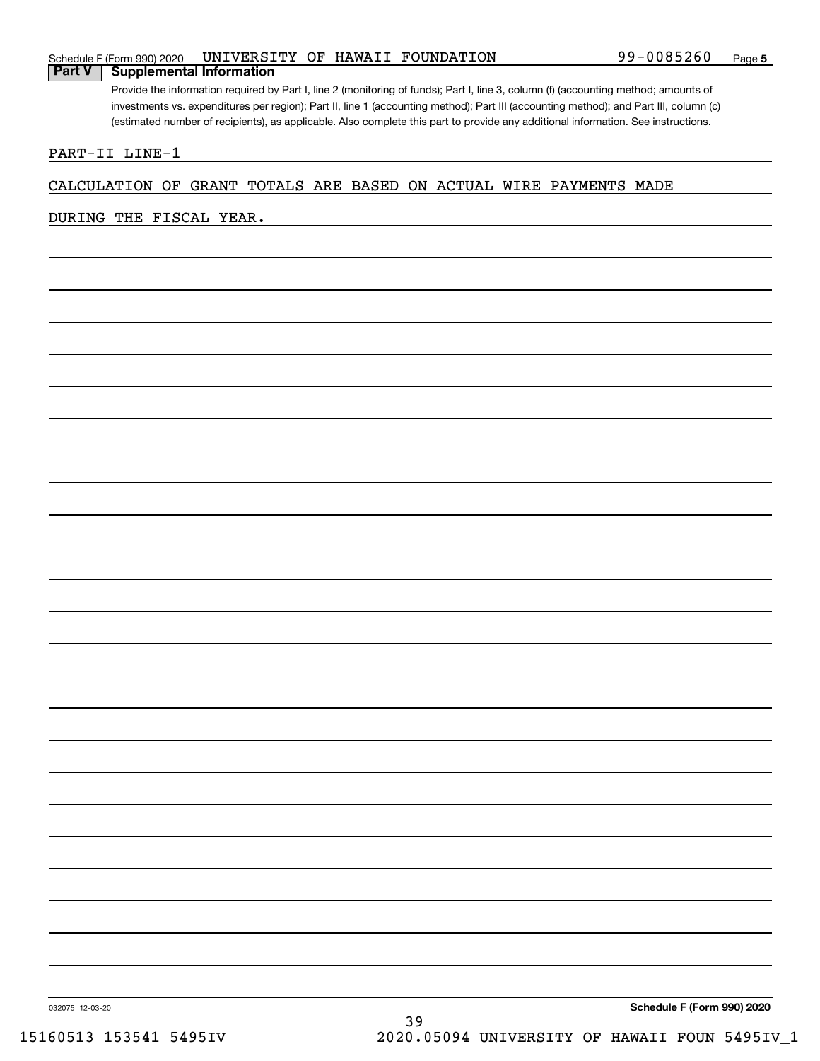Schedule F (Form 990) 2020 UNIVERSITY OF HAWAII FOUNDATION 99-0085260 Page **5**

## Part V Supplemental Information

Provide the information required by Part I, line 2 (monitoring of funds); Part I, line 3, column (f) (accounting method; amounts of investments vs. expenditures per region); Part II, line 1 (accounting method); Part III (accounting method); and Part III, column (c) (estimated number of recipients), as applicable. Also complete this part to provide any additional information. See instructions.

PART-II LINE-1

CALCULATION OF GRANT TOTALS ARE BASED ON ACTUAL WIRE PAYMENTS MADE DURING THE FISCAL YEAR.

032075 12-03-20

**Schedule F (Form 990) 2020**

15160513 153541 5495IV 2020.05094 UNIVERSITY OF HAWAII FOUN 5495IV_1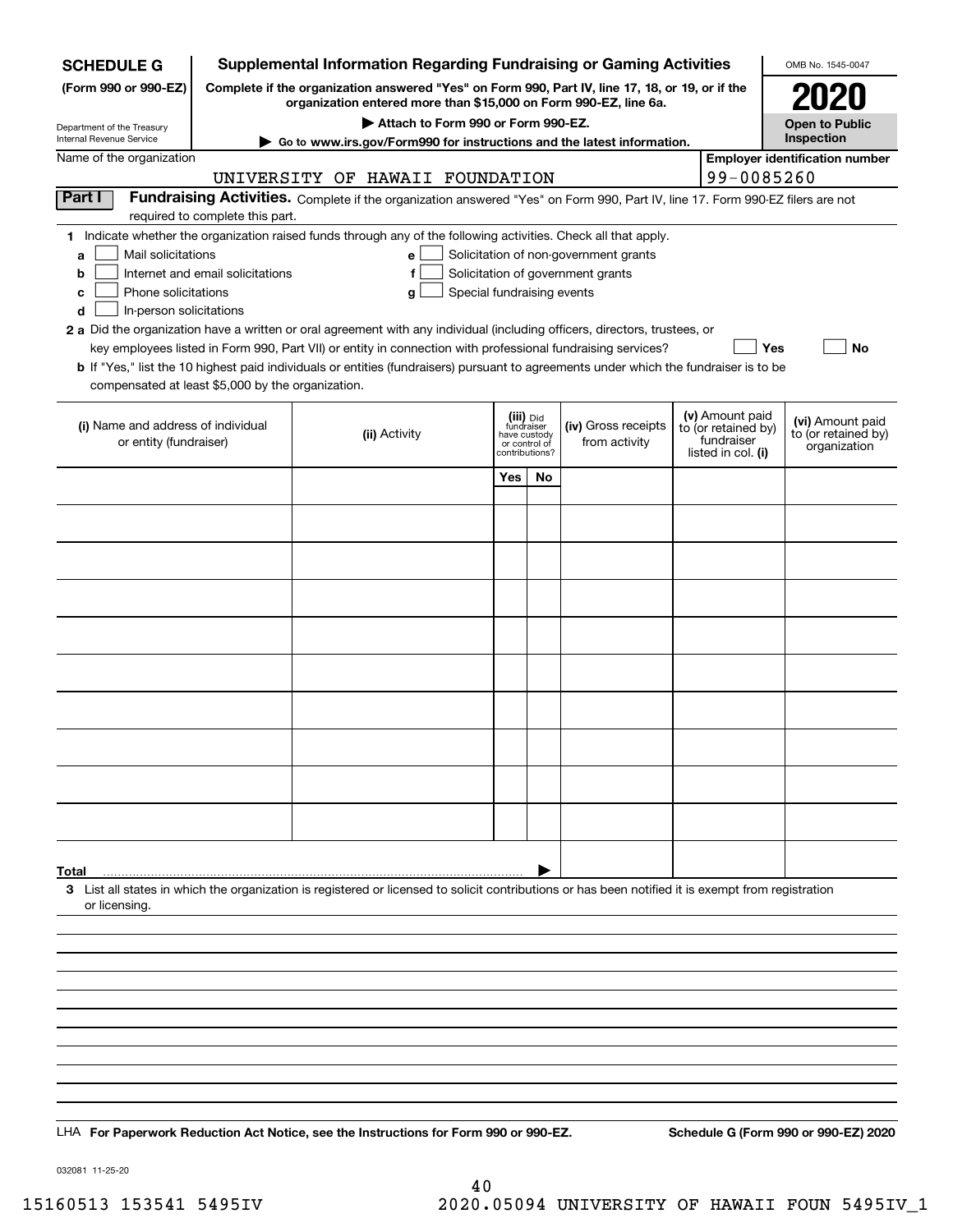**SCHEDULE G**
**(Form 990 or 990-EZ)**

Department of the Treasury
Internal Revenue Service

# Supplemental Information Regarding Fundraising or Gaming Activities

**Complete if the organization answered "Yes" on Form 990, Part IV, line 17, 18, or 19, or if the organization entered more than $15,000 on Form 990-EZ, line 6a.**

▶ **Attach to Form 990 or Form 990-EZ.**

▶ **Go to www.irs.gov/Form990 for instructions and the latest information.**

OMB No. 1545-0047

**2020**

**Open to Public Inspection**

Name of the organization: UNIVERSITY OF HAWAII FOUNDATION

**Employer identification number:** 99-0085260

## Part I — Fundraising Activities.

Complete if the organization answered "Yes" on Form 990, Part IV, line 17. Form 990-EZ filers are not required to complete this part.

**1** Indicate whether the organization raised funds through any of the following activities. Check all that apply.

- **a** ☐ Mail solicitations
- **b** ☐ Internet and email solicitations
- **c** ☐ Phone solicitations
- **d** ☐ In-person solicitations
- **e** ☐ Solicitation of non-government grants
- **f** ☐ Solicitation of government grants
- **g** ☐ Special fundraising events

**2 a** Did the organization have a written or oral agreement with any individual (including officers, directors, trustees, or key employees listed in Form 990, Part VII) or entity in connection with professional fundraising services? ☐ **Yes** ☐ **No**

**b** If "Yes," list the 10 highest paid individuals or entities (fundraisers) pursuant to agreements under which the fundraiser is to be compensated at least $5,000 by the organization.

| (i) Name and address of individual or entity (fundraiser) | (ii) Activity | (iii) Did fundraiser have custody or control of contributions? Yes | No | (iv) Gross receipts from activity | (v) Amount paid to (or retained by) fundraiser listed in col. (i) | (vi) Amount paid to (or retained by) organization |
|---|---|---|---|---|---|---|
| | | | | | | |
| | | | | | | |
| | | | | | | |
| | | | | | | |
| | | | | | | |
| | | | | | | |
| | | | | | | |
| | | | | | | |
| | | | | | | |
| | | | | | | |
| **Total** ▶ | | | | | | |

**3** List all states in which the organization is registered or licensed to solicit contributions or has been notified it is exempt from registration or licensing.

LHA **For Paperwork Reduction Act Notice, see the Instructions for Form 990 or 990-EZ.** **Schedule G (Form 990 or 990-EZ) 2020**

032081 11-25-20

15160513 153541 5495IV 2020.05094 UNIVERSITY OF HAWAII FOUN 5495IV_1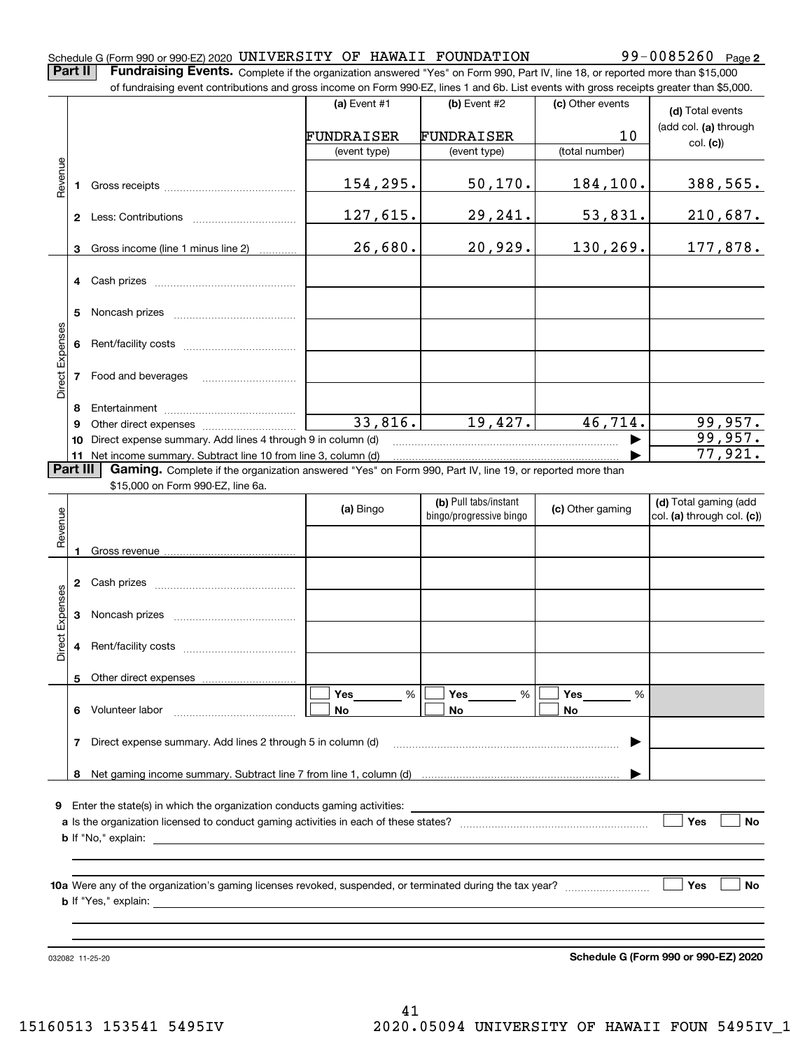Schedule G (Form 990 or 990-EZ) 2020 UNIVERSITY OF HAWAII FOUNDATION 99-0085260 Page 2

**Part II** **Fundraising Events.** Complete if the organization answered "Yes" on Form 990, Part IV, line 18, or reported more than $15,000 of fundraising event contributions and gross income on Form 990-EZ, lines 1 and 6b. List events with gross receipts greater than $5,000.

| | | (a) Event #1 | (b) Event #2 | (c) Other events | (d) Total events (add col. (a) through col. (c)) |
|---|---|---|---|---|---|
| | | FUNDRAISER | FUNDRAISER | 10 | |
| | | (event type) | (event type) | (total number) | |
| Revenue | 1 Gross receipts | 154,295. | 50,170. | 184,100. | 388,565. |
| | 2 Less: Contributions | 127,615. | 29,241. | 53,831. | 210,687. |
| | 3 Gross income (line 1 minus line 2) | 26,680. | 20,929. | 130,269. | 177,878. |
| Direct Expenses | 4 Cash prizes | | | | |
| | 5 Noncash prizes | | | | |
| | 6 Rent/facility costs | | | | |
| | 7 Food and beverages | | | | |
| | 8 Entertainment | | | | |
| | 9 Other direct expenses | 33,816. | 19,427. | 46,714. | 99,957. |
| | 10 Direct expense summary. Add lines 4 through 9 in column (d) | | | ▶ | 99,957. |
| | 11 Net income summary. Subtract line 10 from line 3, column (d) | | | ▶ | 77,921. |

**Part III** **Gaming.** Complete if the organization answered "Yes" on Form 990, Part IV, line 19, or reported more than $15,000 on Form 990-EZ, line 6a.

| | | (a) Bingo | (b) Pull tabs/instant bingo/progressive bingo | (c) Other gaming | (d) Total gaming (add col. (a) through col. (c)) |
|---|---|---|---|---|---|
| Revenue | 1 Gross revenue | | | | |
| Direct Expenses | 2 Cash prizes | | | | |
| | 3 Noncash prizes | | | | |
| | 4 Rent/facility costs | | | | |
| | 5 Other direct expenses | | | | |
| | 6 Volunteer labor | ☐ Yes ___ % ☐ No | ☐ Yes ___ % ☐ No | ☐ Yes ___ % ☐ No | |
| | 7 Direct expense summary. Add lines 2 through 5 in column (d) | | | ▶ | |
| | 8 Net gaming income summary. Subtract line 7 from line 1, column (d) | | | ▶ | |

9 Enter the state(s) in which the organization conducts gaming activities: ____________

a Is the organization licensed to conduct gaming activities in each of these states? ☐ Yes ☐ No

b If "No," explain: ____________

10a Were any of the organization's gaming licenses revoked, suspended, or terminated during the tax year? ☐ Yes ☐ No

b If "Yes," explain: ____________

032082 11-25-20 **Schedule G (Form 990 or 990-EZ) 2020**

15160513 153541 5495IV 2020.05094 UNIVERSITY OF HAWAII FOUN 5495IV_1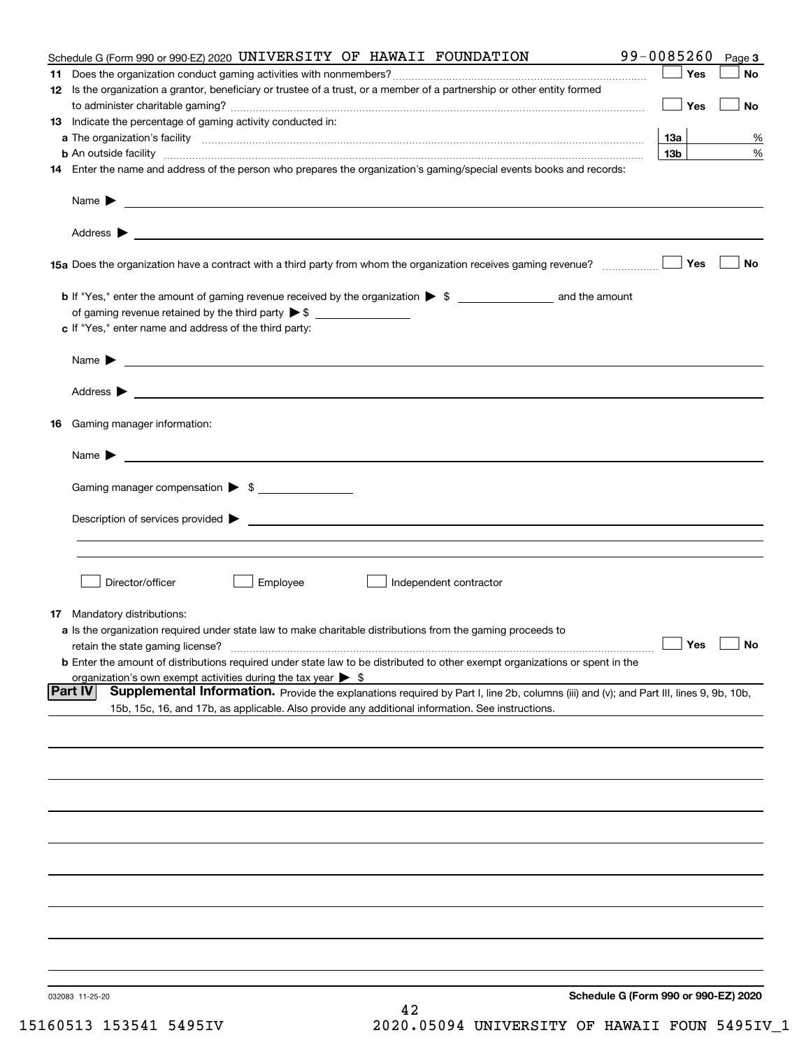Schedule G (Form 990 or 990-EZ) 2020 UNIVERSITY OF HAWAII FOUNDATION 99-0085260 Page 3

**11** Does the organization conduct gaming activities with nonmembers? ☐ Yes ☐ No

**12** Is the organization a grantor, beneficiary or trustee of a trust, or a member of a partnership or other entity formed to administer charitable gaming? ☐ Yes ☐ No

**13** Indicate the percentage of gaming activity conducted in:

**a** The organization's facility **13a** %

**b** An outside facility **13b** %

**14** Enter the name and address of the person who prepares the organization's gaming/special events books and records:

Name ▶

Address ▶

**15a** Does the organization have a contract with a third party from whom the organization receives gaming revenue? ☐ Yes ☐ No

**b** If "Yes," enter the amount of gaming revenue received by the organization ▶ $ ________ and the amount of gaming revenue retained by the third party ▶ $ ________

**c** If "Yes," enter name and address of the third party:

Name ▶

Address ▶

**16** Gaming manager information:

Name ▶

Gaming manager compensation ▶ $ ________

Description of services provided ▶

☐ Director/officer ☐ Employee ☐ Independent contractor

**17** Mandatory distributions:

**a** Is the organization required under state law to make charitable distributions from the gaming proceeds to retain the state gaming license? ☐ Yes ☐ No

**b** Enter the amount of distributions required under state law to be distributed to other exempt organizations or spent in the organization's own exempt activities during the tax year ▶ $

## Part IV Supplemental Information.

Provide the explanations required by Part I, line 2b, columns (iii) and (v); and Part III, lines 9, 9b, 10b, 15b, 15c, 16, and 17b, as applicable. Also provide any additional information. See instructions.

032083 11-25-20 **Schedule G (Form 990 or 990-EZ) 2020**

15160513 153541 5495IV 2020.05094 UNIVERSITY OF HAWAII FOUN 5495IV_1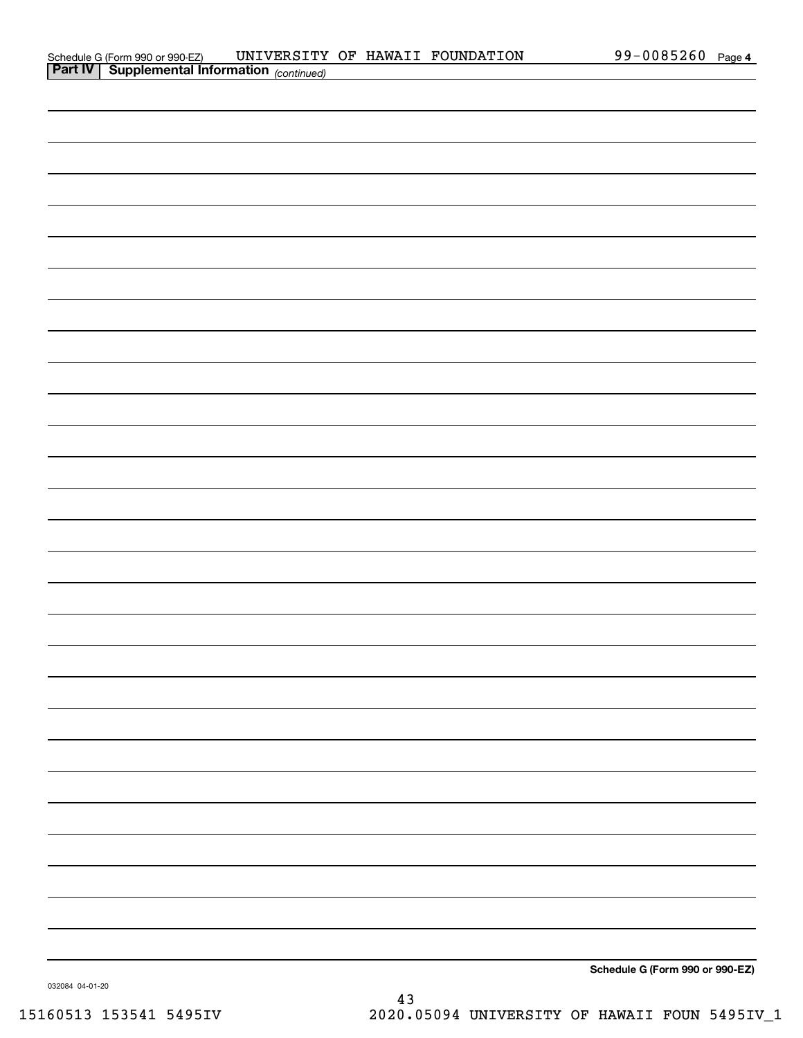Schedule G (Form 990 or 990-EZ) UNIVERSITY OF HAWAII FOUNDATION 99-0085260 Page 4

**Part IV | Supplemental Information** *(continued)*

**Schedule G (Form 990 or 990-EZ)**

032084 04-01-20

15160513 153541 5495IV 2020.05094 UNIVERSITY OF HAWAII FOUN 5495IV_1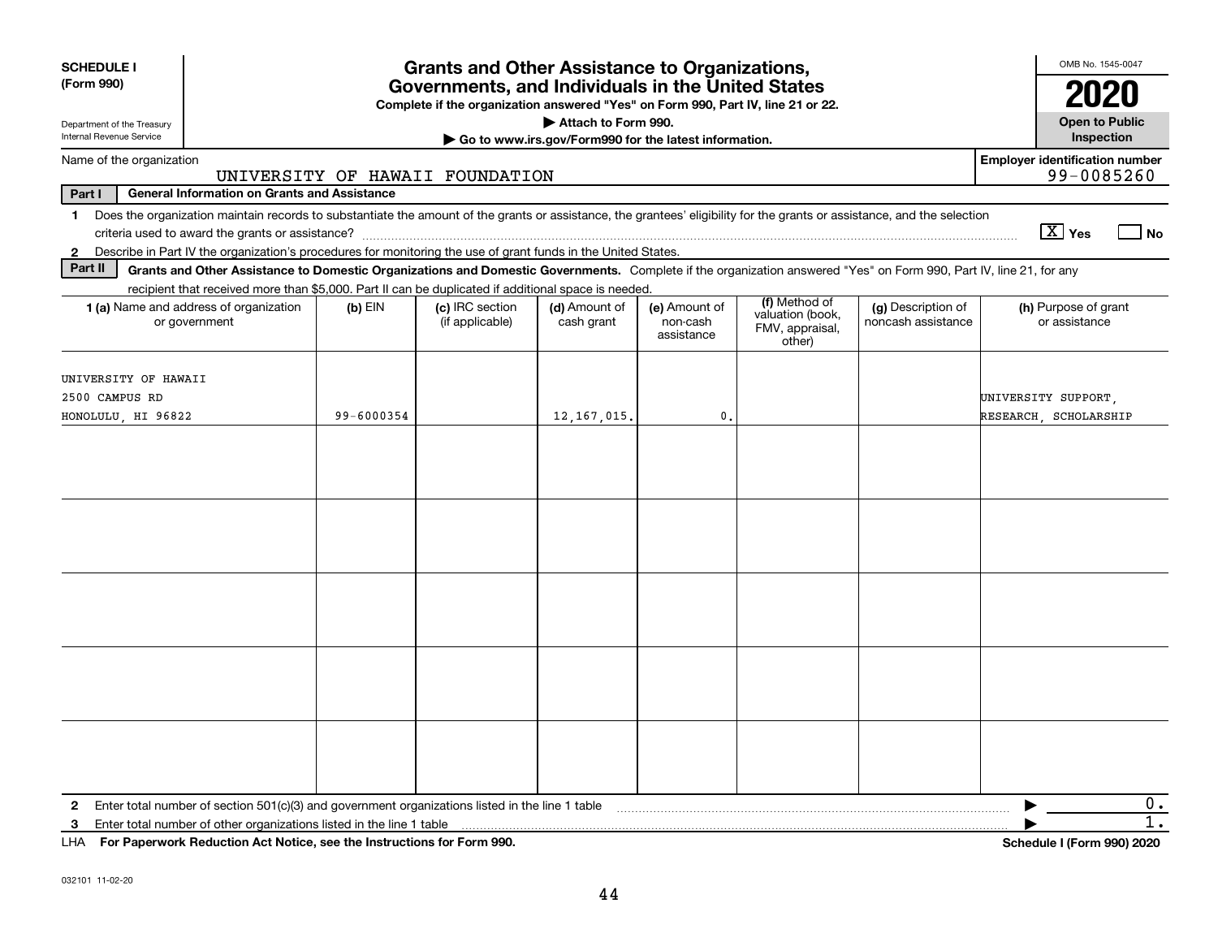**SCHEDULE I**
**(Form 990)**

Department of the Treasury
Internal Revenue Service

# Grants and Other Assistance to Organizations, Governments, and Individuals in the United States

**Complete if the organization answered "Yes" on Form 990, Part IV, line 21 or 22.**
**▶ Attach to Form 990.**
**▶ Go to www.irs.gov/Form990 for the latest information.**

OMB No. 1545-0047
**2020**
**Open to Public Inspection**

Name of the organization: UNIVERSITY OF HAWAII FOUNDATION
**Employer identification number:** 99-0085260

**Part I — General Information on Grants and Assistance**

1 Does the organization maintain records to substantiate the amount of the grants or assistance, the grantees' eligibility for the grants or assistance, and the selection criteria used to award the grants or assistance? [X] Yes [ ] No

2 Describe in Part IV the organization's procedures for monitoring the use of grant funds in the United States.

**Part II — Grants and Other Assistance to Domestic Organizations and Domestic Governments.** Complete if the organization answered "Yes" on Form 990, Part IV, line 21, for any recipient that received more than $5,000. Part II can be duplicated if additional space is needed.

| 1 (a) Name and address of organization or government | (b) EIN | (c) IRC section (if applicable) | (d) Amount of cash grant | (e) Amount of non-cash assistance | (f) Method of valuation (book, FMV, appraisal, other) | (g) Description of noncash assistance | (h) Purpose of grant or assistance |
|---|---|---|---|---|---|---|---|
| UNIVERSITY OF HAWAII<br>2500 CAMPUS RD<br>HONOLULU, HI 96822 | 99-6000354 | | 12,167,015. | 0. | | | UNIVERSITY SUPPORT, RESEARCH, SCHOLARSHIP |
| | | | | | | | |
| | | | | | | | |
| | | | | | | | |
| | | | | | | | |
| | | | | | | | |

2 Enter total number of section 501(c)(3) and government organizations listed in the line 1 table ▶ 0.

3 Enter total number of other organizations listed in the line 1 table ▶ 1.

LHA **For Paperwork Reduction Act Notice, see the Instructions for Form 990.** **Schedule I (Form 990) 2020**

032101 11-02-20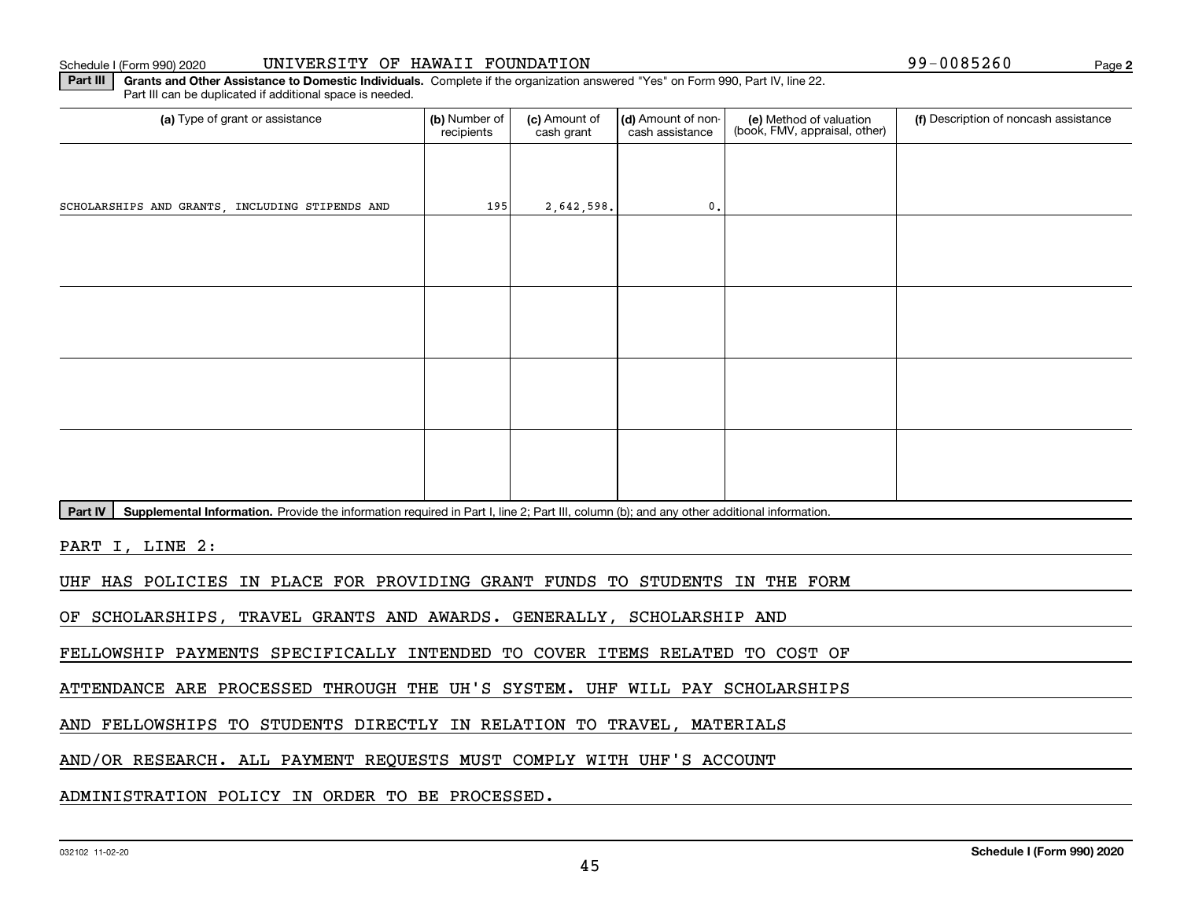Schedule I (Form 990) 2020 UNIVERSITY OF HAWAII FOUNDATION 99-0085260 Page **2**

**Part III** **Grants and Other Assistance to Domestic Individuals.** Complete if the organization answered "Yes" on Form 990, Part IV, line 22. Part III can be duplicated if additional space is needed.

| (a) Type of grant or assistance | (b) Number of recipients | (c) Amount of cash grant | (d) Amount of non-cash assistance | (e) Method of valuation (book, FMV, appraisal, other) | (f) Description of noncash assistance |
|---|---|---|---|---|---|
| SCHOLARSHIPS AND GRANTS, INCLUDING STIPENDS AND | 195 | 2,642,598. | 0. | | |
| | | | | | |
| | | | | | |
| | | | | | |
| | | | | | |

**Part IV** **Supplemental Information.** Provide the information required in Part I, line 2; Part III, column (b); and any other additional information.

PART I, LINE 2:

UHF HAS POLICIES IN PLACE FOR PROVIDING GRANT FUNDS TO STUDENTS IN THE FORM OF SCHOLARSHIPS, TRAVEL GRANTS AND AWARDS. GENERALLY, SCHOLARSHIP AND FELLOWSHIP PAYMENTS SPECIFICALLY INTENDED TO COVER ITEMS RELATED TO COST OF ATTENDANCE ARE PROCESSED THROUGH THE UH'S SYSTEM. UHF WILL PAY SCHOLARSHIPS AND FELLOWSHIPS TO STUDENTS DIRECTLY IN RELATION TO TRAVEL, MATERIALS AND/OR RESEARCH. ALL PAYMENT REQUESTS MUST COMPLY WITH UHF'S ACCOUNT ADMINISTRATION POLICY IN ORDER TO BE PROCESSED.

032102 11-02-20 **Schedule I (Form 990) 2020**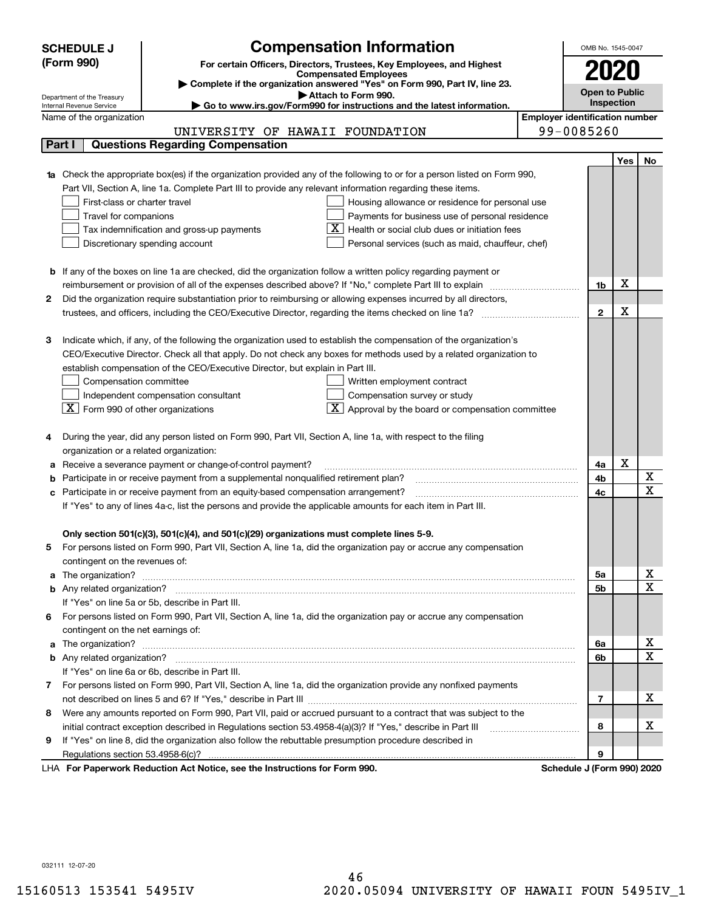# SCHEDULE J (Form 990)

## Compensation Information

**For certain Officers, Directors, Trustees, Key Employees, and Highest Compensated Employees**

▶ Complete if the organization answered "Yes" on Form 990, Part IV, line 23.
▶ Attach to Form 990.
▶ Go to www.irs.gov/Form990 for instructions and the latest information.

Department of the Treasury
Internal Revenue Service

OMB No. 1545-0047

**2020**

**Open to Public Inspection**

Name of the organization: UNIVERSITY OF HAWAII FOUNDATION

Employer identification number: 99-0085260

## Part I Questions Regarding Compensation

| | | | Yes | No |
|---|---|---|---|---|
| **1a** | Check the appropriate box(es) if the organization provided any of the following to or for a person listed on Form 990, Part VII, Section A, line 1a. Complete Part III to provide any relevant information regarding these items.<br>☐ First-class or charter travel ☐ Housing allowance or residence for personal use<br>☐ Travel for companions ☐ Payments for business use of personal residence<br>☐ Tax indemnification and gross-up payments ☒ Health or social club dues or initiation fees<br>☐ Discretionary spending account ☐ Personal services (such as maid, chauffeur, chef) | | | |
| **b** | If any of the boxes on line 1a are checked, did the organization follow a written policy regarding payment or reimbursement or provision of all of the expenses described above? If "No," complete Part III to explain | 1b | X | |
| **2** | Did the organization require substantiation prior to reimbursing or allowing expenses incurred by all directors, trustees, and officers, including the CEO/Executive Director, regarding the items checked on line 1a? | 2 | X | |
| **3** | Indicate which, if any, of the following the organization used to establish the compensation of the organization's CEO/Executive Director. Check all that apply. Do not check any boxes for methods used by a related organization to establish compensation of the CEO/Executive Director, but explain in Part III.<br>☐ Compensation committee ☐ Written employment contract<br>☐ Independent compensation consultant ☐ Compensation survey or study<br>☒ Form 990 of other organizations ☒ Approval by the board or compensation committee | | | |
| **4** | During the year, did any person listed on Form 990, Part VII, Section A, line 1a, with respect to the filing organization or a related organization: | | | |
| **a** | Receive a severance payment or change-of-control payment? | 4a | X | |
| **b** | Participate in or receive payment from a supplemental nonqualified retirement plan? | 4b | | X |
| **c** | Participate in or receive payment from an equity-based compensation arrangement? | 4c | | X |
| | If "Yes" to any of lines 4a-c, list the persons and provide the applicable amounts for each item in Part III. | | | |
| | **Only section 501(c)(3), 501(c)(4), and 501(c)(29) organizations must complete lines 5-9.** | | | |
| **5** | For persons listed on Form 990, Part VII, Section A, line 1a, did the organization pay or accrue any compensation contingent on the revenues of: | | | |
| **a** | The organization? | 5a | | X |
| **b** | Any related organization? | 5b | | X |
| | If "Yes" on line 5a or 5b, describe in Part III. | | | |
| **6** | For persons listed on Form 990, Part VII, Section A, line 1a, did the organization pay or accrue any compensation contingent on the net earnings of: | | | |
| **a** | The organization? | 6a | | X |
| **b** | Any related organization? | 6b | | X |
| | If "Yes" on line 6a or 6b, describe in Part III. | | | |
| **7** | For persons listed on Form 990, Part VII, Section A, line 1a, did the organization provide any nonfixed payments not described on lines 5 and 6? If "Yes," describe in Part III | 7 | | X |
| **8** | Were any amounts reported on Form 990, Part VII, paid or accrued pursuant to a contract that was subject to the initial contract exception described in Regulations section 53.4958-4(a)(3)? If "Yes," describe in Part III | 8 | | X |
| **9** | If "Yes" on line 8, did the organization also follow the rebuttable presumption procedure described in Regulations section 53.4958-6(c)? | 9 | | |

LHA **For Paperwork Reduction Act Notice, see the Instructions for Form 990.** **Schedule J (Form 990) 2020**

032111 12-07-20

15160513 153541 5495IV 2020.05094 UNIVERSITY OF HAWAII FOUN 5495IV_1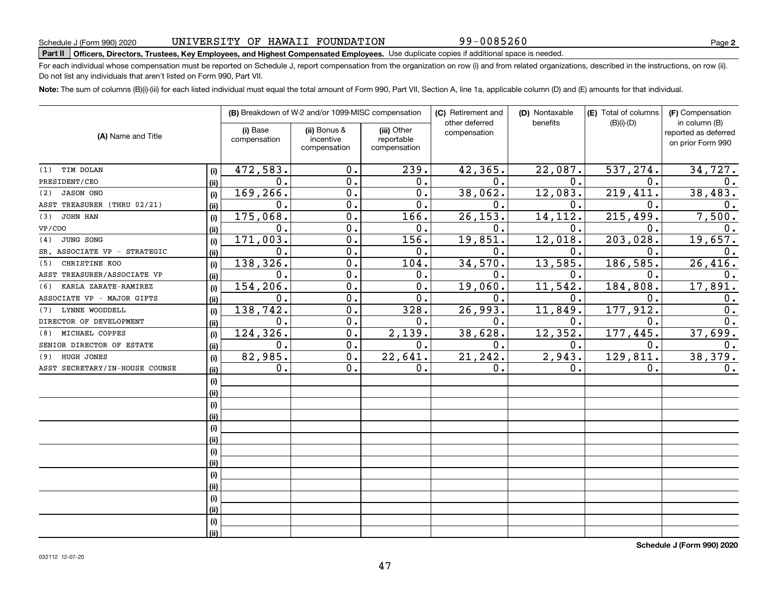Schedule J (Form 990) 2020 UNIVERSITY OF HAWAII FOUNDATION 99-0085260

**Part II** **Officers, Directors, Trustees, Key Employees, and Highest Compensated Employees.** Use duplicate copies if additional space is needed.

For each individual whose compensation must be reported on Schedule J, report compensation from the organization on row (i) and from related organizations, described in the instructions, on row (ii). Do not list any individuals that aren't listed on Form 990, Part VII.

**Note:** The sum of columns (B)(i)-(iii) for each listed individual must equal the total amount of Form 990, Part VII, Section A, line 1a, applicable column (D) and (E) amounts for that individual.

| (A) Name and Title | | (B) Breakdown of W-2 and/or 1099-MISC compensation | | | (C) Retirement and other deferred compensation | (D) Nontaxable benefits | (E) Total of columns (B)(i)-(D) | (F) Compensation in column (B) reported as deferred on prior Form 990 |
|---|---|---|---|---|---|---|---|---|
| | | (i) Base compensation | (ii) Bonus & incentive compensation | (iii) Other reportable compensation | | | | |
| (1) TIM DOLAN | (i) | 472,583. | 0. | 239. | 42,365. | 22,087. | 537,274. | 34,727. |
| PRESIDENT/CEO | (ii) | 0. | 0. | 0. | 0. | 0. | 0. | 0. |
| (2) JASON ONO | (i) | 169,266. | 0. | 0. | 38,062. | 12,083. | 219,411. | 38,483. |
| ASST TREASURER (THRU 02/21) | (ii) | 0. | 0. | 0. | 0. | 0. | 0. | 0. |
| (3) JOHN HAN | (i) | 175,068. | 0. | 166. | 26,153. | 14,112. | 215,499. | 7,500. |
| VP/COO | (ii) | 0. | 0. | 0. | 0. | 0. | 0. | 0. |
| (4) JUNG SONG | (i) | 171,003. | 0. | 156. | 19,851. | 12,018. | 203,028. | 19,657. |
| SR. ASSOCIATE VP - STRATEGIC | (ii) | 0. | 0. | 0. | 0. | 0. | 0. | 0. |
| (5) CHRISTINE KOO | (i) | 138,326. | 0. | 104. | 34,570. | 13,585. | 186,585. | 26,416. |
| ASST TREASURER/ASSOCIATE VP | (ii) | 0. | 0. | 0. | 0. | 0. | 0. | 0. |
| (6) KARLA ZARATE-RAMIREZ | (i) | 154,206. | 0. | 0. | 19,060. | 11,542. | 184,808. | 17,891. |
| ASSOCIATE VP - MAJOR GIFTS | (ii) | 0. | 0. | 0. | 0. | 0. | 0. | 0. |
| (7) LYNNE WOODDELL | (i) | 138,742. | 0. | 328. | 26,993. | 11,849. | 177,912. | 0. |
| DIRECTOR OF DEVELOPMENT | (ii) | 0. | 0. | 0. | 0. | 0. | 0. | 0. |
| (8) MICHAEL COPPES | (i) | 124,326. | 0. | 2,139. | 38,628. | 12,352. | 177,445. | 37,699. |
| SENIOR DIRECTOR OF ESTATE | (ii) | 0. | 0. | 0. | 0. | 0. | 0. | 0. |
| (9) HUGH JONES | (i) | 82,985. | 0. | 22,641. | 21,242. | 2,943. | 129,811. | 38,379. |
| ASST SECRETARY/IN-HOUSE COUNSE | (ii) | 0. | 0. | 0. | 0. | 0. | 0. | 0. |
| | (i) | | | | | | | |
| | (ii) | | | | | | | |
| | (i) | | | | | | | |
| | (ii) | | | | | | | |
| | (i) | | | | | | | |
| | (ii) | | | | | | | |
| | (i) | | | | | | | |
| | (ii) | | | | | | | |
| | (i) | | | | | | | |
| | (ii) | | | | | | | |
| | (i) | | | | | | | |
| | (ii) | | | | | | | |
| | (i) | | | | | | | |
| | (ii) | | | | | | | |

**Schedule J (Form 990) 2020**

032112 12-07-20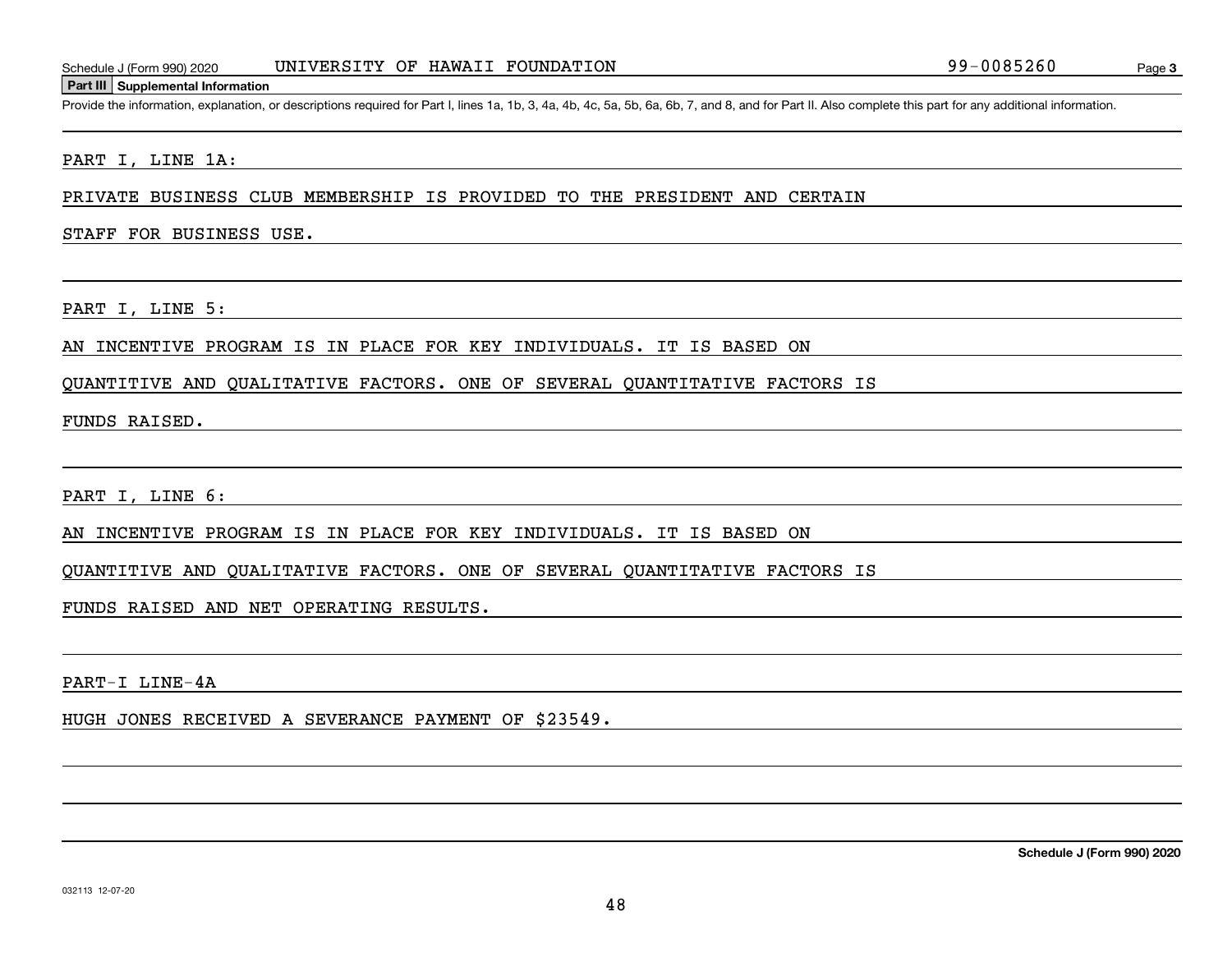Schedule J (Form 990) 2020 UNIVERSITY OF HAWAII FOUNDATION 99-0085260

## Part III Supplemental Information

Provide the information, explanation, or descriptions required for Part I, lines 1a, 1b, 3, 4a, 4b, 4c, 5a, 5b, 6a, 6b, 7, and 8, and for Part II. Also complete this part for any additional information.

PART I, LINE 1A:

PRIVATE BUSINESS CLUB MEMBERSHIP IS PROVIDED TO THE PRESIDENT AND CERTAIN STAFF FOR BUSINESS USE.

PART I, LINE 5:

AN INCENTIVE PROGRAM IS IN PLACE FOR KEY INDIVIDUALS. IT IS BASED ON QUANTITIVE AND QUALITATIVE FACTORS. ONE OF SEVERAL QUANTITATIVE FACTORS IS FUNDS RAISED.

PART I, LINE 6:

AN INCENTIVE PROGRAM IS IN PLACE FOR KEY INDIVIDUALS. IT IS BASED ON QUANTITIVE AND QUALITATIVE FACTORS. ONE OF SEVERAL QUANTITATIVE FACTORS IS FUNDS RAISED AND NET OPERATING RESULTS.

PART-I LINE-4A

HUGH JONES RECEIVED A SEVERANCE PAYMENT OF $23549.

Schedule J (Form 990) 2020

032113 12-07-20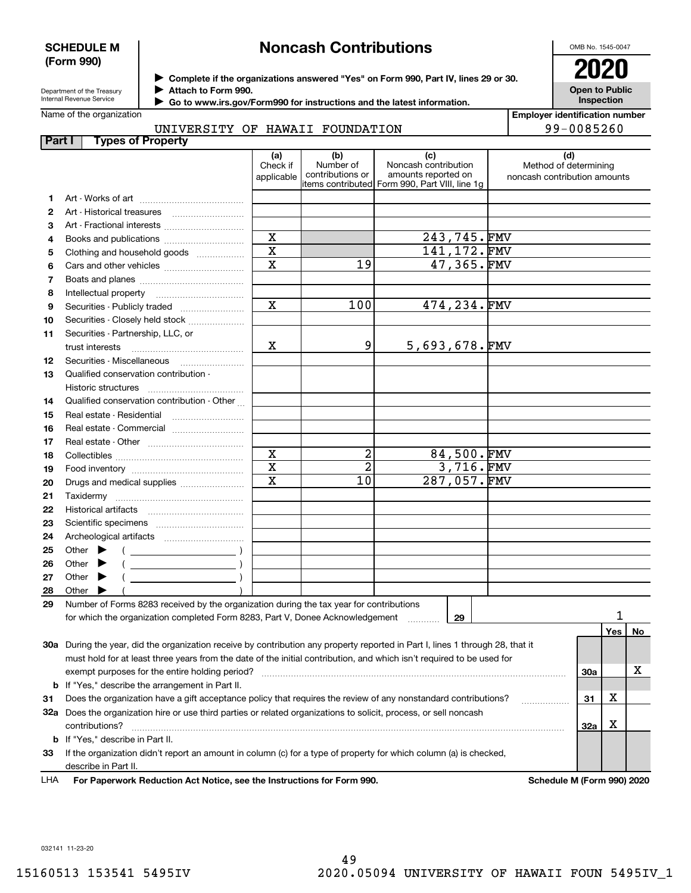**SCHEDULE M (Form 990)**

Department of the Treasury
Internal Revenue Service

# Noncash Contributions

▶ Complete if the organizations answered "Yes" on Form 990, Part IV, lines 29 or 30.
▶ Attach to Form 990.
▶ Go to www.irs.gov/Form990 for instructions and the latest information.

OMB No. 1545-0047

**2020**

**Open to Public Inspection**

Name of the organization: UNIVERSITY OF HAWAII FOUNDATION

Employer identification number: 99-0085260

## Part I Types of Property

| | | (a) Check if applicable | (b) Number of contributions or items contributed | (c) Noncash contribution amounts reported on Form 990, Part VIII, line 1g | (d) Method of determining noncash contribution amounts |
|---|---|---|---|---|---|
| 1 | Art - Works of art | | | | |
| 2 | Art - Historical treasures | | | | |
| 3 | Art - Fractional interests | | | | |
| 4 | Books and publications | X | | 243,745. | FMV |
| 5 | Clothing and household goods | X | | 141,172. | FMV |
| 6 | Cars and other vehicles | X | 19 | 47,365. | FMV |
| 7 | Boats and planes | | | | |
| 8 | Intellectual property | | | | |
| 9 | Securities - Publicly traded | X | 100 | 474,234. | FMV |
| 10 | Securities - Closely held stock | | | | |
| 11 | Securities - Partnership, LLC, or trust interests | X | 9 | 5,693,678. | FMV |
| 12 | Securities - Miscellaneous | | | | |
| 13 | Qualified conservation contribution - Historic structures | | | | |
| 14 | Qualified conservation contribution - Other | | | | |
| 15 | Real estate - Residential | | | | |
| 16 | Real estate - Commercial | | | | |
| 17 | Real estate - Other | | | | |
| 18 | Collectibles | X | 2 | 84,500. | FMV |
| 19 | Food inventory | X | 2 | 3,716. | FMV |
| 20 | Drugs and medical supplies | X | 10 | 287,057. | FMV |
| 21 | Taxidermy | | | | |
| 22 | Historical artifacts | | | | |
| 23 | Scientific specimens | | | | |
| 24 | Archeological artifacts | | | | |
| 25 | Other ▶ ( ) | | | | |
| 26 | Other ▶ ( ) | | | | |
| 27 | Other ▶ ( ) | | | | |
| 28 | Other ▶ ( ) | | | | |

29 Number of Forms 8283 received by the organization during the tax year for contributions for which the organization completed Form 8283, Part V, Donee Acknowledgement ..... **29** 1

| | | | Yes | No |
|---|---|---|---|---|
| 30a | During the year, did the organization receive by contribution any property reported in Part I, lines 1 through 28, that it must hold for at least three years from the date of the initial contribution, and which isn't required to be used for exempt purposes for the entire holding period? | 30a | | X |
| b | If "Yes," describe the arrangement in Part II. | | | |
| 31 | Does the organization have a gift acceptance policy that requires the review of any nonstandard contributions? | 31 | X | |
| 32a | Does the organization hire or use third parties or related organizations to solicit, process, or sell noncash contributions? | 32a | X | |
| b | If "Yes," describe in Part II. | | | |
| 33 | If the organization didn't report an amount in column (c) for a type of property for which column (a) is checked, describe in Part II. | | | |

LHA **For Paperwork Reduction Act Notice, see the Instructions for Form 990.** **Schedule M (Form 990) 2020**

032141 11-23-20

15160513 153541 5495IV 2020.05094 UNIVERSITY OF HAWAII FOUN 5495IV_1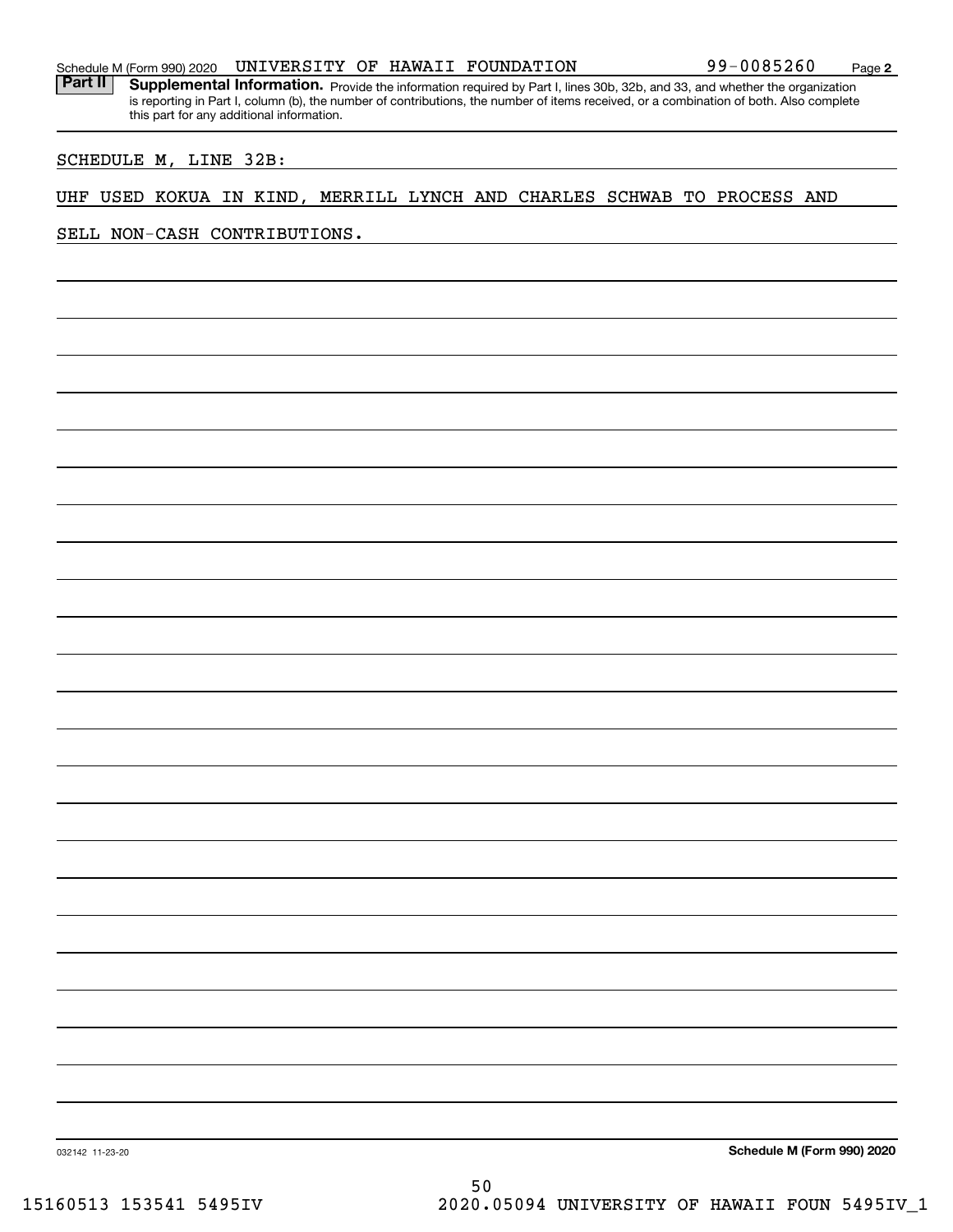Schedule M (Form 990) 2020 UNIVERSITY OF HAWAII FOUNDATION 99-0085260 Page 2

**Part II** **Supplemental Information.** Provide the information required by Part I, lines 30b, 32b, and 33, and whether the organization is reporting in Part I, column (b), the number of contributions, the number of items received, or a combination of both. Also complete this part for any additional information.

SCHEDULE M, LINE 32B:

UHF USED KOKUA IN KIND, MERRILL LYNCH AND CHARLES SCHWAB TO PROCESS AND SELL NON-CASH CONTRIBUTIONS.

032142 11-23-20

**Schedule M (Form 990) 2020**

15160513 153541 5495IV 2020.05094 UNIVERSITY OF HAWAII FOUN 5495IV_1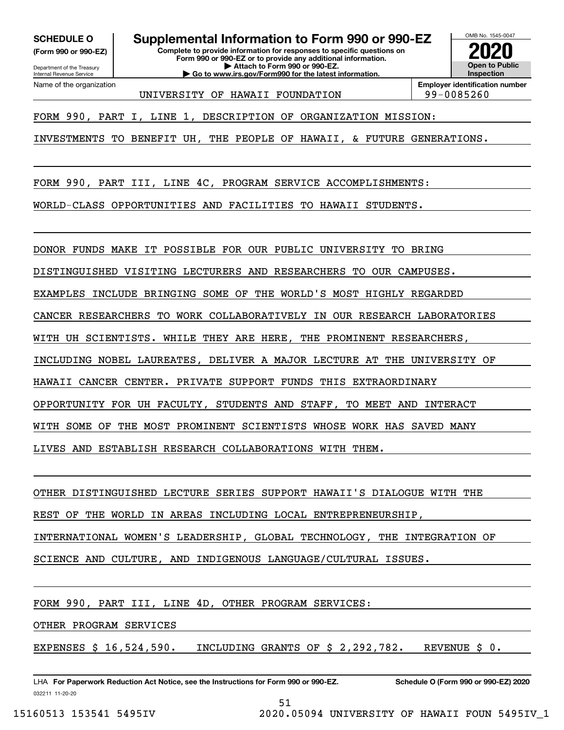**SCHEDULE O**
**(Form 990 or 990-EZ)**

Department of the Treasury
Internal Revenue Service

# Supplemental Information to Form 990 or 990-EZ

**Complete to provide information for responses to specific questions on Form 990 or 990-EZ or to provide any additional information.**
**▶ Attach to Form 990 or 990-EZ.**
**▶ Go to www.irs.gov/Form990 for the latest information.**

OMB No. 1545-0047
**2020**
**Open to Public Inspection**

Name of the organization: UNIVERSITY OF HAWAII FOUNDATION
**Employer identification number**: 99-0085260

FORM 990, PART I, LINE 1, DESCRIPTION OF ORGANIZATION MISSION:

INVESTMENTS TO BENEFIT UH, THE PEOPLE OF HAWAII, & FUTURE GENERATIONS.

FORM 990, PART III, LINE 4C, PROGRAM SERVICE ACCOMPLISHMENTS:

WORLD-CLASS OPPORTUNITIES AND FACILITIES TO HAWAII STUDENTS.

DONOR FUNDS MAKE IT POSSIBLE FOR OUR PUBLIC UNIVERSITY TO BRING DISTINGUISHED VISITING LECTURERS AND RESEARCHERS TO OUR CAMPUSES. EXAMPLES INCLUDE BRINGING SOME OF THE WORLD'S MOST HIGHLY REGARDED CANCER RESEARCHERS TO WORK COLLABORATIVELY IN OUR RESEARCH LABORATORIES WITH UH SCIENTISTS. WHILE THEY ARE HERE, THE PROMINENT RESEARCHERS, INCLUDING NOBEL LAUREATES, DELIVER A MAJOR LECTURE AT THE UNIVERSITY OF HAWAII CANCER CENTER. PRIVATE SUPPORT FUNDS THIS EXTRAORDINARY OPPORTUNITY FOR UH FACULTY, STUDENTS AND STAFF, TO MEET AND INTERACT WITH SOME OF THE MOST PROMINENT SCIENTISTS WHOSE WORK HAS SAVED MANY LIVES AND ESTABLISH RESEARCH COLLABORATIONS WITH THEM.

OTHER DISTINGUISHED LECTURE SERIES SUPPORT HAWAII'S DIALOGUE WITH THE REST OF THE WORLD IN AREAS INCLUDING LOCAL ENTREPRENEURSHIP, INTERNATIONAL WOMEN'S LEADERSHIP, GLOBAL TECHNOLOGY, THE INTEGRATION OF SCIENCE AND CULTURE, AND INDIGENOUS LANGUAGE/CULTURAL ISSUES.

FORM 990, PART III, LINE 4D, OTHER PROGRAM SERVICES:

OTHER PROGRAM SERVICES

EXPENSES $ 16,524,590. INCLUDING GRANTS OF $ 2,292,782. REVENUE $ 0.

LHA **For Paperwork Reduction Act Notice, see the Instructions for Form 990 or 990-EZ.** **Schedule O (Form 990 or 990-EZ) 2020**
032211 11-20-20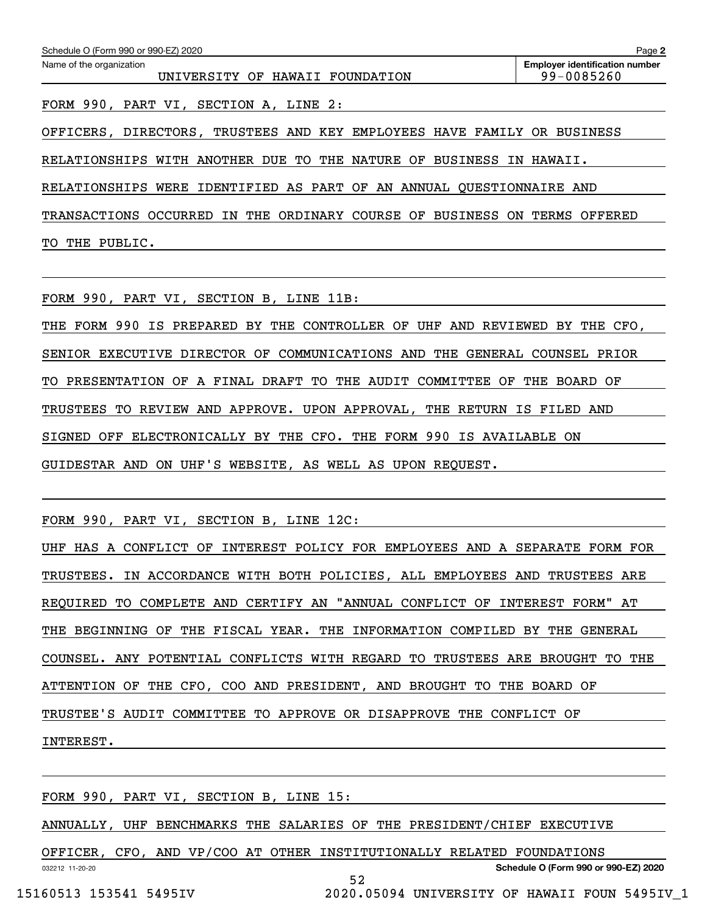Schedule O (Form 990 or 990-EZ) 2020

Name of the organization: UNIVERSITY OF HAWAII FOUNDATION

Employer identification number: 99-0085260

FORM 990, PART VI, SECTION A, LINE 2:

OFFICERS, DIRECTORS, TRUSTEES AND KEY EMPLOYEES HAVE FAMILY OR BUSINESS RELATIONSHIPS WITH ANOTHER DUE TO THE NATURE OF BUSINESS IN HAWAII. RELATIONSHIPS WERE IDENTIFIED AS PART OF AN ANNUAL QUESTIONNAIRE AND TRANSACTIONS OCCURRED IN THE ORDINARY COURSE OF BUSINESS ON TERMS OFFERED TO THE PUBLIC.

FORM 990, PART VI, SECTION B, LINE 11B:

THE FORM 990 IS PREPARED BY THE CONTROLLER OF UHF AND REVIEWED BY THE CFO, SENIOR EXECUTIVE DIRECTOR OF COMMUNICATIONS AND THE GENERAL COUNSEL PRIOR TO PRESENTATION OF A FINAL DRAFT TO THE AUDIT COMMITTEE OF THE BOARD OF TRUSTEES TO REVIEW AND APPROVE. UPON APPROVAL, THE RETURN IS FILED AND SIGNED OFF ELECTRONICALLY BY THE CFO. THE FORM 990 IS AVAILABLE ON GUIDESTAR AND ON UHF'S WEBSITE, AS WELL AS UPON REQUEST.

FORM 990, PART VI, SECTION B, LINE 12C:

UHF HAS A CONFLICT OF INTEREST POLICY FOR EMPLOYEES AND A SEPARATE FORM FOR TRUSTEES. IN ACCORDANCE WITH BOTH POLICIES, ALL EMPLOYEES AND TRUSTEES ARE REQUIRED TO COMPLETE AND CERTIFY AN "ANNUAL CONFLICT OF INTEREST FORM" AT THE BEGINNING OF THE FISCAL YEAR. THE INFORMATION COMPILED BY THE GENERAL COUNSEL. ANY POTENTIAL CONFLICTS WITH REGARD TO TRUSTEES ARE BROUGHT TO THE ATTENTION OF THE CFO, COO AND PRESIDENT, AND BROUGHT TO THE BOARD OF TRUSTEE'S AUDIT COMMITTEE TO APPROVE OR DISAPPROVE THE CONFLICT OF INTEREST.

FORM 990, PART VI, SECTION B, LINE 15:

ANNUALLY, UHF BENCHMARKS THE SALARIES OF THE PRESIDENT/CHIEF EXECUTIVE OFFICER, CFO, AND VP/COO AT OTHER INSTITUTIONALLY RELATED FOUNDATIONS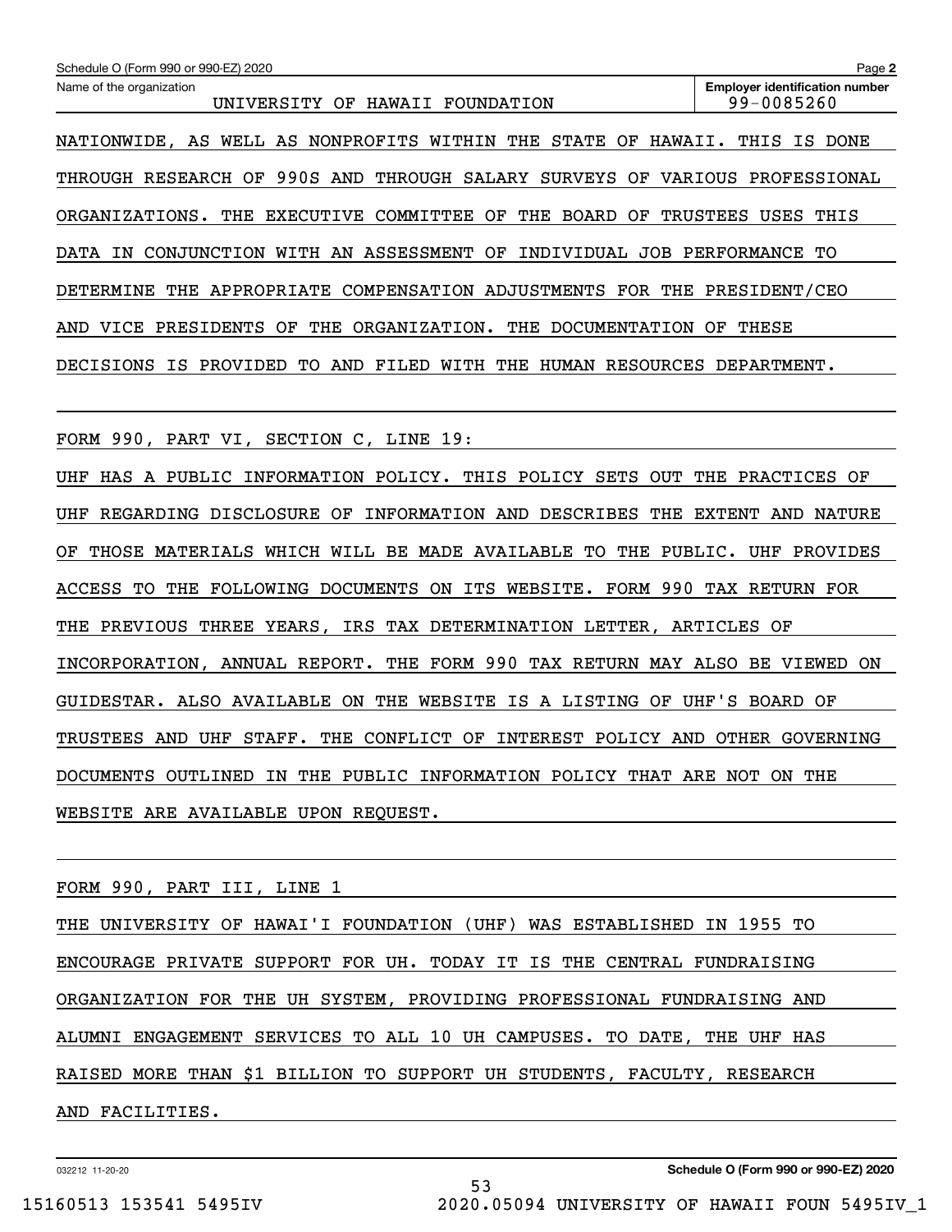Schedule O (Form 990 or 990-EZ) 2020

Name of the organization: UNIVERSITY OF HAWAII FOUNDATION

Employer identification number: 99-0085260

NATIONWIDE, AS WELL AS NONPROFITS WITHIN THE STATE OF HAWAII. THIS IS DONE THROUGH RESEARCH OF 990S AND THROUGH SALARY SURVEYS OF VARIOUS PROFESSIONAL ORGANIZATIONS. THE EXECUTIVE COMMITTEE OF THE BOARD OF TRUSTEES USES THIS DATA IN CONJUNCTION WITH AN ASSESSMENT OF INDIVIDUAL JOB PERFORMANCE TO DETERMINE THE APPROPRIATE COMPENSATION ADJUSTMENTS FOR THE PRESIDENT/CEO AND VICE PRESIDENTS OF THE ORGANIZATION. THE DOCUMENTATION OF THESE DECISIONS IS PROVIDED TO AND FILED WITH THE HUMAN RESOURCES DEPARTMENT.

FORM 990, PART VI, SECTION C, LINE 19:

UHF HAS A PUBLIC INFORMATION POLICY. THIS POLICY SETS OUT THE PRACTICES OF UHF REGARDING DISCLOSURE OF INFORMATION AND DESCRIBES THE EXTENT AND NATURE OF THOSE MATERIALS WHICH WILL BE MADE AVAILABLE TO THE PUBLIC. UHF PROVIDES ACCESS TO THE FOLLOWING DOCUMENTS ON ITS WEBSITE. FORM 990 TAX RETURN FOR THE PREVIOUS THREE YEARS, IRS TAX DETERMINATION LETTER, ARTICLES OF INCORPORATION, ANNUAL REPORT. THE FORM 990 TAX RETURN MAY ALSO BE VIEWED ON GUIDESTAR. ALSO AVAILABLE ON THE WEBSITE IS A LISTING OF UHF'S BOARD OF TRUSTEES AND UHF STAFF. THE CONFLICT OF INTEREST POLICY AND OTHER GOVERNING DOCUMENTS OUTLINED IN THE PUBLIC INFORMATION POLICY THAT ARE NOT ON THE WEBSITE ARE AVAILABLE UPON REQUEST.

FORM 990, PART III, LINE 1

THE UNIVERSITY OF HAWAI'I FOUNDATION (UHF) WAS ESTABLISHED IN 1955 TO ENCOURAGE PRIVATE SUPPORT FOR UH. TODAY IT IS THE CENTRAL FUNDRAISING ORGANIZATION FOR THE UH SYSTEM, PROVIDING PROFESSIONAL FUNDRAISING AND ALUMNI ENGAGEMENT SERVICES TO ALL 10 UH CAMPUSES. TO DATE, THE UHF HAS RAISED MORE THAN $1 BILLION TO SUPPORT UH STUDENTS, FACULTY, RESEARCH AND FACILITIES.

032212 11-20-20

Schedule O (Form 990 or 990-EZ) 2020

15160513 153541 5495IV 2020.05094 UNIVERSITY OF HAWAII FOUN 5495IV_1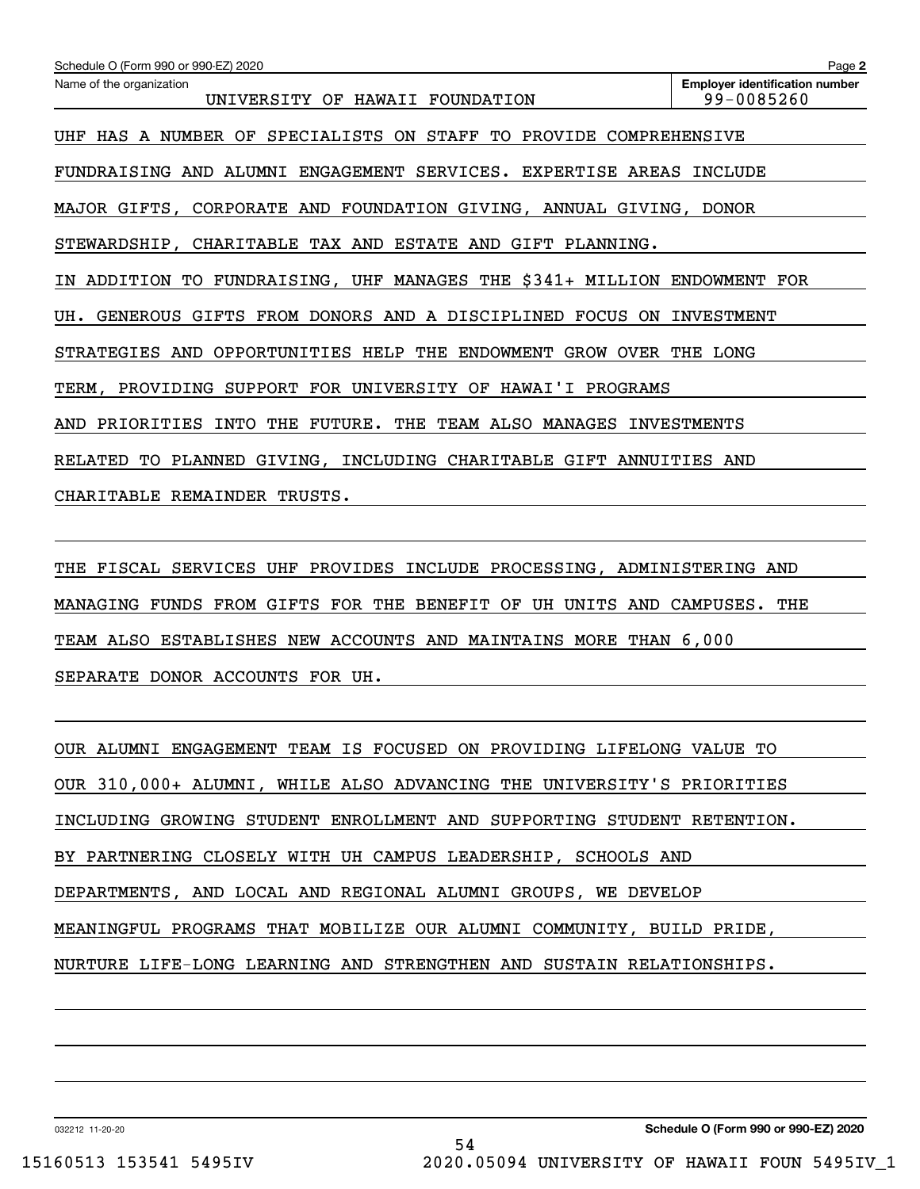Name of the organization: UNIVERSITY OF HAWAII FOUNDATION

Employer identification number: 99-0085260

UHF HAS A NUMBER OF SPECIALISTS ON STAFF TO PROVIDE COMPREHENSIVE FUNDRAISING AND ALUMNI ENGAGEMENT SERVICES. EXPERTISE AREAS INCLUDE MAJOR GIFTS, CORPORATE AND FOUNDATION GIVING, ANNUAL GIVING, DONOR STEWARDSHIP, CHARITABLE TAX AND ESTATE AND GIFT PLANNING.

IN ADDITION TO FUNDRAISING, UHF MANAGES THE $341+ MILLION ENDOWMENT FOR UH. GENEROUS GIFTS FROM DONORS AND A DISCIPLINED FOCUS ON INVESTMENT STRATEGIES AND OPPORTUNITIES HELP THE ENDOWMENT GROW OVER THE LONG TERM, PROVIDING SUPPORT FOR UNIVERSITY OF HAWAI'I PROGRAMS AND PRIORITIES INTO THE FUTURE. THE TEAM ALSO MANAGES INVESTMENTS RELATED TO PLANNED GIVING, INCLUDING CHARITABLE GIFT ANNUITIES AND CHARITABLE REMAINDER TRUSTS.

THE FISCAL SERVICES UHF PROVIDES INCLUDE PROCESSING, ADMINISTERING AND MANAGING FUNDS FROM GIFTS FOR THE BENEFIT OF UH UNITS AND CAMPUSES. THE TEAM ALSO ESTABLISHES NEW ACCOUNTS AND MAINTAINS MORE THAN 6,000 SEPARATE DONOR ACCOUNTS FOR UH.

OUR ALUMNI ENGAGEMENT TEAM IS FOCUSED ON PROVIDING LIFELONG VALUE TO OUR 310,000+ ALUMNI, WHILE ALSO ADVANCING THE UNIVERSITY'S PRIORITIES INCLUDING GROWING STUDENT ENROLLMENT AND SUPPORTING STUDENT RETENTION. BY PARTNERING CLOSELY WITH UH CAMPUS LEADERSHIP, SCHOOLS AND DEPARTMENTS, AND LOCAL AND REGIONAL ALUMNI GROUPS, WE DEVELOP MEANINGFUL PROGRAMS THAT MOBILIZE OUR ALUMNI COMMUNITY, BUILD PRIDE, NURTURE LIFE-LONG LEARNING AND STRENGTHEN AND SUSTAIN RELATIONSHIPS.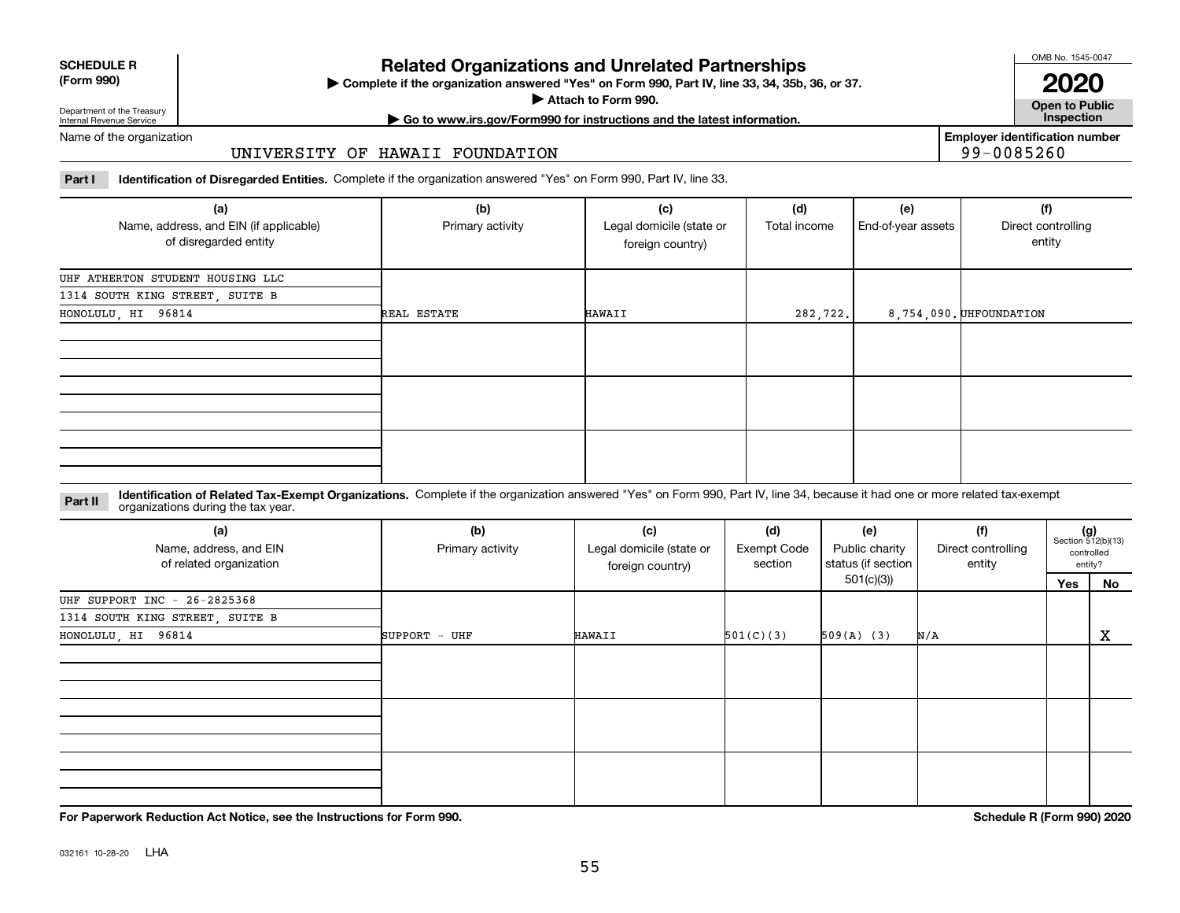**SCHEDULE R (Form 990)**

Department of the Treasury
Internal Revenue Service

# Related Organizations and Unrelated Partnerships

▶ Complete if the organization answered "Yes" on Form 990, Part IV, line 33, 34, 35b, 36, or 37.
▶ Attach to Form 990.
▶ Go to www.irs.gov/Form990 for instructions and the latest information.

OMB No. 1545-0047

**2020**

**Open to Public Inspection**

Name of the organization: UNIVERSITY OF HAWAII FOUNDATION

Employer identification number: 99-0085260

**Part I** **Identification of Disregarded Entities.** Complete if the organization answered "Yes" on Form 990, Part IV, line 33.

| (a) Name, address, and EIN (if applicable) of disregarded entity | (b) Primary activity | (c) Legal domicile (state or foreign country) | (d) Total income | (e) End-of-year assets | (f) Direct controlling entity |
|---|---|---|---|---|---|
| UHF ATHERTON STUDENT HOUSING LLC<br>1314 SOUTH KING STREET, SUITE B<br>HONOLULU, HI 96814 | REAL ESTATE | HAWAII | 282,722. | 8,754,090. | UHFOUNDATION |
| | | | | | |
| | | | | | |
| | | | | | |

**Part II** **Identification of Related Tax-Exempt Organizations.** Complete if the organization answered "Yes" on Form 990, Part IV, line 34, because it had one or more related tax-exempt organizations during the tax year.

| (a) Name, address, and EIN of related organization | (b) Primary activity | (c) Legal domicile (state or foreign country) | (d) Exempt Code section | (e) Public charity status (if section 501(c)(3)) | (f) Direct controlling entity | (g) Section 512(b)(13) controlled entity? Yes | No |
|---|---|---|---|---|---|---|---|
| UHF SUPPORT INC - 26-2825368<br>1314 SOUTH KING STREET, SUITE B<br>HONOLULU, HI 96814 | SUPPORT - UHF | HAWAII | 501(C)(3) | 509(A) (3) | N/A | | X |
| | | | | | | | |
| | | | | | | | |
| | | | | | | | |

**For Paperwork Reduction Act Notice, see the Instructions for Form 990.** **Schedule R (Form 990) 2020**

032161 10-28-20 LHA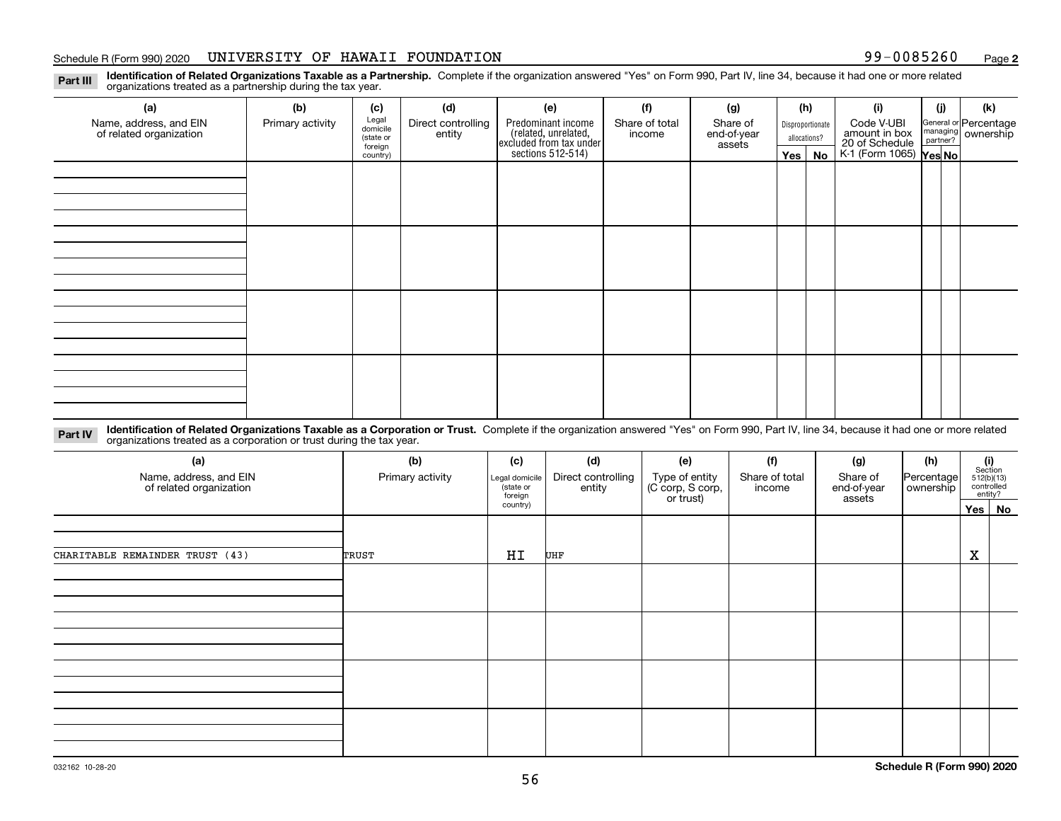Schedule R (Form 990) 2020 UNIVERSITY OF HAWAII FOUNDATION 99-0085260 Page **2**

**Part III** **Identification of Related Organizations Taxable as a Partnership.** Complete if the organization answered "Yes" on Form 990, Part IV, line 34, because it had one or more related organizations treated as a partnership during the tax year.

| (a) Name, address, and EIN of related organization | (b) Primary activity | (c) Legal domicile (state or foreign country) | (d) Direct controlling entity | (e) Predominant income (related, unrelated, excluded from tax under sections 512-514) | (f) Share of total income | (g) Share of end-of-year assets | (h) Disproportionate allocations? Yes | (h) No | (i) Code V-UBI amount in box 20 of Schedule K-1 (Form 1065) | (j) General or managing partner? Yes | (j) No | (k) Percentage ownership |
|---|---|---|---|---|---|---|---|---|---|---|---|---|
| | | | | | | | | | | | | |
| | | | | | | | | | | | | |
| | | | | | | | | | | | | |
| | | | | | | | | | | | | |

**Part IV** **Identification of Related Organizations Taxable as a Corporation or Trust.** Complete if the organization answered "Yes" on Form 990, Part IV, line 34, because it had one or more related organizations treated as a corporation or trust during the tax year.

| (a) Name, address, and EIN of related organization | (b) Primary activity | (c) Legal domicile (state or foreign country) | (d) Direct controlling entity | (e) Type of entity (C corp, S corp, or trust) | (f) Share of total income | (g) Share of end-of-year assets | (h) Percentage ownership | (i) Section 512(b)(13) controlled entity? Yes | (i) No |
|---|---|---|---|---|---|---|---|---|---|
| CHARITABLE REMAINDER TRUST (43) | TRUST | HI | UHF | | | | | X | |
| | | | | | | | | | |
| | | | | | | | | | |
| | | | | | | | | | |
| | | | | | | | | | |

032162 10-28-20 **Schedule R (Form 990) 2020**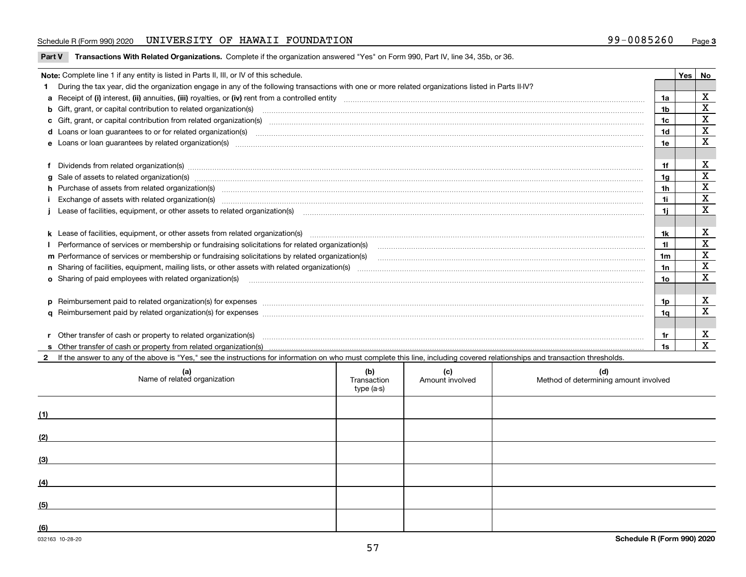Schedule R (Form 990) 2020 UNIVERSITY OF HAWAII FOUNDATION 99-0085260 Page 3

**Part V Transactions With Related Organizations.** Complete if the organization answered "Yes" on Form 990, Part IV, line 34, 35b, or 36.

| Note: Complete line 1 if any entity is listed in Parts II, III, or IV of this schedule. | | Yes | No |
|---|---|---|---|
| **1** During the tax year, did the organization engage in any of the following transactions with one or more related organizations listed in Parts II-IV? | | | |
| **a** Receipt of **(i)** interest, **(ii)** annuities, **(iii)** royalties, or **(iv)** rent from a controlled entity | 1a | | X |
| **b** Gift, grant, or capital contribution to related organization(s) | 1b | | X |
| **c** Gift, grant, or capital contribution from related organization(s) | 1c | | X |
| **d** Loans or loan guarantees to or for related organization(s) | 1d | | X |
| **e** Loans or loan guarantees by related organization(s) | 1e | | X |
| **f** Dividends from related organization(s) | 1f | | X |
| **g** Sale of assets to related organization(s) | 1g | | X |
| **h** Purchase of assets from related organization(s) | 1h | | X |
| **i** Exchange of assets with related organization(s) | 1i | | X |
| **j** Lease of facilities, equipment, or other assets to related organization(s) | 1j | | X |
| **k** Lease of facilities, equipment, or other assets from related organization(s) | 1k | | X |
| **l** Performance of services or membership or fundraising solicitations for related organization(s) | 1l | | X |
| **m** Performance of services or membership or fundraising solicitations by related organization(s) | 1m | | X |
| **n** Sharing of facilities, equipment, mailing lists, or other assets with related organization(s) | 1n | | X |
| **o** Sharing of paid employees with related organization(s) | 1o | | X |
| **p** Reimbursement paid to related organization(s) for expenses | 1p | | X |
| **q** Reimbursement paid by related organization(s) for expenses | 1q | | X |
| **r** Other transfer of cash or property to related organization(s) | 1r | | X |
| **s** Other transfer of cash or property from related organization(s) | 1s | | X |

**2** If the answer to any of the above is "Yes," see the instructions for information on who must complete this line, including covered relationships and transaction thresholds.

| | (a) Name of related organization | (b) Transaction type (a-s) | (c) Amount involved | (d) Method of determining amount involved |
|---|---|---|---|---|
| (1) | | | | |
| (2) | | | | |
| (3) | | | | |
| (4) | | | | |
| (5) | | | | |
| (6) | | | | |

032163 10-28-20 **Schedule R (Form 990) 2020**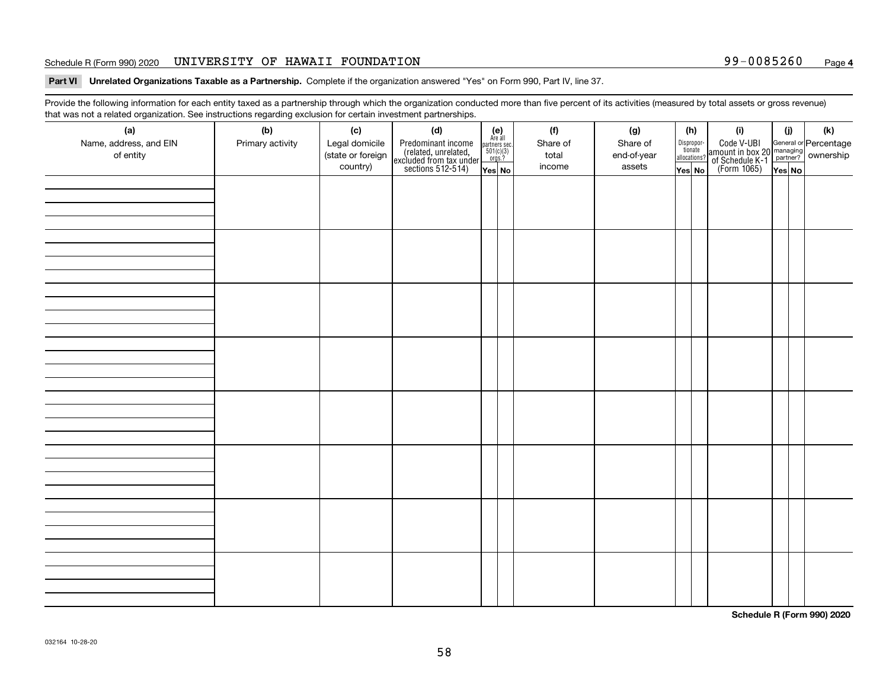Schedule R (Form 990) 2020 UNIVERSITY OF HAWAII FOUNDATION 99-0085260

**Part VI Unrelated Organizations Taxable as a Partnership.** Complete if the organization answered "Yes" on Form 990, Part IV, line 37.

Provide the following information for each entity taxed as a partnership through which the organization conducted more than five percent of its activities (measured by total assets or gross revenue) that was not a related organization. See instructions regarding exclusion for certain investment partnerships.

| (a) Name, address, and EIN of entity | (b) Primary activity | (c) Legal domicile (state or foreign country) | (d) Predominant income (related, unrelated, excluded from tax under sections 512-514) | (e) Are all partners sec. 501(c)(3) orgs.? Yes | (e) No | (f) Share of total income | (g) Share of end-of-year assets | (h) Disproportionate allocations? Yes | (h) No | (i) Code V-UBI amount in box 20 of Schedule K-1 (Form 1065) | (j) General or managing partner? Yes | (j) No | (k) Percentage ownership |
|---|---|---|---|---|---|---|---|---|---|---|---|---|---|
| | | | | | | | | | | | | | |
| | | | | | | | | | | | | | |
| | | | | | | | | | | | | | |
| | | | | | | | | | | | | | |
| | | | | | | | | | | | | | |
| | | | | | | | | | | | | | |
| | | | | | | | | | | | | | |
| | | | | | | | | | | | | | |

**Schedule R (Form 990) 2020**

032164 10-28-20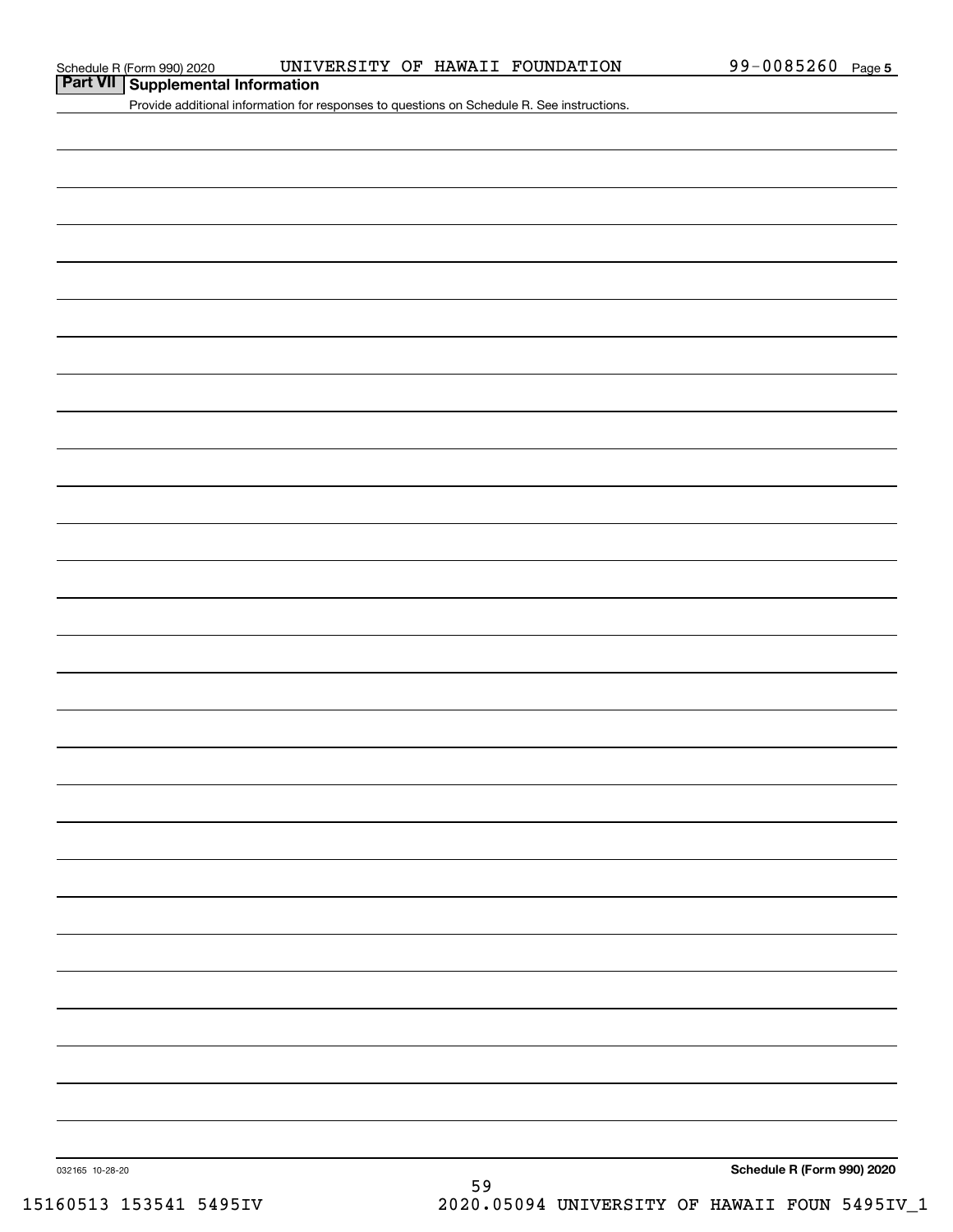## Part VII Supplemental Information

Provide additional information for responses to questions on Schedule R. See instructions.